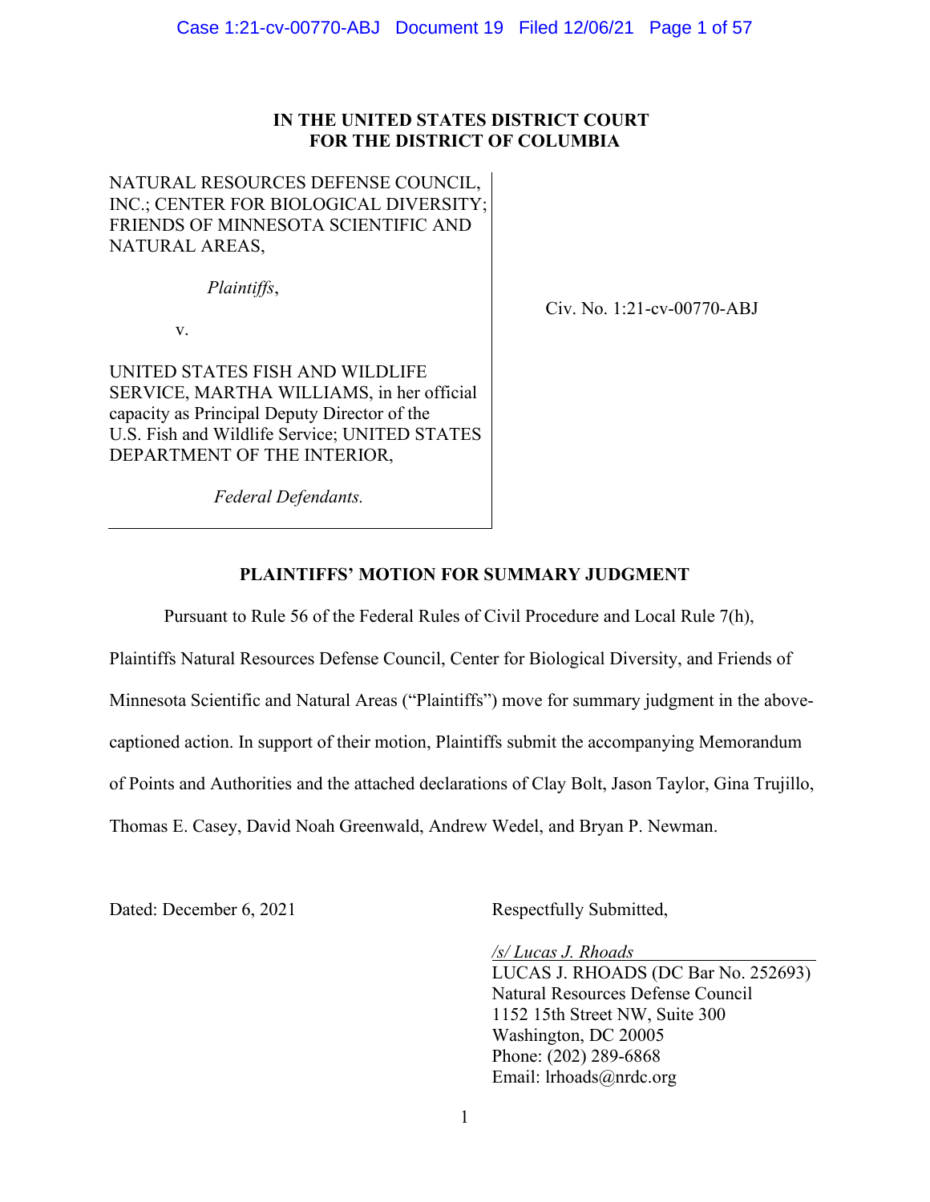**IN THE UNITED STATES DISTRICT COURT**
**FOR THE DISTRICT OF COLUMBIA**

| | |
|---|---|
| NATURAL RESOURCES DEFENSE COUNCIL, INC.; CENTER FOR BIOLOGICAL DIVERSITY; FRIENDS OF MINNESOTA SCIENTIFIC AND NATURAL AREAS,<br><br>*Plaintiffs*,<br><br>v.<br><br>UNITED STATES FISH AND WILDLIFE SERVICE, MARTHA WILLIAMS, in her official capacity as Principal Deputy Director of the U.S. Fish and Wildlife Service; UNITED STATES DEPARTMENT OF THE INTERIOR,<br><br>*Federal Defendants.* | Civ. No. 1:21-cv-00770-ABJ |

**PLAINTIFFS' MOTION FOR SUMMARY JUDGMENT**

Pursuant to Rule 56 of the Federal Rules of Civil Procedure and Local Rule 7(h), Plaintiffs Natural Resources Defense Council, Center for Biological Diversity, and Friends of Minnesota Scientific and Natural Areas ("Plaintiffs") move for summary judgment in the above-captioned action. In support of their motion, Plaintiffs submit the accompanying Memorandum of Points and Authorities and the attached declarations of Clay Bolt, Jason Taylor, Gina Trujillo, Thomas E. Casey, David Noah Greenwald, Andrew Wedel, and Bryan P. Newman.

Dated: December 6, 2021

Respectfully Submitted,

*/s/ Lucas J. Rhoads*
LUCAS J. RHOADS (DC Bar No. 252693)
Natural Resources Defense Council
1152 15th Street NW, Suite 300
Washington, DC 20005
Phone: (202) 289-6868
Email: lrhoads@nrdc.org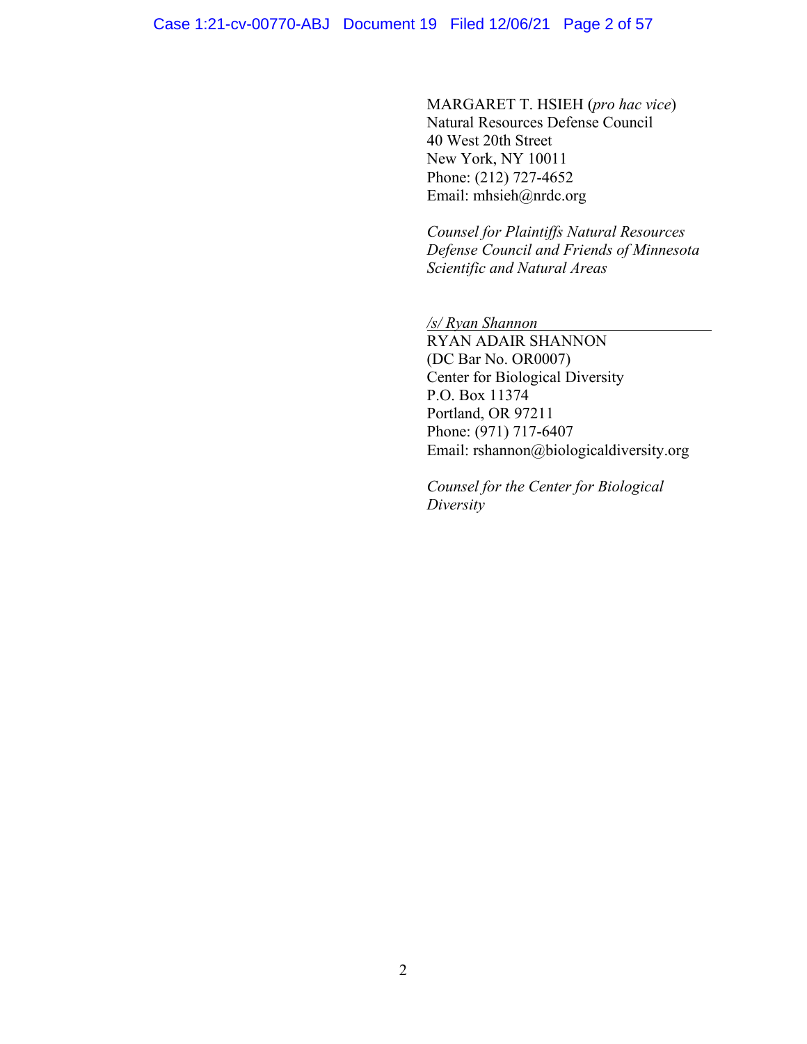MARGARET T. HSIEH (*pro hac vice*)
Natural Resources Defense Council
40 West 20th Street
New York, NY 10011
Phone: (212) 727-4652
Email: mhsieh@nrdc.org

*Counsel for Plaintiffs Natural Resources Defense Council and Friends of Minnesota Scientific and Natural Areas*

*/s/ Ryan Shannon*
RYAN ADAIR SHANNON
(DC Bar No. OR0007)
Center for Biological Diversity
P.O. Box 11374
Portland, OR 97211
Phone: (971) 717-6407
Email: rshannon@biologicaldiversity.org

*Counsel for the Center for Biological Diversity*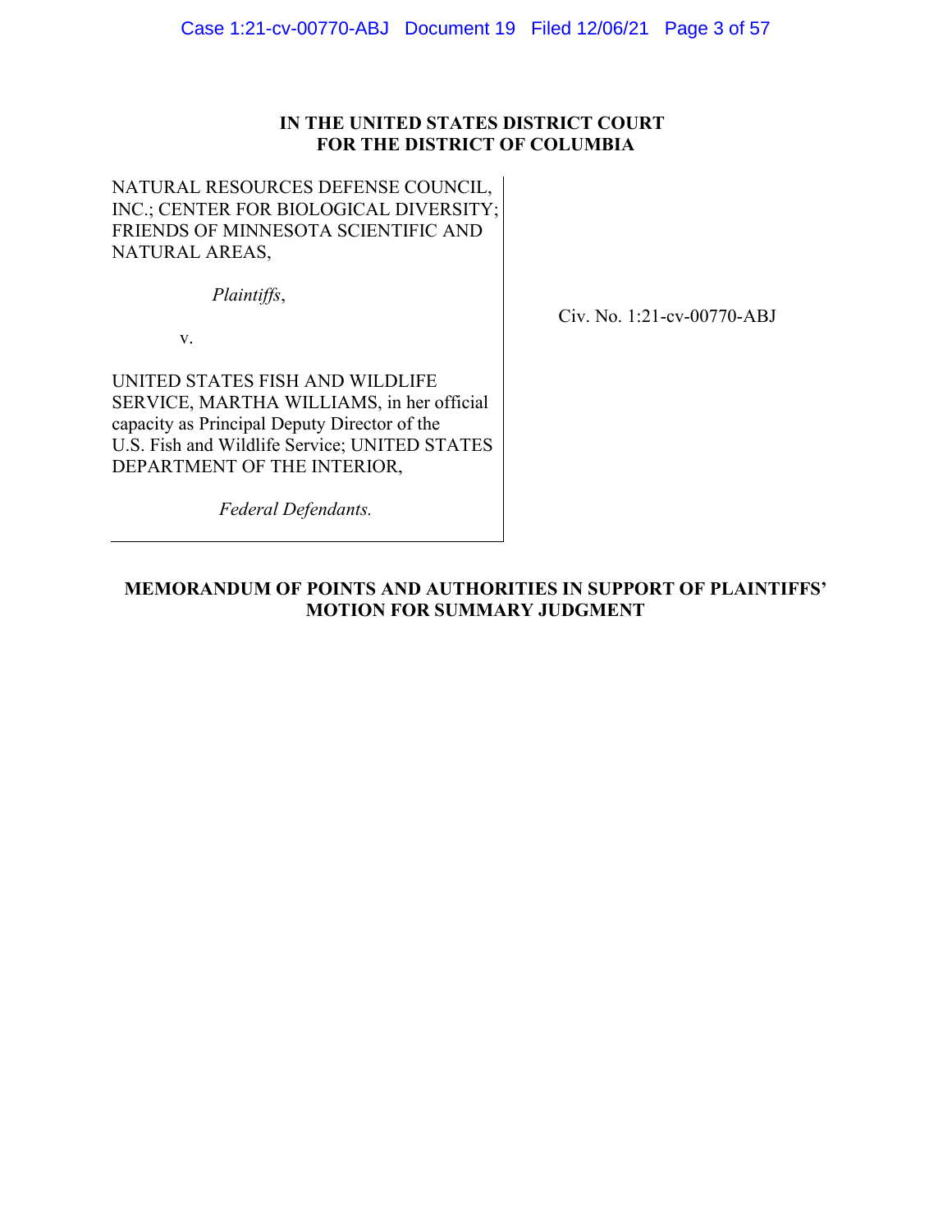**IN THE UNITED STATES DISTRICT COURT
FOR THE DISTRICT OF COLUMBIA**

NATURAL RESOURCES DEFENSE COUNCIL, INC.; CENTER FOR BIOLOGICAL DIVERSITY; FRIENDS OF MINNESOTA SCIENTIFIC AND NATURAL AREAS,

*Plaintiffs*,

v.

UNITED STATES FISH AND WILDLIFE SERVICE, MARTHA WILLIAMS, in her official capacity as Principal Deputy Director of the U.S. Fish and Wildlife Service; UNITED STATES DEPARTMENT OF THE INTERIOR,

*Federal Defendants.*

Civ. No. 1:21-cv-00770-ABJ

**MEMORANDUM OF POINTS AND AUTHORITIES IN SUPPORT OF PLAINTIFFS' MOTION FOR SUMMARY JUDGMENT**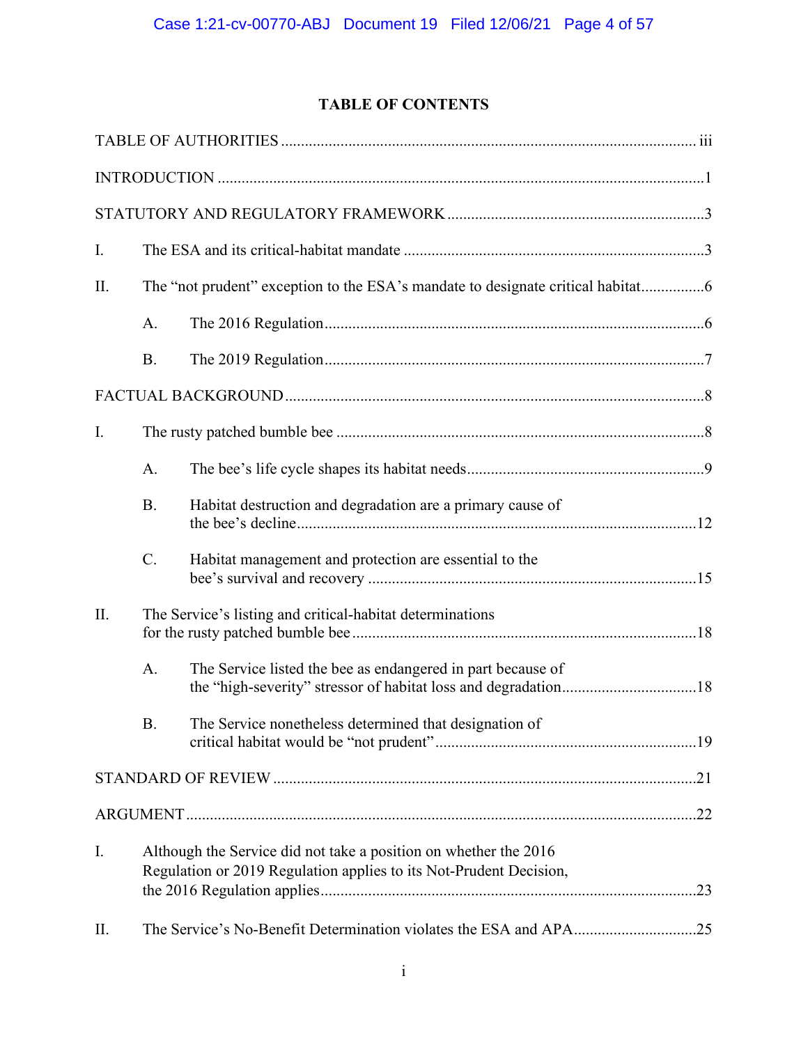## TABLE OF CONTENTS

TABLE OF AUTHORITIES ..... iii

INTRODUCTION ..... 1

STATUTORY AND REGULATORY FRAMEWORK ..... 3

I. The ESA and its critical-habitat mandate ..... 3

II. The "not prudent" exception to the ESA's mandate to designate critical habitat ..... 6

  A. The 2016 Regulation ..... 6

  B. The 2019 Regulation ..... 7

FACTUAL BACKGROUND ..... 8

I. The rusty patched bumble bee ..... 8

  A. The bee's life cycle shapes its habitat needs ..... 9

  B. Habitat destruction and degradation are a primary cause of the bee's decline ..... 12

  C. Habitat management and protection are essential to the bee's survival and recovery ..... 15

II. The Service's listing and critical-habitat determinations for the rusty patched bumble bee ..... 18

  A. The Service listed the bee as endangered in part because of the "high-severity" stressor of habitat loss and degradation ..... 18

  B. The Service nonetheless determined that designation of critical habitat would be "not prudent" ..... 19

STANDARD OF REVIEW ..... 21

ARGUMENT ..... 22

I. Although the Service did not take a position on whether the 2016 Regulation or 2019 Regulation applies to its Not-Prudent Decision, the 2016 Regulation applies ..... 23

II. The Service's No-Benefit Determination violates the ESA and APA ..... 25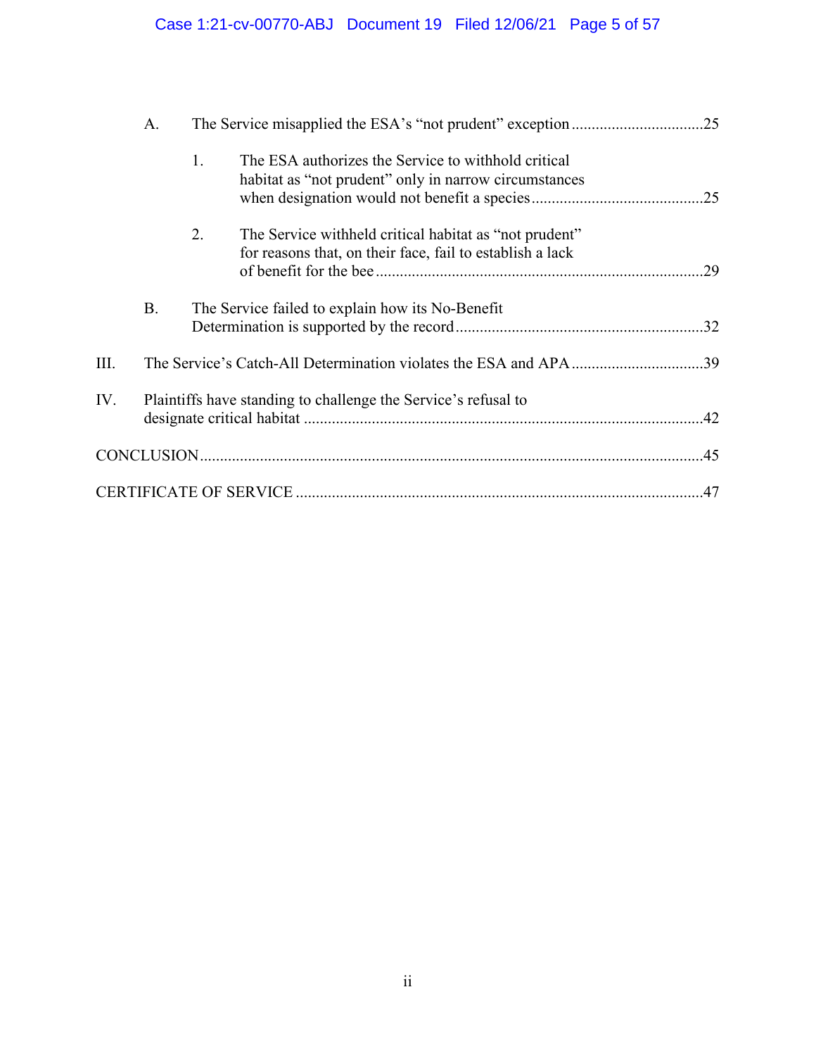- A. The Service misapplied the ESA's "not prudent" exception ....25
  - 1. The ESA authorizes the Service to withhold critical habitat as "not prudent" only in narrow circumstances when designation would not benefit a species ....25
  - 2. The Service withheld critical habitat as "not prudent" for reasons that, on their face, fail to establish a lack of benefit for the bee ....29
- B. The Service failed to explain how its No-Benefit Determination is supported by the record ....32

III. The Service's Catch-All Determination violates the ESA and APA ....39

IV. Plaintiffs have standing to challenge the Service's refusal to designate critical habitat ....42

CONCLUSION ....45

CERTIFICATE OF SERVICE ....47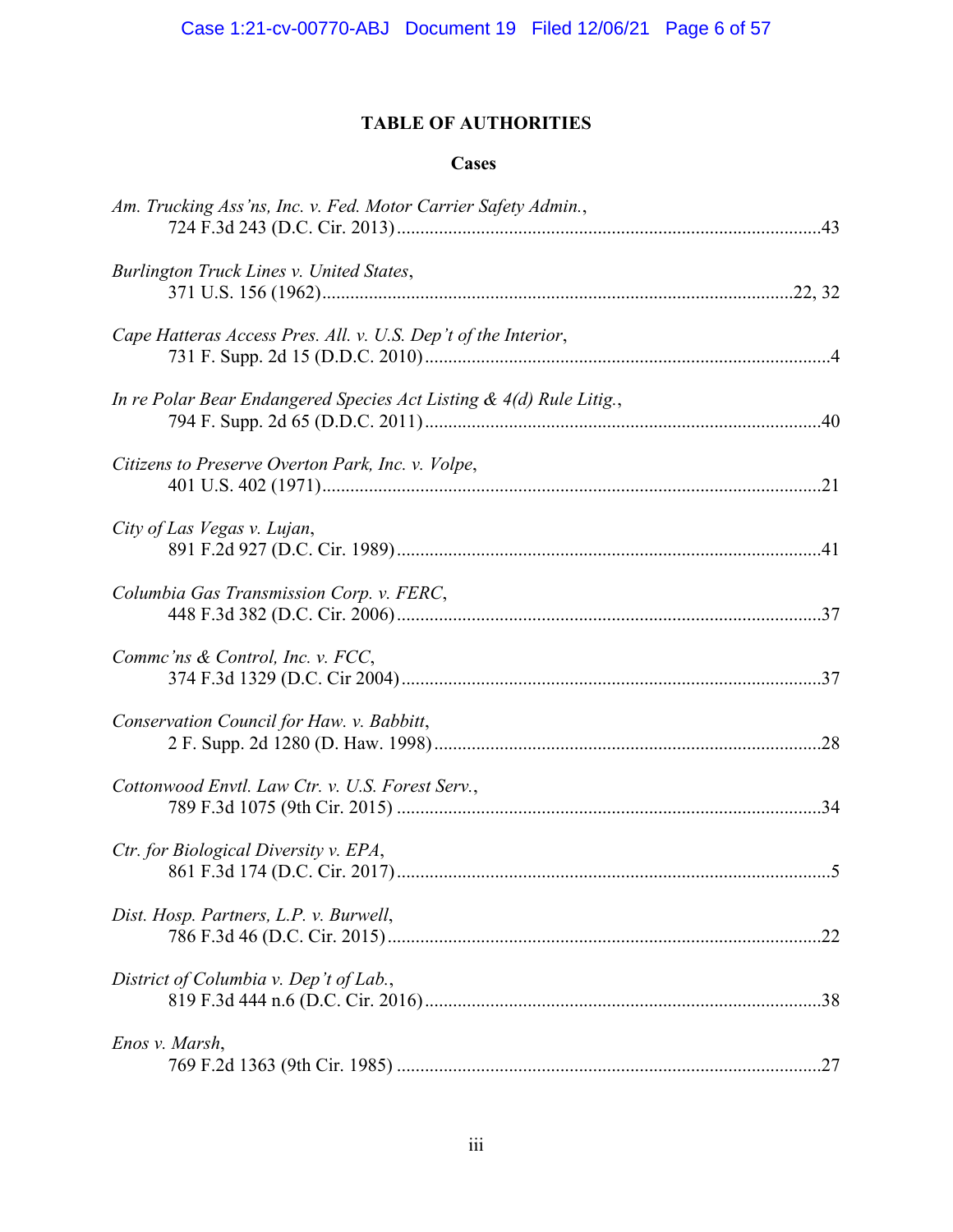## TABLE OF AUTHORITIES

### Cases

*Am. Trucking Ass'ns, Inc. v. Fed. Motor Carrier Safety Admin.*,
724 F.3d 243 (D.C. Cir. 2013) .......... 43

*Burlington Truck Lines v. United States*,
371 U.S. 156 (1962) .......... 22, 32

*Cape Hatteras Access Pres. All. v. U.S. Dep't of the Interior*,
731 F. Supp. 2d 15 (D.D.C. 2010) .......... 4

*In re Polar Bear Endangered Species Act Listing & 4(d) Rule Litig.*,
794 F. Supp. 2d 65 (D.D.C. 2011) .......... 40

*Citizens to Preserve Overton Park, Inc. v. Volpe*,
401 U.S. 402 (1971) .......... 21

*City of Las Vegas v. Lujan*,
891 F.2d 927 (D.C. Cir. 1989) .......... 41

*Columbia Gas Transmission Corp. v. FERC*,
448 F.3d 382 (D.C. Cir. 2006) .......... 37

*Commc'ns & Control, Inc. v. FCC*,
374 F.3d 1329 (D.C Cir 2004) .......... 37

*Conservation Council for Haw. v. Babbitt*,
2 F. Supp. 2d 1280 (D. Haw. 1998) .......... 28

*Cottonwood Envtl. Law Ctr. v. U.S. Forest Serv.*,
789 F.3d 1075 (9th Cir. 2015) .......... 34

*Ctr. for Biological Diversity v. EPA*,
861 F.3d 174 (D.C. Cir. 2017) .......... 5

*Dist. Hosp. Partners, L.P. v. Burwell*,
786 F.3d 46 (D.C. Cir. 2015) .......... 22

*District of Columbia v. Dep't of Lab.*,
819 F.3d 444 n.6 (D.C. Cir. 2016) .......... 38

*Enos v. Marsh*,
769 F.2d 1363 (9th Cir. 1985) .......... 27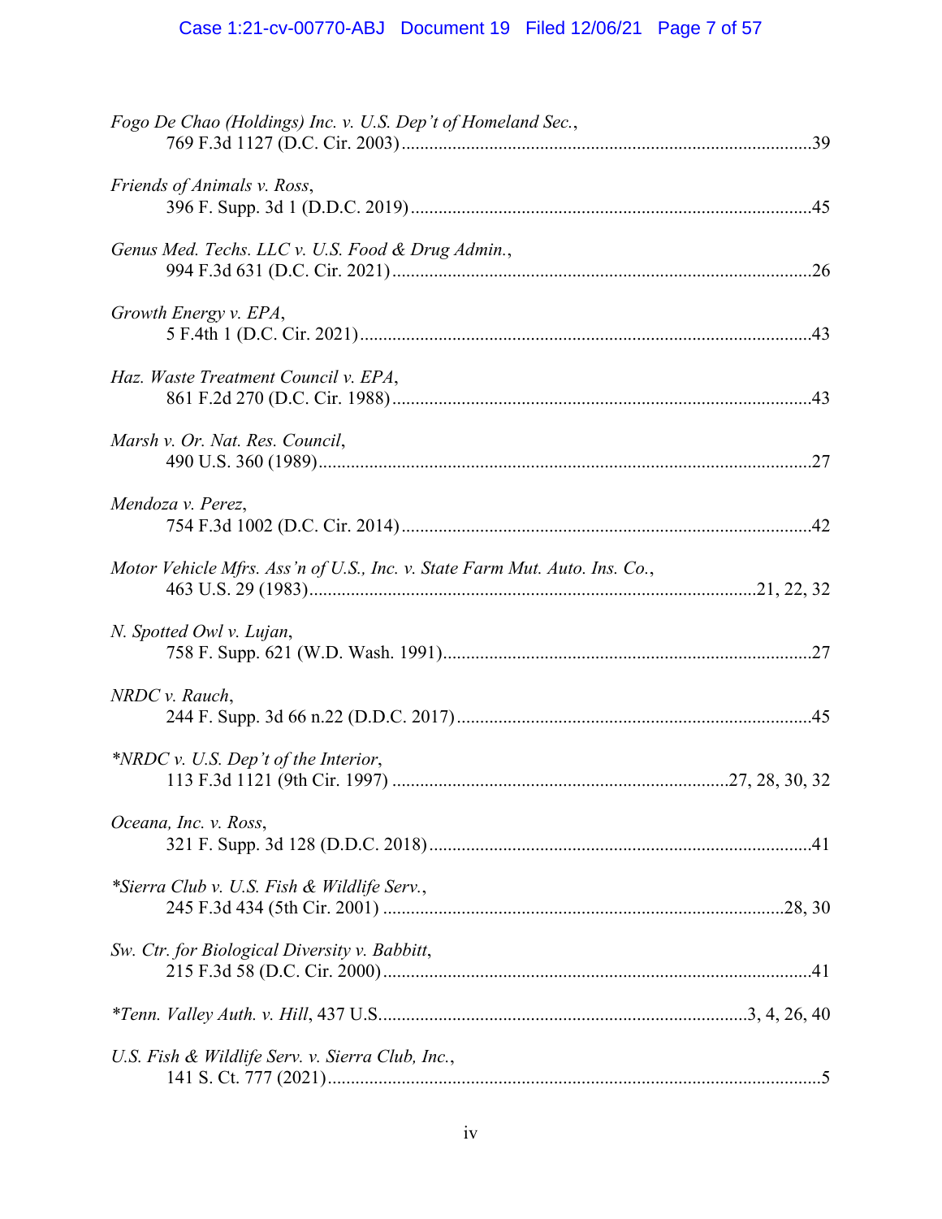*Fogo De Chao (Holdings) Inc. v. U.S. Dep't of Homeland Sec.*,
769 F.3d 1127 (D.C. Cir. 2003)..........................................................................................39

*Friends of Animals v. Ross*,
396 F. Supp. 3d 1 (D.D.C. 2019).......................................................................................45

*Genus Med. Techs. LLC v. U.S. Food & Drug Admin.*,
994 F.3d 631 (D.C. Cir. 2021)...........................................................................................26

*Growth Energy v. EPA*,
5 F.4th 1 (D.C. Cir. 2021)..................................................................................................43

*Haz. Waste Treatment Council v. EPA*,
861 F.2d 270 (D.C. Cir. 1988)...........................................................................................43

*Marsh v. Or. Nat. Res. Council*,
490 U.S. 360 (1989)............................................................................................................27

*Mendoza v. Perez*,
754 F.3d 1002 (D.C. Cir. 2014).........................................................................................42

*Motor Vehicle Mfrs. Ass'n of U.S., Inc. v. State Farm Mut. Auto. Ins. Co.*,
463 U.S. 29 (1983)...............................................................................................21, 22, 32

*N. Spotted Owl v. Lujan*,
758 F. Supp. 621 (W.D. Wash. 1991)................................................................................27

*NRDC v. Rauch*,
244 F. Supp. 3d 66 n.22 (D.D.C. 2017)............................................................................45

*\*NRDC v. U.S. Dep't of the Interior*,
113 F.3d 1121 (9th Cir. 1997) .........................................................................27, 28, 30, 32

*Oceana, Inc. v. Ross*,
321 F. Supp. 3d 128 (D.D.C. 2018)...................................................................................41

*\*Sierra Club v. U.S. Fish & Wildlife Serv.*,
245 F.3d 434 (5th Cir. 2001) ......................................................................................28, 30

*Sw. Ctr. for Biological Diversity v. Babbitt*,
215 F.3d 58 (D.C. Cir. 2000).............................................................................................41

*\*Tenn. Valley Auth. v. Hill*, 437 U.S...............................................................................3, 4, 26, 40

*U.S. Fish & Wildlife Serv. v. Sierra Club, Inc.*,
141 S. Ct. 777 (2021)...........................................................................................................5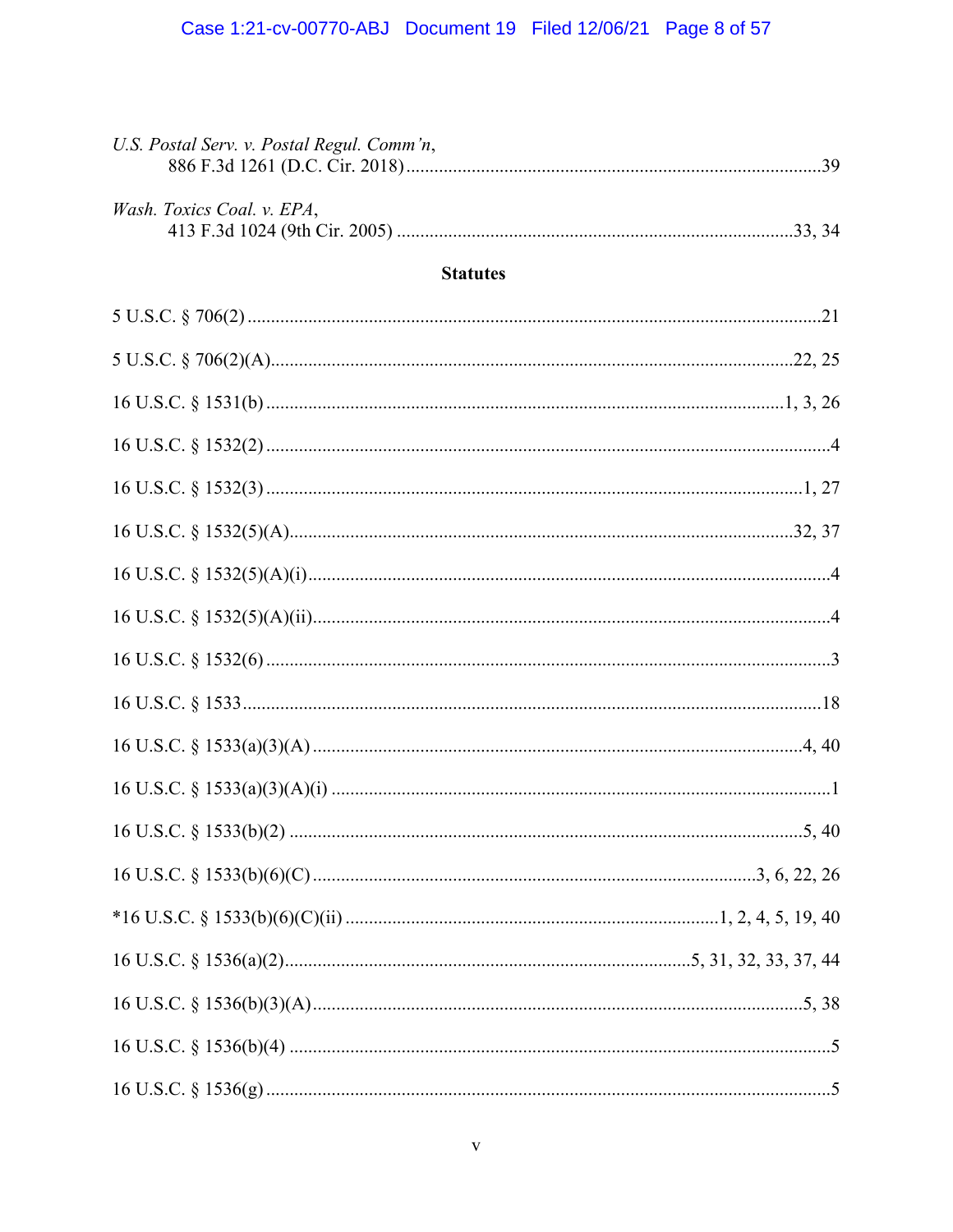*U.S. Postal Serv. v. Postal Regul. Comm'n*,
886 F.3d 1261 (D.C. Cir. 2018) ........................................................................................39

*Wash. Toxics Coal. v. EPA*,
413 F.3d 1024 (9th Cir. 2005) .....................................................................................33, 34

**Statutes**

5 U.S.C. § 706(2) .........................................................................................................................21

5 U.S.C. § 706(2)(A)...............................................................................................................22, 25

16 U.S.C. § 1531(b) .............................................................................................................1, 3, 26

16 U.S.C. § 1532(2) .......................................................................................................................4

16 U.S.C. § 1532(3) ..................................................................................................................1, 27

16 U.S.C. § 1532(5)(A)...........................................................................................................32, 37

16 U.S.C. § 1532(5)(A)(i)...............................................................................................................4

16 U.S.C. § 1532(5)(A)(ii)..............................................................................................................4

16 U.S.C. § 1532(6) .......................................................................................................................3

16 U.S.C. § 1533 .........................................................................................................................18

16 U.S.C. § 1533(a)(3)(A) ........................................................................................................4, 40

16 U.S.C. § 1533(a)(3)(A)(i) ..........................................................................................................1

16 U.S.C. § 1533(b)(2) .............................................................................................................5, 40

16 U.S.C. § 1533(b)(6)(C).............................................................................................3, 6, 22, 26

*16 U.S.C. § 1533(b)(6)(C)(ii) ...............................................................................1, 2, 4, 5, 19, 40

16 U.S.C. § 1536(a)(2).....................................................................................5, 31, 32, 33, 37, 44

16 U.S.C. § 1536(b)(3)(A).........................................................................................................5, 38

16 U.S.C. § 1536(b)(4) ...................................................................................................................5

16 U.S.C. § 1536(g) .......................................................................................................................5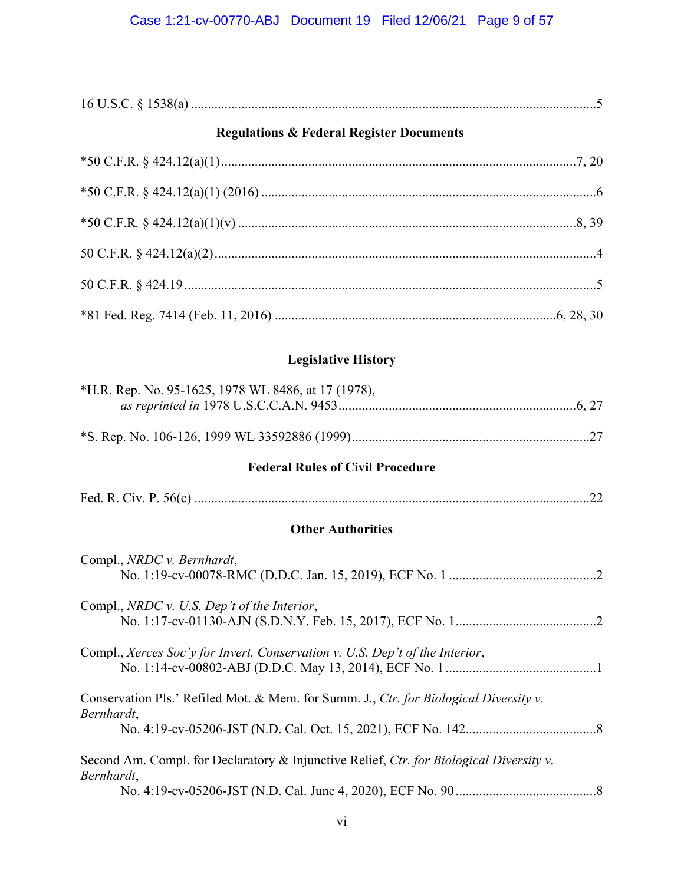16 U.S.C. § 1538(a) ........................................................................................................................5

### Regulations & Federal Register Documents

*50 C.F.R. § 424.12(a)(1) ........................................................................................................7, 20

*50 C.F.R. § 424.12(a)(1) (2016) ..................................................................................................6

*50 C.F.R. § 424.12(a)(1)(v) ..................................................................................................8, 39

50 C.F.R. § 424.12(a)(2) ..............................................................................................................4

50 C.F.R. § 424.19 ........................................................................................................................5

*81 Fed. Reg. 7414 (Feb. 11, 2016) .................................................................................6, 28, 30

### Legislative History

*H.R. Rep. No. 95-1625, 1978 WL 8486, at 17 (1978),
*as reprinted in* 1978 U.S.C.C.A.N. 9453 ....................................................................6, 27

*S. Rep. No. 106-126, 1999 WL 33592886 (1999) ....................................................................27

### Federal Rules of Civil Procedure

Fed. R. Civ. P. 56(c) ....................................................................................................................22

### Other Authorities

Compl., *NRDC v. Bernhardt*,
No. 1:19-cv-00078-RMC (D.D.C. Jan. 15, 2019), ECF No. 1 ..........................................2

Compl., *NRDC v. U.S. Dep't of the Interior*,
No. 1:17-cv-01130-AJN (S.D.N.Y. Feb. 15, 2017), ECF No. 1 ........................................2

Compl., *Xerces Soc'y for Invert. Conservation v. U.S. Dep't of the Interior*,
No. 1:14-cv-00802-ABJ (D.D.C. May 13, 2014), ECF No. 1 ...........................................1

Conservation Pls.' Refiled Mot. & Mem. for Summ. J., *Ctr. for Biological Diversity v. Bernhardt*,
No. 4:19-cv-05206-JST (N.D. Cal. Oct. 15, 2021), ECF No. 142 .....................................8

Second Am. Compl. for Declaratory & Injunctive Relief, *Ctr. for Biological Diversity v. Bernhardt*,
No. 4:19-cv-05206-JST (N.D. Cal. June 4, 2020), ECF No. 90 .........................................8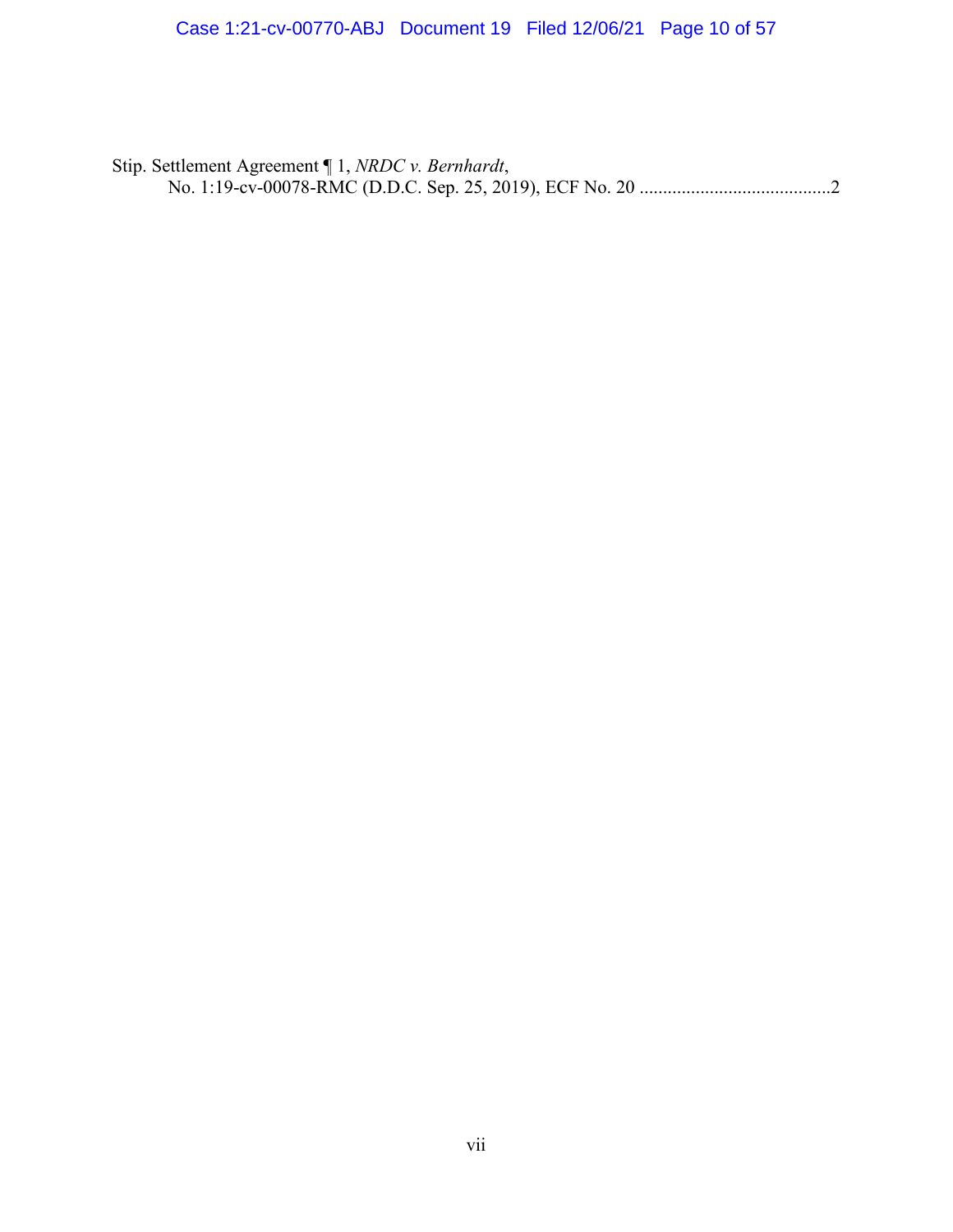Stip. Settlement Agreement ¶ 1, *NRDC v. Bernhardt*,
No. 1:19-cv-00078-RMC (D.D.C. Sep. 25, 2019), ECF No. 20 ........................................2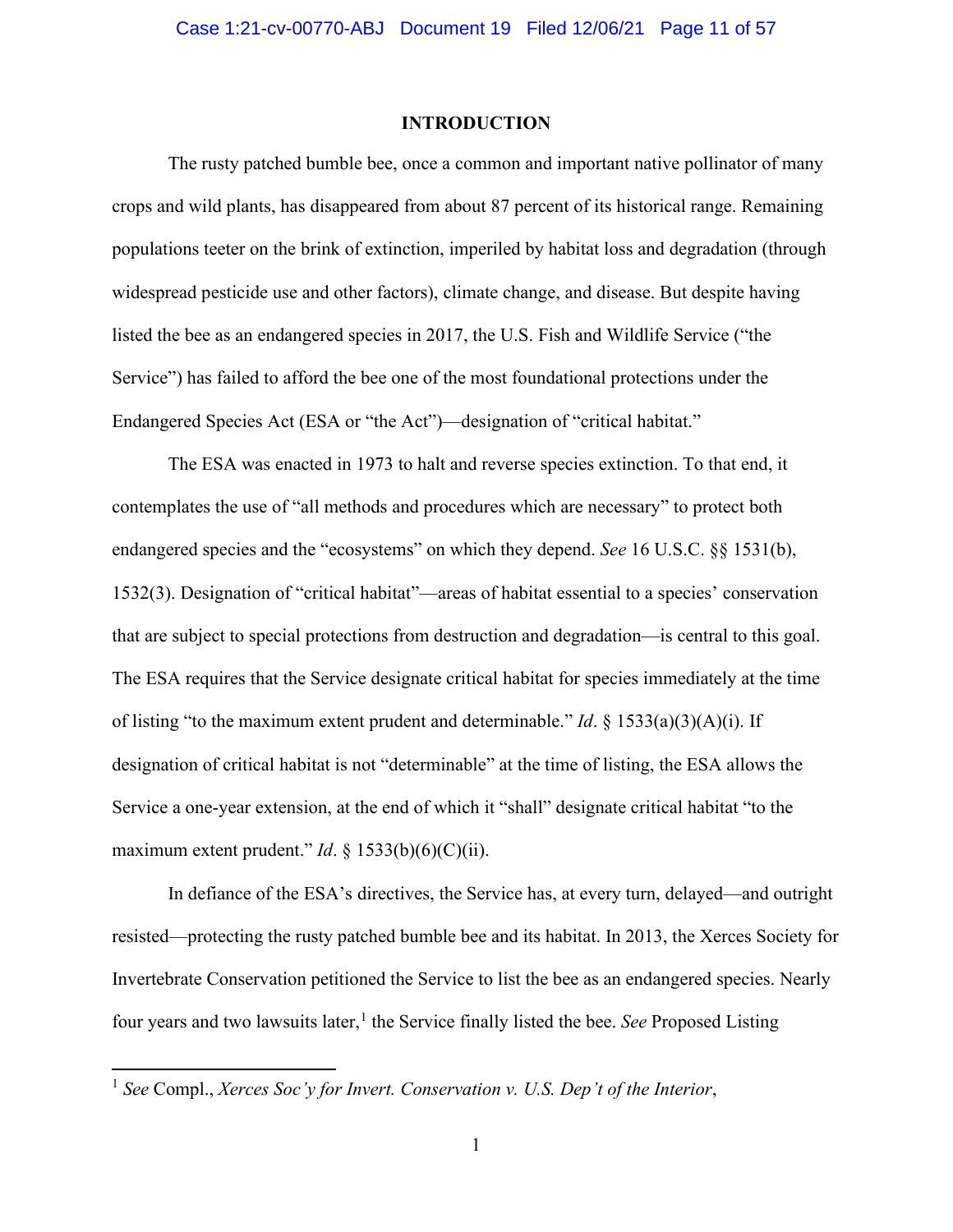# INTRODUCTION

The rusty patched bumble bee, once a common and important native pollinator of many crops and wild plants, has disappeared from about 87 percent of its historical range. Remaining populations teeter on the brink of extinction, imperiled by habitat loss and degradation (through widespread pesticide use and other factors), climate change, and disease. But despite having listed the bee as an endangered species in 2017, the U.S. Fish and Wildlife Service ("the Service") has failed to afford the bee one of the most foundational protections under the Endangered Species Act (ESA or "the Act")—designation of "critical habitat."

The ESA was enacted in 1973 to halt and reverse species extinction. To that end, it contemplates the use of "all methods and procedures which are necessary" to protect both endangered species and the "ecosystems" on which they depend. *See* 16 U.S.C. §§ 1531(b), 1532(3). Designation of "critical habitat"—areas of habitat essential to a species' conservation that are subject to special protections from destruction and degradation—is central to this goal. The ESA requires that the Service designate critical habitat for species immediately at the time of listing "to the maximum extent prudent and determinable." *Id*. § 1533(a)(3)(A)(i). If designation of critical habitat is not "determinable" at the time of listing, the ESA allows the Service a one-year extension, at the end of which it "shall" designate critical habitat "to the maximum extent prudent." *Id*. § 1533(b)(6)(C)(ii).

In defiance of the ESA's directives, the Service has, at every turn, delayed—and outright resisted—protecting the rusty patched bumble bee and its habitat. In 2013, the Xerces Society for Invertebrate Conservation petitioned the Service to list the bee as an endangered species. Nearly four years and two lawsuits later,[1] the Service finally listed the bee. *See* Proposed Listing

[1] *See* Compl., *Xerces Soc'y for Invert. Conservation v. U.S. Dep't of the Interior*,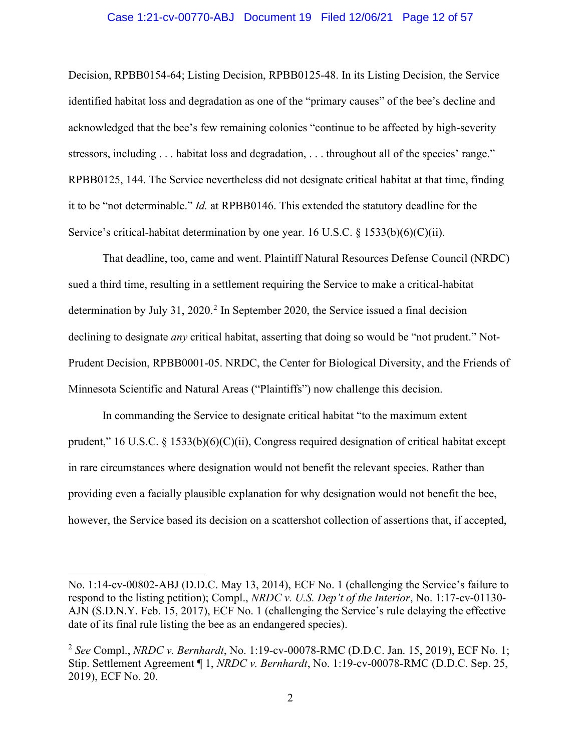Decision, RPBB0154-64; Listing Decision, RPBB0125-48. In its Listing Decision, the Service identified habitat loss and degradation as one of the "primary causes" of the bee's decline and acknowledged that the bee's few remaining colonies "continue to be affected by high-severity stressors, including . . . habitat loss and degradation, . . . throughout all of the species' range." RPBB0125, 144. The Service nevertheless did not designate critical habitat at that time, finding it to be "not determinable." *Id.* at RPBB0146. This extended the statutory deadline for the Service's critical-habitat determination by one year. 16 U.S.C. § 1533(b)(6)(C)(ii).

That deadline, too, came and went. Plaintiff Natural Resources Defense Council (NRDC) sued a third time, resulting in a settlement requiring the Service to make a critical-habitat determination by July 31, 2020.[2] In September 2020, the Service issued a final decision declining to designate *any* critical habitat, asserting that doing so would be "not prudent." Not-Prudent Decision, RPBB0001-05. NRDC, the Center for Biological Diversity, and the Friends of Minnesota Scientific and Natural Areas ("Plaintiffs") now challenge this decision.

In commanding the Service to designate critical habitat "to the maximum extent prudent," 16 U.S.C. § 1533(b)(6)(C)(ii), Congress required designation of critical habitat except in rare circumstances where designation would not benefit the relevant species. Rather than providing even a facially plausible explanation for why designation would not benefit the bee, however, the Service based its decision on a scattershot collection of assertions that, if accepted,

---

No. 1:14-cv-00802-ABJ (D.D.C. May 13, 2014), ECF No. 1 (challenging the Service's failure to respond to the listing petition); Compl., *NRDC v. U.S. Dep't of the Interior*, No. 1:17-cv-01130-AJN (S.D.N.Y. Feb. 15, 2017), ECF No. 1 (challenging the Service's rule delaying the effective date of its final rule listing the bee as an endangered species).

[2] *See* Compl., *NRDC v. Bernhardt*, No. 1:19-cv-00078-RMC (D.D.C. Jan. 15, 2019), ECF No. 1; Stip. Settlement Agreement ¶ 1, *NRDC v. Bernhardt*, No. 1:19-cv-00078-RMC (D.D.C. Sep. 25, 2019), ECF No. 20.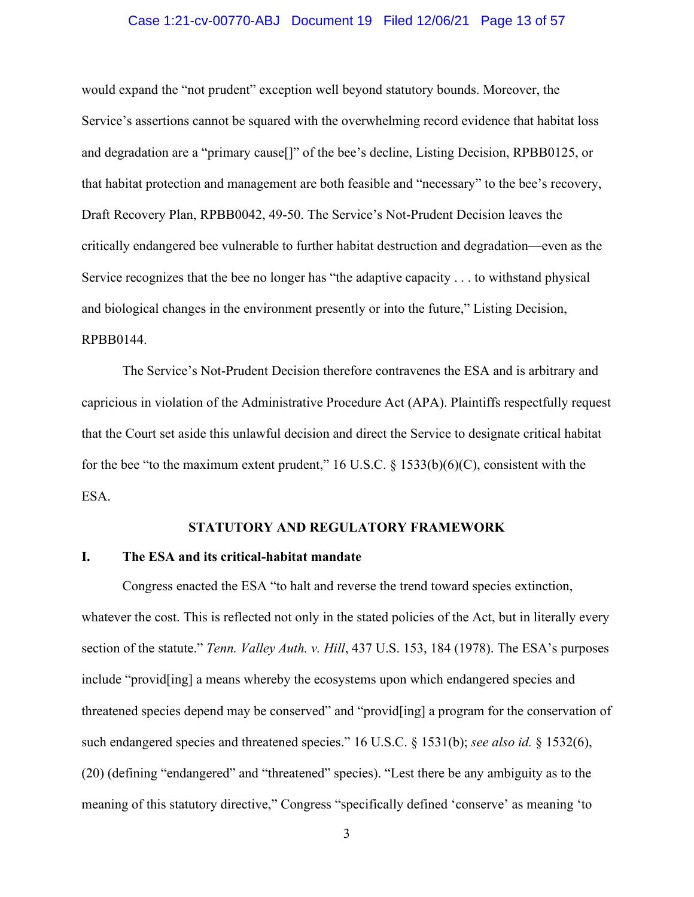would expand the "not prudent" exception well beyond statutory bounds. Moreover, the Service's assertions cannot be squared with the overwhelming record evidence that habitat loss and degradation are a "primary cause[]" of the bee's decline, Listing Decision, RPBB0125, or that habitat protection and management are both feasible and "necessary" to the bee's recovery, Draft Recovery Plan, RPBB0042, 49-50. The Service's Not-Prudent Decision leaves the critically endangered bee vulnerable to further habitat destruction and degradation—even as the Service recognizes that the bee no longer has "the adaptive capacity . . . to withstand physical and biological changes in the environment presently or into the future," Listing Decision, RPBB0144.

The Service's Not-Prudent Decision therefore contravenes the ESA and is arbitrary and capricious in violation of the Administrative Procedure Act (APA). Plaintiffs respectfully request that the Court set aside this unlawful decision and direct the Service to designate critical habitat for the bee "to the maximum extent prudent," 16 U.S.C. § 1533(b)(6)(C), consistent with the ESA.

## STATUTORY AND REGULATORY FRAMEWORK

### I. The ESA and its critical-habitat mandate

Congress enacted the ESA "to halt and reverse the trend toward species extinction, whatever the cost. This is reflected not only in the stated policies of the Act, but in literally every section of the statute." *Tenn. Valley Auth. v. Hill*, 437 U.S. 153, 184 (1978). The ESA's purposes include "provid[ing] a means whereby the ecosystems upon which endangered species and threatened species depend may be conserved" and "provid[ing] a program for the conservation of such endangered species and threatened species." 16 U.S.C. § 1531(b); *see also id.* § 1532(6), (20) (defining "endangered" and "threatened" species). "Lest there be any ambiguity as to the meaning of this statutory directive," Congress "specifically defined 'conserve' as meaning 'to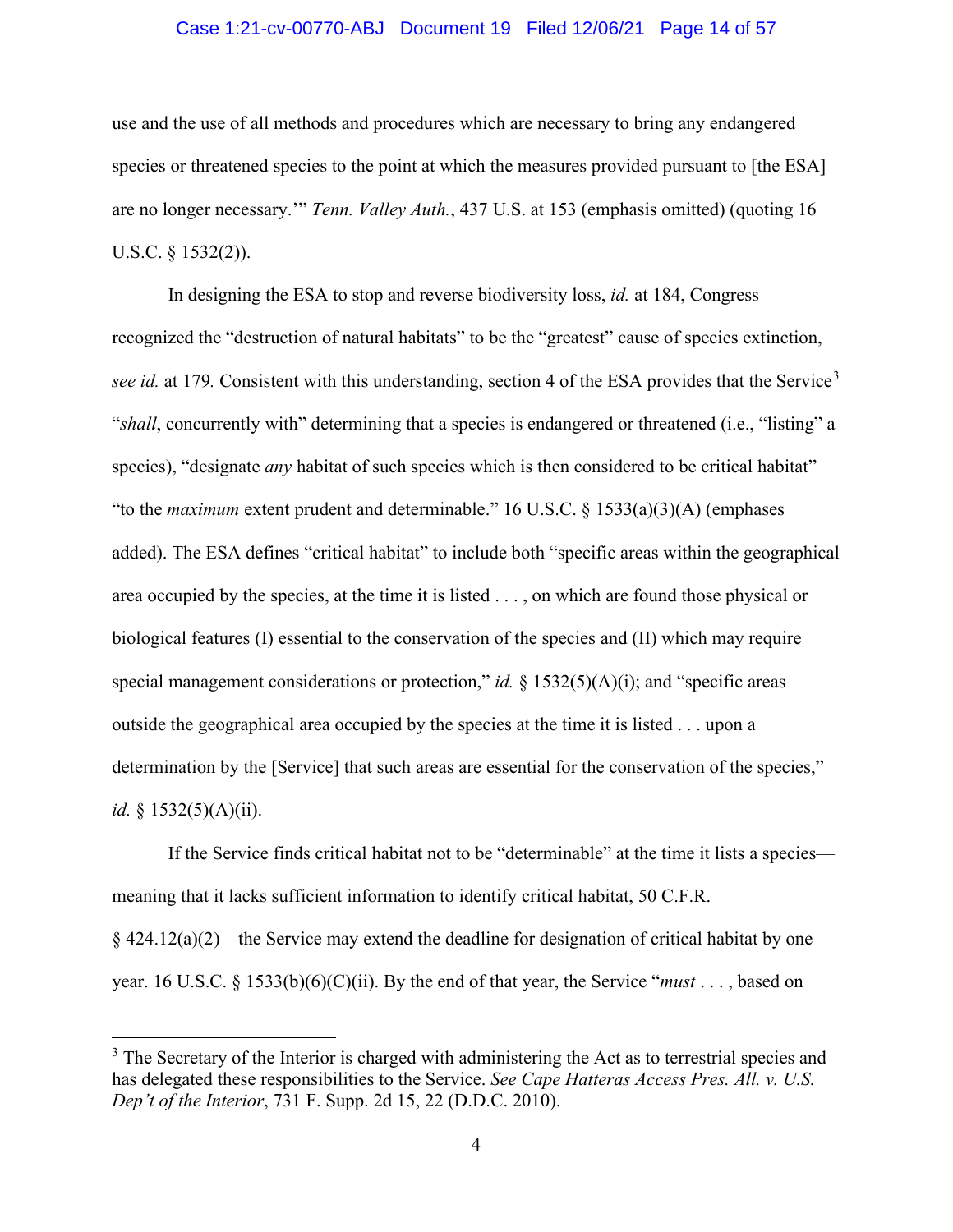use and the use of all methods and procedures which are necessary to bring any endangered species or threatened species to the point at which the measures provided pursuant to [the ESA] are no longer necessary.'" *Tenn. Valley Auth.*, 437 U.S. at 153 (emphasis omitted) (quoting 16 U.S.C. § 1532(2)).

In designing the ESA to stop and reverse biodiversity loss, *id.* at 184, Congress recognized the "destruction of natural habitats" to be the "greatest" cause of species extinction, *see id.* at 179. Consistent with this understanding, section 4 of the ESA provides that the Service[3] "*shall*, concurrently with" determining that a species is endangered or threatened (i.e., "listing" a species), "designate *any* habitat of such species which is then considered to be critical habitat" "to the *maximum* extent prudent and determinable." 16 U.S.C. § 1533(a)(3)(A) (emphases added). The ESA defines "critical habitat" to include both "specific areas within the geographical area occupied by the species, at the time it is listed . . . , on which are found those physical or biological features (I) essential to the conservation of the species and (II) which may require special management considerations or protection," *id.* § 1532(5)(A)(i); and "specific areas outside the geographical area occupied by the species at the time it is listed . . . upon a determination by the [Service] that such areas are essential for the conservation of the species," *id.* § 1532(5)(A)(ii).

If the Service finds critical habitat not to be "determinable" at the time it lists a species—meaning that it lacks sufficient information to identify critical habitat, 50 C.F.R. § 424.12(a)(2)—the Service may extend the deadline for designation of critical habitat by one year. 16 U.S.C. § 1533(b)(6)(C)(ii). By the end of that year, the Service "*must* . . . , based on

[3] The Secretary of the Interior is charged with administering the Act as to terrestrial species and has delegated these responsibilities to the Service. *See Cape Hatteras Access Pres. All. v. U.S. Dep't of the Interior*, 731 F. Supp. 2d 15, 22 (D.D.C. 2010).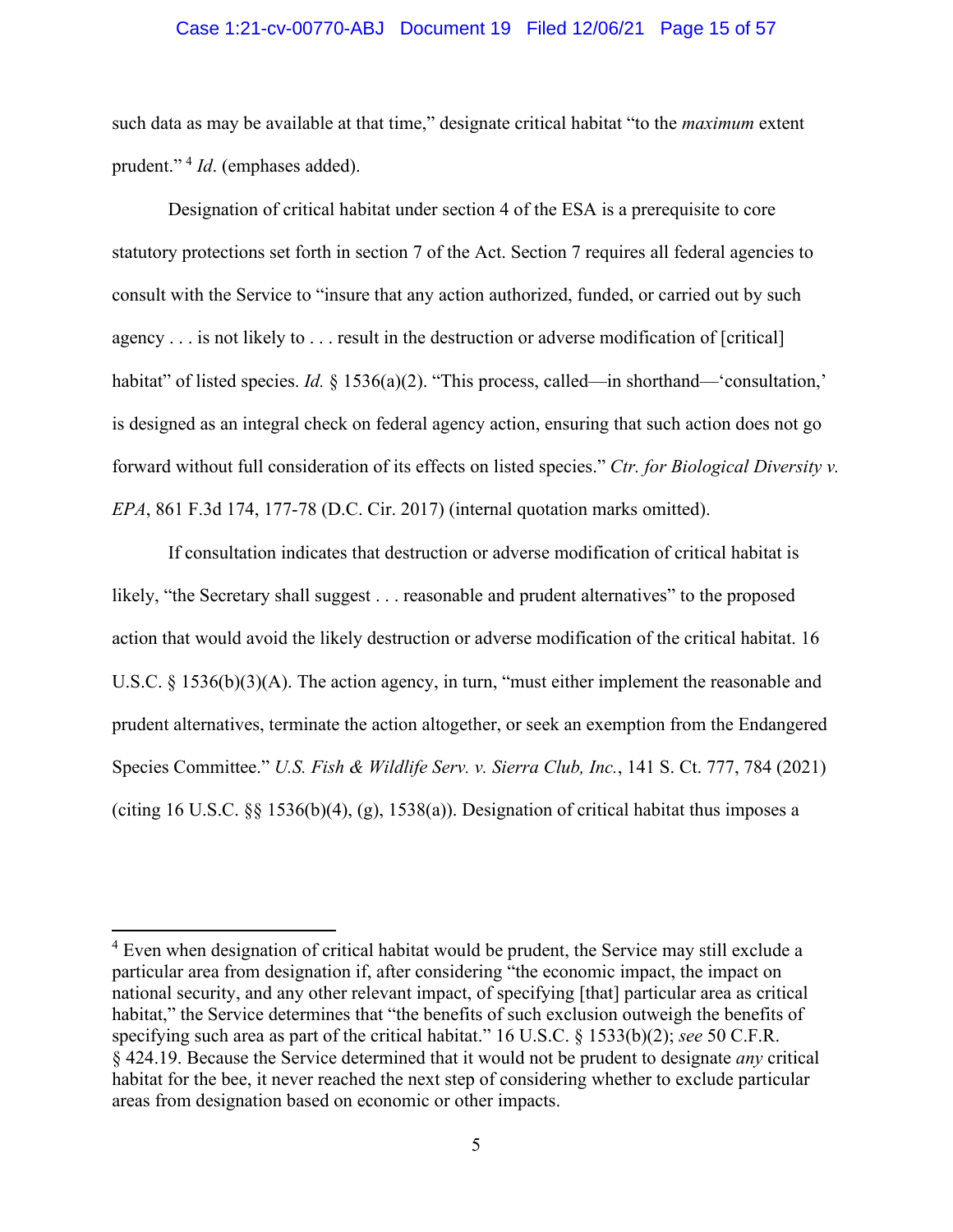such data as may be available at that time," designate critical habitat "to the *maximum* extent prudent."[4] *Id*. (emphases added).

Designation of critical habitat under section 4 of the ESA is a prerequisite to core statutory protections set forth in section 7 of the Act. Section 7 requires all federal agencies to consult with the Service to "insure that any action authorized, funded, or carried out by such agency . . . is not likely to . . . result in the destruction or adverse modification of [critical] habitat" of listed species. *Id.* § 1536(a)(2). "This process, called—in shorthand—'consultation,' is designed as an integral check on federal agency action, ensuring that such action does not go forward without full consideration of its effects on listed species." *Ctr. for Biological Diversity v. EPA*, 861 F.3d 174, 177-78 (D.C. Cir. 2017) (internal quotation marks omitted).

If consultation indicates that destruction or adverse modification of critical habitat is likely, "the Secretary shall suggest . . . reasonable and prudent alternatives" to the proposed action that would avoid the likely destruction or adverse modification of the critical habitat. 16 U.S.C. § 1536(b)(3)(A). The action agency, in turn, "must either implement the reasonable and prudent alternatives, terminate the action altogether, or seek an exemption from the Endangered Species Committee." *U.S. Fish & Wildlife Serv. v. Sierra Club, Inc.*, 141 S. Ct. 777, 784 (2021) (citing 16 U.S.C. §§ 1536(b)(4), (g), 1538(a)). Designation of critical habitat thus imposes a

---

[4] Even when designation of critical habitat would be prudent, the Service may still exclude a particular area from designation if, after considering "the economic impact, the impact on national security, and any other relevant impact, of specifying [that] particular area as critical habitat," the Service determines that "the benefits of such exclusion outweigh the benefits of specifying such area as part of the critical habitat." 16 U.S.C. § 1533(b)(2); *see* 50 C.F.R. § 424.19. Because the Service determined that it would not be prudent to designate *any* critical habitat for the bee, it never reached the next step of considering whether to exclude particular areas from designation based on economic or other impacts.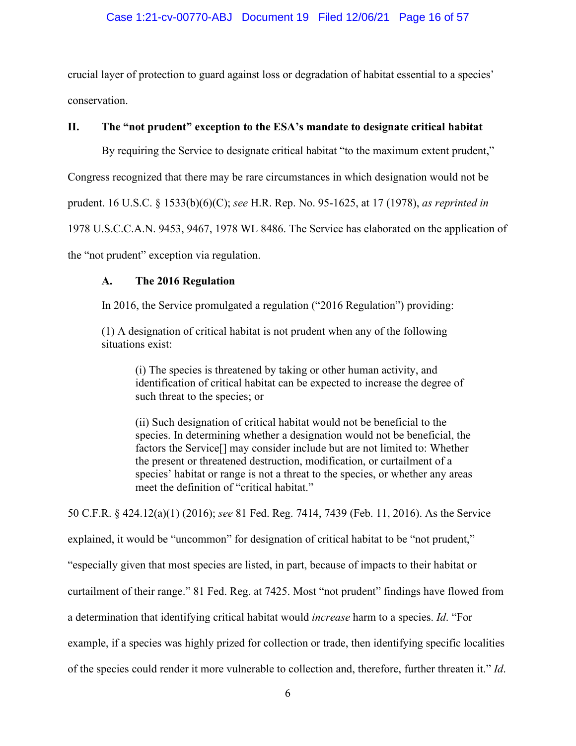crucial layer of protection to guard against loss or degradation of habitat essential to a species' conservation.

## II. The "not prudent" exception to the ESA's mandate to designate critical habitat

By requiring the Service to designate critical habitat "to the maximum extent prudent," Congress recognized that there may be rare circumstances in which designation would not be prudent. 16 U.S.C. § 1533(b)(6)(C); *see* H.R. Rep. No. 95-1625, at 17 (1978), *as reprinted in* 1978 U.S.C.C.A.N. 9453, 9467, 1978 WL 8486. The Service has elaborated on the application of the "not prudent" exception via regulation.

### A. The 2016 Regulation

In 2016, the Service promulgated a regulation ("2016 Regulation") providing:

> (1) A designation of critical habitat is not prudent when any of the following situations exist:
>
> > (i) The species is threatened by taking or other human activity, and identification of critical habitat can be expected to increase the degree of such threat to the species; or
> >
> > (ii) Such designation of critical habitat would not be beneficial to the species. In determining whether a designation would not be beneficial, the factors the Service[] may consider include but are not limited to: Whether the present or threatened destruction, modification, or curtailment of a species' habitat or range is not a threat to the species, or whether any areas meet the definition of "critical habitat."

50 C.F.R. § 424.12(a)(1) (2016); *see* 81 Fed. Reg. 7414, 7439 (Feb. 11, 2016). As the Service explained, it would be "uncommon" for designation of critical habitat to be "not prudent," "especially given that most species are listed, in part, because of impacts to their habitat or curtailment of their range." 81 Fed. Reg. at 7425. Most "not prudent" findings have flowed from a determination that identifying critical habitat would *increase* harm to a species. *Id*. "For example, if a species was highly prized for collection or trade, then identifying specific localities of the species could render it more vulnerable to collection and, therefore, further threaten it." *Id*.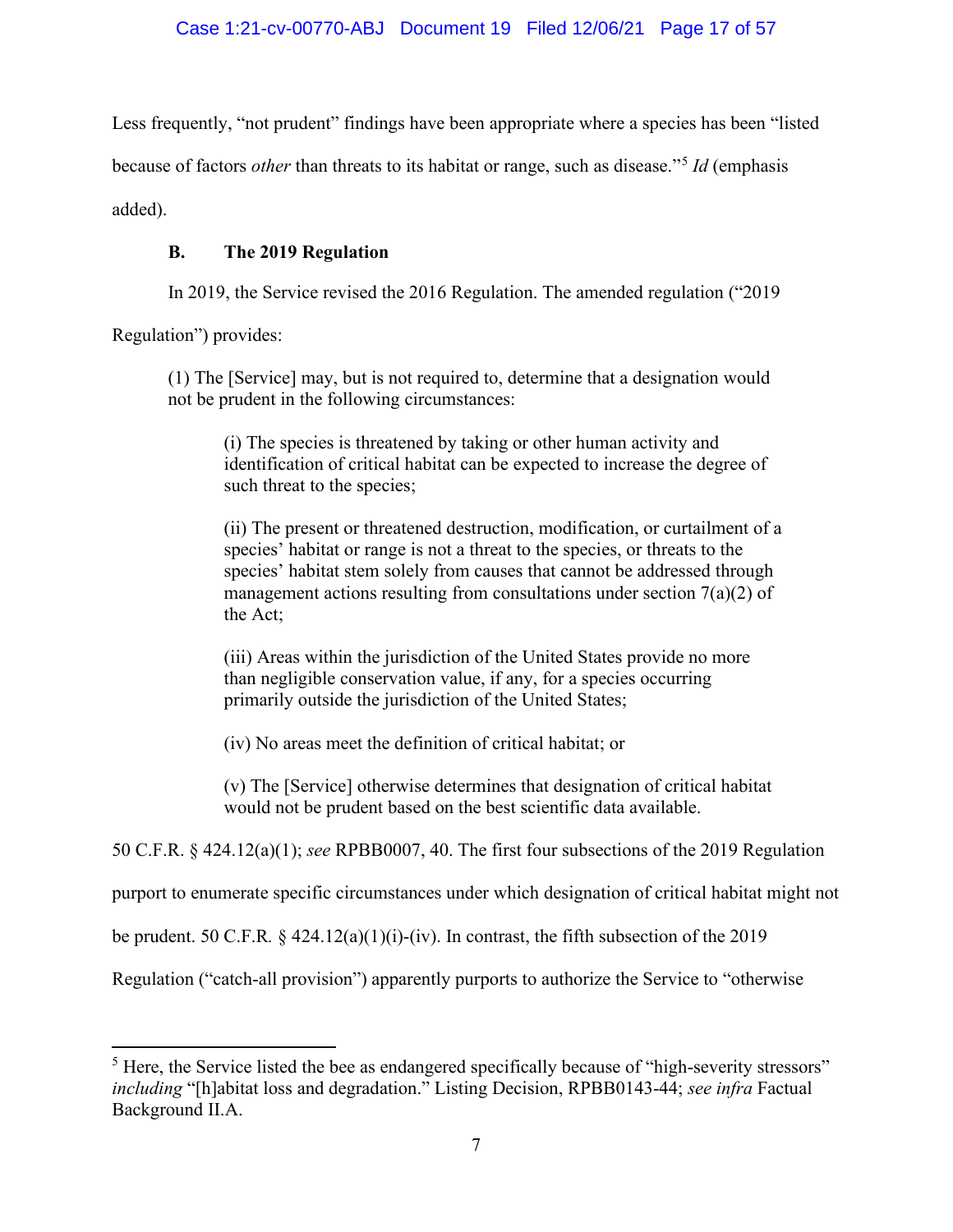Less frequently, "not prudent" findings have been appropriate where a species has been "listed because of factors *other* than threats to its habitat or range, such as disease."[5] *Id* (emphasis added).

### B. The 2019 Regulation

In 2019, the Service revised the 2016 Regulation. The amended regulation ("2019 Regulation") provides:

> (1) The [Service] may, but is not required to, determine that a designation would not be prudent in the following circumstances:
>
> > (i) The species is threatened by taking or other human activity and identification of critical habitat can be expected to increase the degree of such threat to the species;
> >
> > (ii) The present or threatened destruction, modification, or curtailment of a species' habitat or range is not a threat to the species, or threats to the species' habitat stem solely from causes that cannot be addressed through management actions resulting from consultations under section 7(a)(2) of the Act;
> >
> > (iii) Areas within the jurisdiction of the United States provide no more than negligible conservation value, if any, for a species occurring primarily outside the jurisdiction of the United States;
> >
> > (iv) No areas meet the definition of critical habitat; or
> >
> > (v) The [Service] otherwise determines that designation of critical habitat would not be prudent based on the best scientific data available.

50 C.F.R. § 424.12(a)(1); *see* RPBB0007, 40. The first four subsections of the 2019 Regulation purport to enumerate specific circumstances under which designation of critical habitat might not be prudent. 50 C.F.R. § 424.12(a)(1)(i)-(iv). In contrast, the fifth subsection of the 2019 Regulation ("catch-all provision") apparently purports to authorize the Service to "otherwise

---

[5] Here, the Service listed the bee as endangered specifically because of "high-severity stressors" *including* "[h]abitat loss and degradation." Listing Decision, RPBB0143-44; *see infra* Factual Background II.A.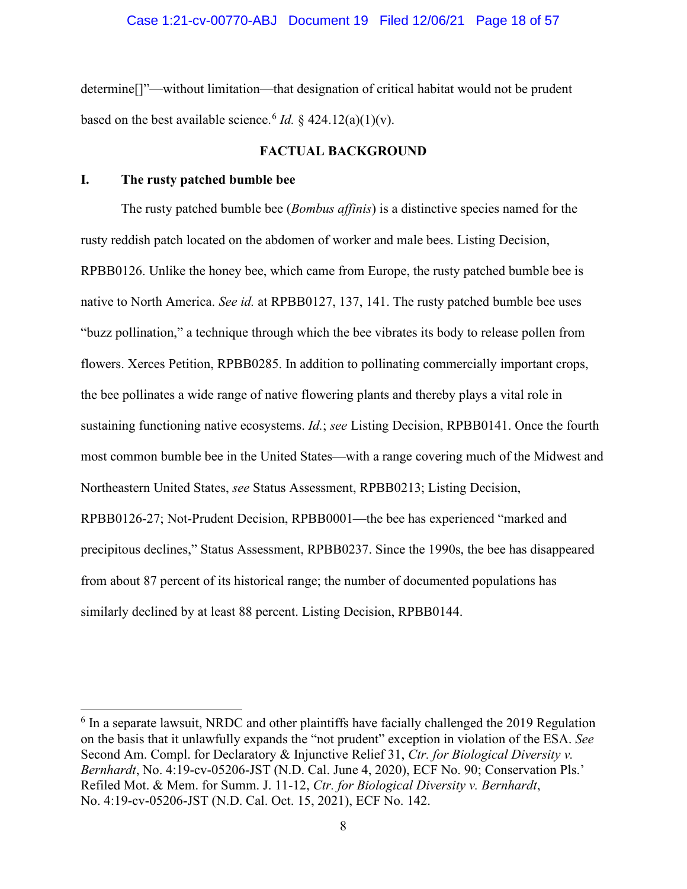determine[]"—without limitation—that designation of critical habitat would not be prudent based on the best available science.[6] *Id.* § 424.12(a)(1)(v).

## FACTUAL BACKGROUND

### I. The rusty patched bumble bee

The rusty patched bumble bee (*Bombus affinis*) is a distinctive species named for the rusty reddish patch located on the abdomen of worker and male bees. Listing Decision, RPBB0126. Unlike the honey bee, which came from Europe, the rusty patched bumble bee is native to North America. *See id.* at RPBB0127, 137, 141. The rusty patched bumble bee uses "buzz pollination," a technique through which the bee vibrates its body to release pollen from flowers. Xerces Petition, RPBB0285. In addition to pollinating commercially important crops, the bee pollinates a wide range of native flowering plants and thereby plays a vital role in sustaining functioning native ecosystems. *Id.*; *see* Listing Decision, RPBB0141. Once the fourth most common bumble bee in the United States—with a range covering much of the Midwest and Northeastern United States, *see* Status Assessment, RPBB0213; Listing Decision, RPBB0126-27; Not-Prudent Decision, RPBB0001—the bee has experienced "marked and precipitous declines," Status Assessment, RPBB0237. Since the 1990s, the bee has disappeared from about 87 percent of its historical range; the number of documented populations has similarly declined by at least 88 percent. Listing Decision, RPBB0144.

---

[6] In a separate lawsuit, NRDC and other plaintiffs have facially challenged the 2019 Regulation on the basis that it unlawfully expands the "not prudent" exception in violation of the ESA. *See* Second Am. Compl. for Declaratory & Injunctive Relief 31, *Ctr. for Biological Diversity v. Bernhardt*, No. 4:19-cv-05206-JST (N.D. Cal. June 4, 2020), ECF No. 90; Conservation Pls.' Refiled Mot. & Mem. for Summ. J. 11-12, *Ctr. for Biological Diversity v. Bernhardt*, No. 4:19-cv-05206-JST (N.D. Cal. Oct. 15, 2021), ECF No. 142.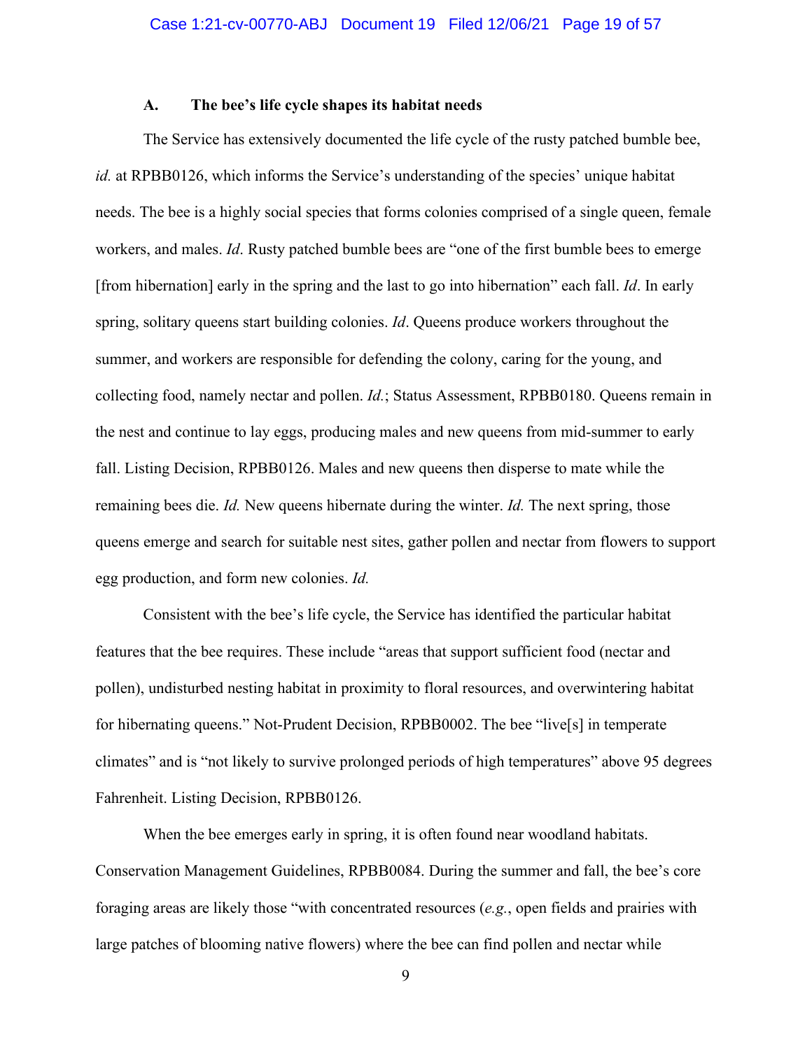### A. The bee's life cycle shapes its habitat needs

The Service has extensively documented the life cycle of the rusty patched bumble bee, *id.* at RPBB0126, which informs the Service's understanding of the species' unique habitat needs. The bee is a highly social species that forms colonies comprised of a single queen, female workers, and males. *Id*. Rusty patched bumble bees are "one of the first bumble bees to emerge [from hibernation] early in the spring and the last to go into hibernation" each fall. *Id*. In early spring, solitary queens start building colonies. *Id*. Queens produce workers throughout the summer, and workers are responsible for defending the colony, caring for the young, and collecting food, namely nectar and pollen. *Id.*; Status Assessment, RPBB0180. Queens remain in the nest and continue to lay eggs, producing males and new queens from mid-summer to early fall. Listing Decision, RPBB0126. Males and new queens then disperse to mate while the remaining bees die. *Id.* New queens hibernate during the winter. *Id.* The next spring, those queens emerge and search for suitable nest sites, gather pollen and nectar from flowers to support egg production, and form new colonies. *Id.*

Consistent with the bee's life cycle, the Service has identified the particular habitat features that the bee requires. These include "areas that support sufficient food (nectar and pollen), undisturbed nesting habitat in proximity to floral resources, and overwintering habitat for hibernating queens." Not-Prudent Decision, RPBB0002. The bee "live[s] in temperate climates" and is "not likely to survive prolonged periods of high temperatures" above 95 degrees Fahrenheit. Listing Decision, RPBB0126.

When the bee emerges early in spring, it is often found near woodland habitats. Conservation Management Guidelines, RPBB0084. During the summer and fall, the bee's core foraging areas are likely those "with concentrated resources (*e.g.*, open fields and prairies with large patches of blooming native flowers) where the bee can find pollen and nectar while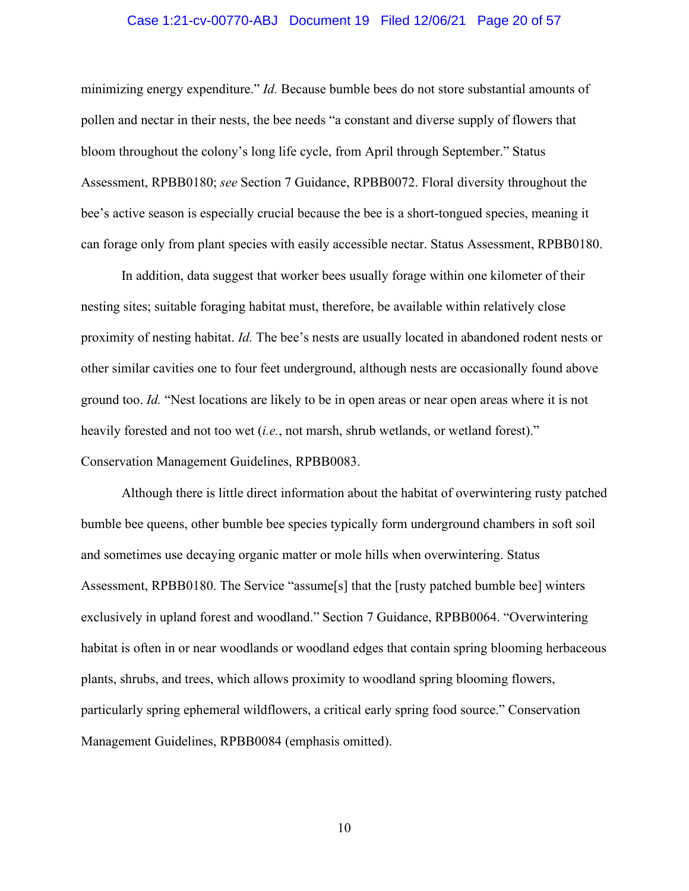minimizing energy expenditure." *Id.* Because bumble bees do not store substantial amounts of pollen and nectar in their nests, the bee needs "a constant and diverse supply of flowers that bloom throughout the colony's long life cycle, from April through September." Status Assessment, RPBB0180; *see* Section 7 Guidance, RPBB0072. Floral diversity throughout the bee's active season is especially crucial because the bee is a short-tongued species, meaning it can forage only from plant species with easily accessible nectar. Status Assessment, RPBB0180.

In addition, data suggest that worker bees usually forage within one kilometer of their nesting sites; suitable foraging habitat must, therefore, be available within relatively close proximity of nesting habitat. *Id.* The bee's nests are usually located in abandoned rodent nests or other similar cavities one to four feet underground, although nests are occasionally found above ground too. *Id.* "Nest locations are likely to be in open areas or near open areas where it is not heavily forested and not too wet (*i.e.*, not marsh, shrub wetlands, or wetland forest)." Conservation Management Guidelines, RPBB0083.

Although there is little direct information about the habitat of overwintering rusty patched bumble bee queens, other bumble bee species typically form underground chambers in soft soil and sometimes use decaying organic matter or mole hills when overwintering. Status Assessment, RPBB0180. The Service "assume[s] that the [rusty patched bumble bee] winters exclusively in upland forest and woodland." Section 7 Guidance, RPBB0064. "Overwintering habitat is often in or near woodlands or woodland edges that contain spring blooming herbaceous plants, shrubs, and trees, which allows proximity to woodland spring blooming flowers, particularly spring ephemeral wildflowers, a critical early spring food source." Conservation Management Guidelines, RPBB0084 (emphasis omitted).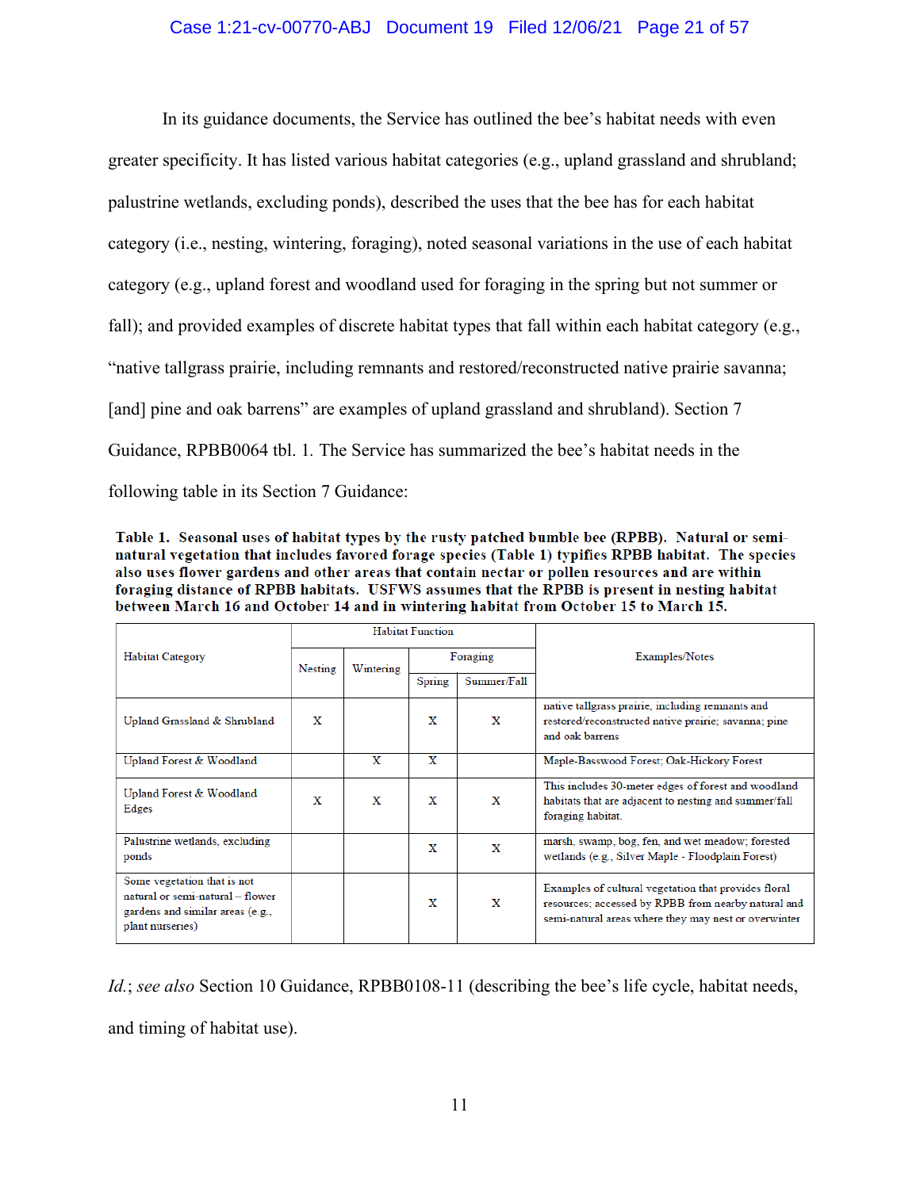In its guidance documents, the Service has outlined the bee's habitat needs with even greater specificity. It has listed various habitat categories (e.g., upland grassland and shrubland; palustrine wetlands, excluding ponds), described the uses that the bee has for each habitat category (i.e., nesting, wintering, foraging), noted seasonal variations in the use of each habitat category (e.g., upland forest and woodland used for foraging in the spring but not summer or fall); and provided examples of discrete habitat types that fall within each habitat category (e.g., "native tallgrass prairie, including remnants and restored/reconstructed native prairie savanna; [and] pine and oak barrens" are examples of upland grassland and shrubland). Section 7 Guidance, RPBB0064 tbl. 1. The Service has summarized the bee's habitat needs in the following table in its Section 7 Guidance:

**Table 1. Seasonal uses of habitat types by the rusty patched bumble bee (RPBB). Natural or semi-natural vegetation that includes favored forage species (Table 1) typifies RPBB habitat. The species also uses flower gardens and other areas that contain nectar or pollen resources and are within foraging distance of RPBB habitats. USFWS assumes that the RPBB is present in nesting habitat between March 16 and October 14 and in wintering habitat from October 15 to March 15.**

| Habitat Category | Habitat Function | | | | Examples/Notes |
|---|---|---|---|---|---|
| | Nesting | Wintering | Foraging | | |
| | | | Spring | Summer/Fall | |
| Upland Grassland & Shrubland | X | | X | X | native tallgrass prairie, including remnants and restored/reconstructed native prairie; savanna; pine and oak barrens |
| Upland Forest & Woodland | | X | X | | Maple-Basswood Forest; Oak-Hickory Forest |
| Upland Forest & Woodland Edges | X | X | X | X | This includes 30-meter edges of forest and woodland habitats that are adjacent to nesting and summer/fall foraging habitat. |
| Palustrine wetlands, excluding ponds | | | X | X | marsh, swamp, bog, fen, and wet meadow; forested wetlands (e.g., Silver Maple - Floodplain Forest) |
| Some vegetation that is not natural or semi-natural – flower gardens and similar areas (e.g., plant nurseries) | | | X | X | Examples of cultural vegetation that provides floral resources; accessed by RPBB from nearby natural and semi-natural areas where they may nest or overwinter |

*Id.*; *see also* Section 10 Guidance, RPBB0108-11 (describing the bee's life cycle, habitat needs, and timing of habitat use).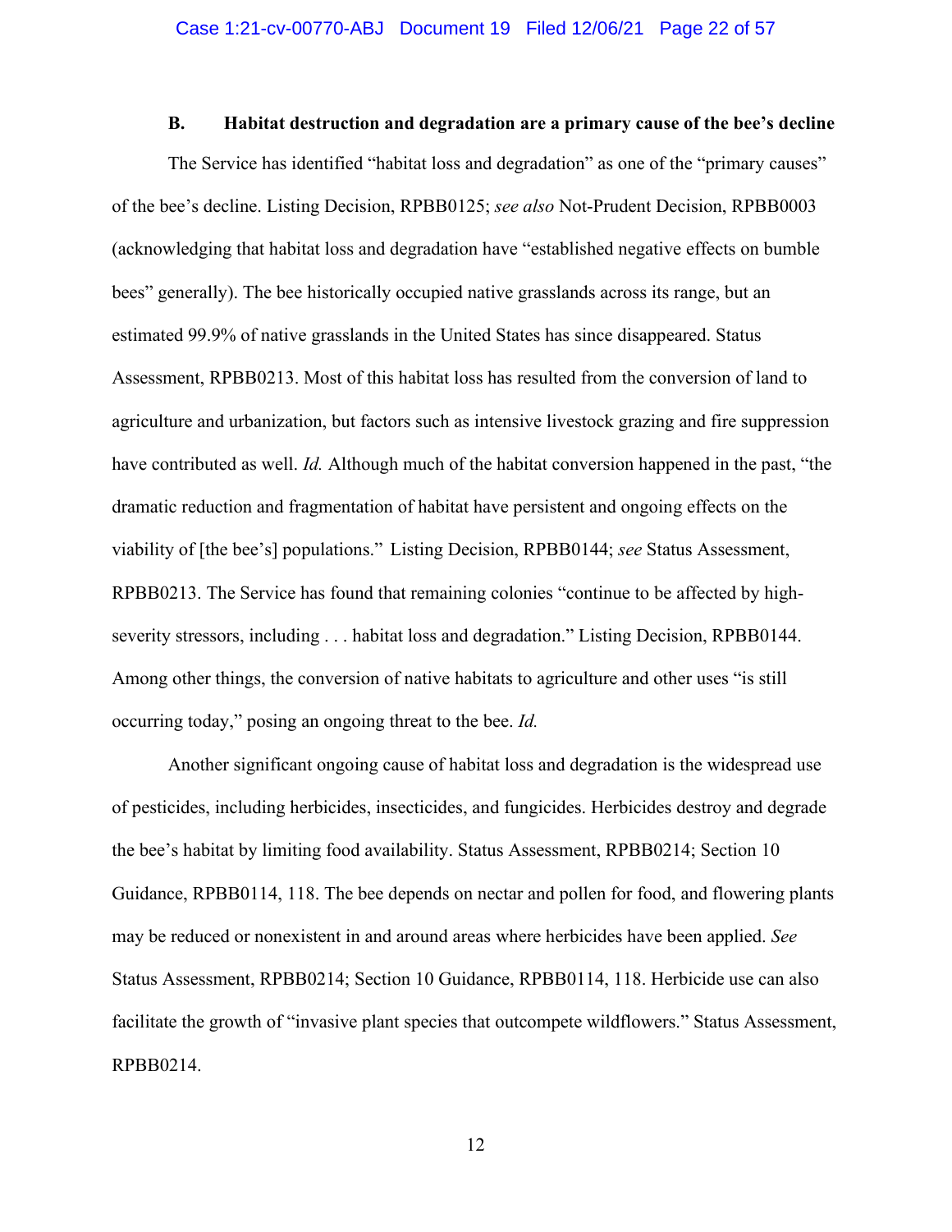### B. Habitat destruction and degradation are a primary cause of the bee's decline

The Service has identified "habitat loss and degradation" as one of the "primary causes" of the bee's decline. Listing Decision, RPBB0125; *see also* Not-Prudent Decision, RPBB0003 (acknowledging that habitat loss and degradation have "established negative effects on bumble bees" generally). The bee historically occupied native grasslands across its range, but an estimated 99.9% of native grasslands in the United States has since disappeared. Status Assessment, RPBB0213. Most of this habitat loss has resulted from the conversion of land to agriculture and urbanization, but factors such as intensive livestock grazing and fire suppression have contributed as well. *Id.* Although much of the habitat conversion happened in the past, "the dramatic reduction and fragmentation of habitat have persistent and ongoing effects on the viability of [the bee's] populations." Listing Decision, RPBB0144; *see* Status Assessment, RPBB0213. The Service has found that remaining colonies "continue to be affected by high-severity stressors, including . . . habitat loss and degradation." Listing Decision, RPBB0144. Among other things, the conversion of native habitats to agriculture and other uses "is still occurring today," posing an ongoing threat to the bee. *Id.*

Another significant ongoing cause of habitat loss and degradation is the widespread use of pesticides, including herbicides, insecticides, and fungicides. Herbicides destroy and degrade the bee's habitat by limiting food availability. Status Assessment, RPBB0214; Section 10 Guidance, RPBB0114, 118. The bee depends on nectar and pollen for food, and flowering plants may be reduced or nonexistent in and around areas where herbicides have been applied. *See* Status Assessment, RPBB0214; Section 10 Guidance, RPBB0114, 118. Herbicide use can also facilitate the growth of "invasive plant species that outcompete wildflowers." Status Assessment, RPBB0214.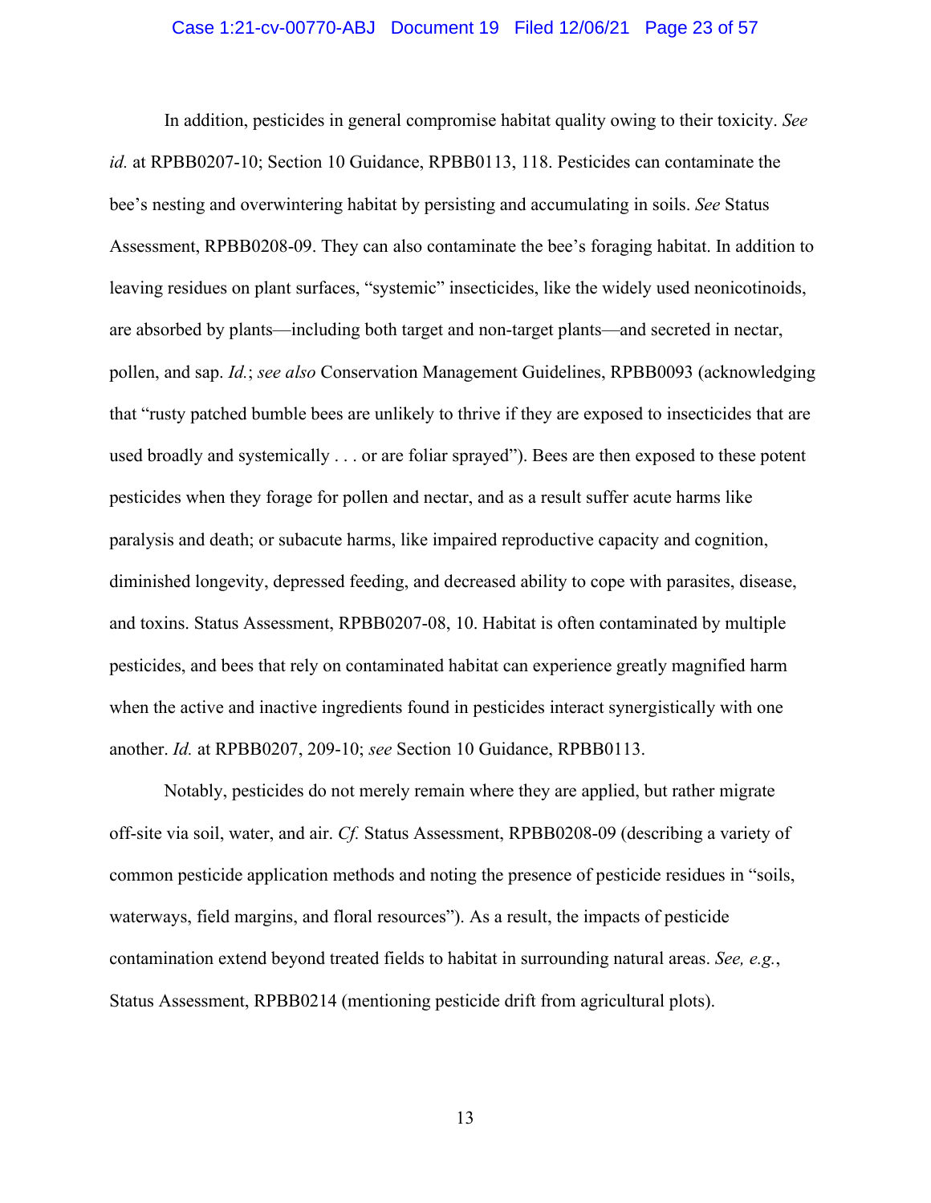In addition, pesticides in general compromise habitat quality owing to their toxicity. *See id.* at RPBB0207-10; Section 10 Guidance, RPBB0113, 118. Pesticides can contaminate the bee's nesting and overwintering habitat by persisting and accumulating in soils. *See* Status Assessment, RPBB0208-09. They can also contaminate the bee's foraging habitat. In addition to leaving residues on plant surfaces, "systemic" insecticides, like the widely used neonicotinoids, are absorbed by plants—including both target and non-target plants—and secreted in nectar, pollen, and sap. *Id.*; *see also* Conservation Management Guidelines, RPBB0093 (acknowledging that "rusty patched bumble bees are unlikely to thrive if they are exposed to insecticides that are used broadly and systemically . . . or are foliar sprayed"). Bees are then exposed to these potent pesticides when they forage for pollen and nectar, and as a result suffer acute harms like paralysis and death; or subacute harms, like impaired reproductive capacity and cognition, diminished longevity, depressed feeding, and decreased ability to cope with parasites, disease, and toxins. Status Assessment, RPBB0207-08, 10. Habitat is often contaminated by multiple pesticides, and bees that rely on contaminated habitat can experience greatly magnified harm when the active and inactive ingredients found in pesticides interact synergistically with one another. *Id.* at RPBB0207, 209-10; *see* Section 10 Guidance, RPBB0113.

Notably, pesticides do not merely remain where they are applied, but rather migrate off-site via soil, water, and air. *Cf.* Status Assessment, RPBB0208-09 (describing a variety of common pesticide application methods and noting the presence of pesticide residues in "soils, waterways, field margins, and floral resources"). As a result, the impacts of pesticide contamination extend beyond treated fields to habitat in surrounding natural areas. *See, e.g.*, Status Assessment, RPBB0214 (mentioning pesticide drift from agricultural plots).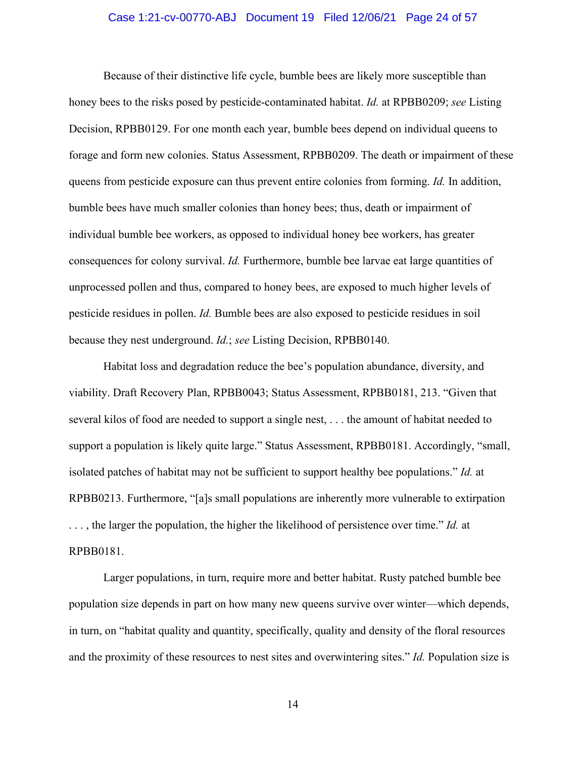Because of their distinctive life cycle, bumble bees are likely more susceptible than honey bees to the risks posed by pesticide-contaminated habitat. *Id.* at RPBB0209; *see* Listing Decision, RPBB0129. For one month each year, bumble bees depend on individual queens to forage and form new colonies. Status Assessment, RPBB0209. The death or impairment of these queens from pesticide exposure can thus prevent entire colonies from forming. *Id.* In addition, bumble bees have much smaller colonies than honey bees; thus, death or impairment of individual bumble bee workers, as opposed to individual honey bee workers, has greater consequences for colony survival. *Id.* Furthermore, bumble bee larvae eat large quantities of unprocessed pollen and thus, compared to honey bees, are exposed to much higher levels of pesticide residues in pollen. *Id.* Bumble bees are also exposed to pesticide residues in soil because they nest underground. *Id.*; *see* Listing Decision, RPBB0140.

Habitat loss and degradation reduce the bee's population abundance, diversity, and viability. Draft Recovery Plan, RPBB0043; Status Assessment, RPBB0181, 213. "Given that several kilos of food are needed to support a single nest, . . . the amount of habitat needed to support a population is likely quite large." Status Assessment, RPBB0181. Accordingly, "small, isolated patches of habitat may not be sufficient to support healthy bee populations." *Id.* at RPBB0213. Furthermore, "[a]s small populations are inherently more vulnerable to extirpation . . . , the larger the population, the higher the likelihood of persistence over time." *Id.* at RPBB0181.

Larger populations, in turn, require more and better habitat. Rusty patched bumble bee population size depends in part on how many new queens survive over winter—which depends, in turn, on "habitat quality and quantity, specifically, quality and density of the floral resources and the proximity of these resources to nest sites and overwintering sites." *Id.* Population size is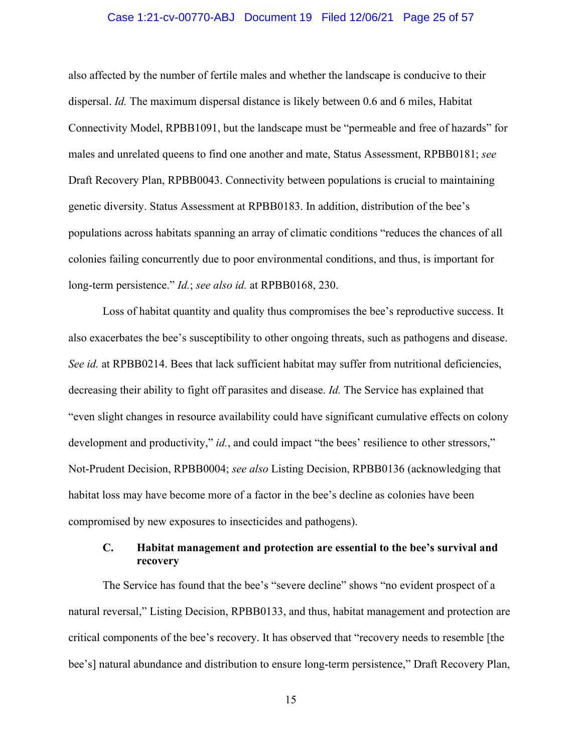also affected by the number of fertile males and whether the landscape is conducive to their dispersal. *Id.* The maximum dispersal distance is likely between 0.6 and 6 miles, Habitat Connectivity Model, RPBB1091, but the landscape must be "permeable and free of hazards" for males and unrelated queens to find one another and mate, Status Assessment, RPBB0181; *see* Draft Recovery Plan, RPBB0043. Connectivity between populations is crucial to maintaining genetic diversity. Status Assessment at RPBB0183. In addition, distribution of the bee's populations across habitats spanning an array of climatic conditions "reduces the chances of all colonies failing concurrently due to poor environmental conditions, and thus, is important for long-term persistence." *Id.*; *see also id.* at RPBB0168, 230.

Loss of habitat quantity and quality thus compromises the bee's reproductive success. It also exacerbates the bee's susceptibility to other ongoing threats, such as pathogens and disease. *See id.* at RPBB0214. Bees that lack sufficient habitat may suffer from nutritional deficiencies, decreasing their ability to fight off parasites and disease. *Id.* The Service has explained that "even slight changes in resource availability could have significant cumulative effects on colony development and productivity," *id.*, and could impact "the bees' resilience to other stressors," Not-Prudent Decision, RPBB0004; *see also* Listing Decision, RPBB0136 (acknowledging that habitat loss may have become more of a factor in the bee's decline as colonies have been compromised by new exposures to insecticides and pathogens).

### C. Habitat management and protection are essential to the bee's survival and recovery

The Service has found that the bee's "severe decline" shows "no evident prospect of a natural reversal," Listing Decision, RPBB0133, and thus, habitat management and protection are critical components of the bee's recovery. It has observed that "recovery needs to resemble [the bee's] natural abundance and distribution to ensure long-term persistence," Draft Recovery Plan,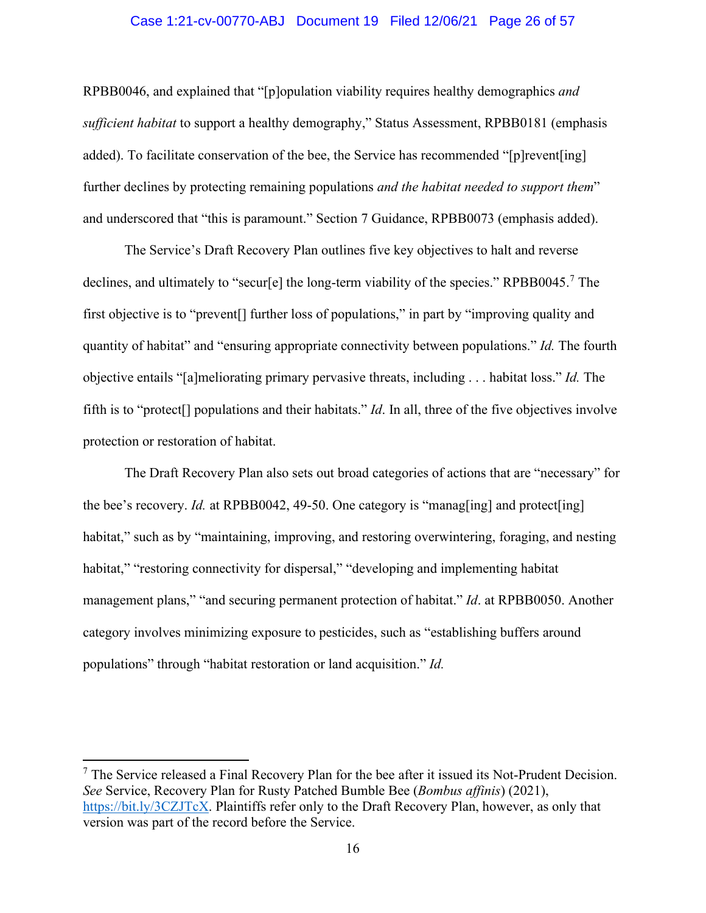RPBB0046, and explained that "[p]opulation viability requires healthy demographics *and sufficient habitat* to support a healthy demography," Status Assessment, RPBB0181 (emphasis added). To facilitate conservation of the bee, the Service has recommended "[p]revent[ing] further declines by protecting remaining populations *and the habitat needed to support them*" and underscored that "this is paramount." Section 7 Guidance, RPBB0073 (emphasis added).

The Service's Draft Recovery Plan outlines five key objectives to halt and reverse declines, and ultimately to "secur[e] the long-term viability of the species." RPBB0045.[7] The first objective is to "prevent[] further loss of populations," in part by "improving quality and quantity of habitat" and "ensuring appropriate connectivity between populations." *Id.* The fourth objective entails "[a]meliorating primary pervasive threats, including . . . habitat loss." *Id.* The fifth is to "protect[] populations and their habitats." *Id*. In all, three of the five objectives involve protection or restoration of habitat.

The Draft Recovery Plan also sets out broad categories of actions that are "necessary" for the bee's recovery. *Id.* at RPBB0042, 49-50. One category is "manag[ing] and protect[ing] habitat," such as by "maintaining, improving, and restoring overwintering, foraging, and nesting habitat," "restoring connectivity for dispersal," "developing and implementing habitat management plans," "and securing permanent protection of habitat." *Id*. at RPBB0050. Another category involves minimizing exposure to pesticides, such as "establishing buffers around populations" through "habitat restoration or land acquisition." *Id.*

---

[7] The Service released a Final Recovery Plan for the bee after it issued its Not-Prudent Decision. *See* Service, Recovery Plan for Rusty Patched Bumble Bee (*Bombus affinis*) (2021), https://bit.ly/3CZJTcX. Plaintiffs refer only to the Draft Recovery Plan, however, as only that version was part of the record before the Service.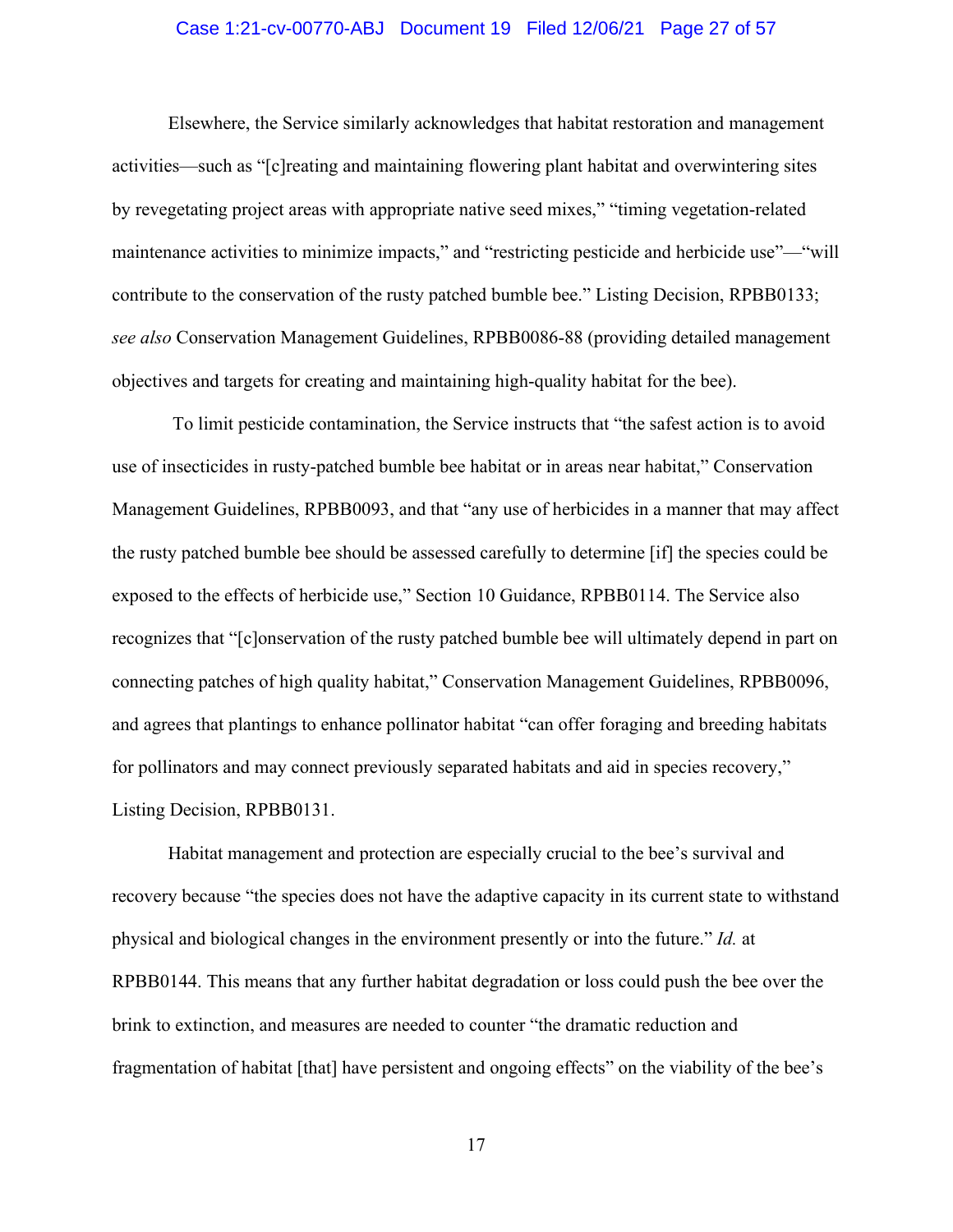Elsewhere, the Service similarly acknowledges that habitat restoration and management activities—such as "[c]reating and maintaining flowering plant habitat and overwintering sites by revegetating project areas with appropriate native seed mixes," "timing vegetation-related maintenance activities to minimize impacts," and "restricting pesticide and herbicide use"—"will contribute to the conservation of the rusty patched bumble bee." Listing Decision, RPBB0133; *see also* Conservation Management Guidelines, RPBB0086-88 (providing detailed management objectives and targets for creating and maintaining high-quality habitat for the bee).

To limit pesticide contamination, the Service instructs that "the safest action is to avoid use of insecticides in rusty-patched bumble bee habitat or in areas near habitat," Conservation Management Guidelines, RPBB0093, and that "any use of herbicides in a manner that may affect the rusty patched bumble bee should be assessed carefully to determine [if] the species could be exposed to the effects of herbicide use," Section 10 Guidance, RPBB0114. The Service also recognizes that "[c]onservation of the rusty patched bumble bee will ultimately depend in part on connecting patches of high quality habitat," Conservation Management Guidelines, RPBB0096, and agrees that plantings to enhance pollinator habitat "can offer foraging and breeding habitats for pollinators and may connect previously separated habitats and aid in species recovery," Listing Decision, RPBB0131.

Habitat management and protection are especially crucial to the bee's survival and recovery because "the species does not have the adaptive capacity in its current state to withstand physical and biological changes in the environment presently or into the future." *Id.* at RPBB0144. This means that any further habitat degradation or loss could push the bee over the brink to extinction, and measures are needed to counter "the dramatic reduction and fragmentation of habitat [that] have persistent and ongoing effects" on the viability of the bee's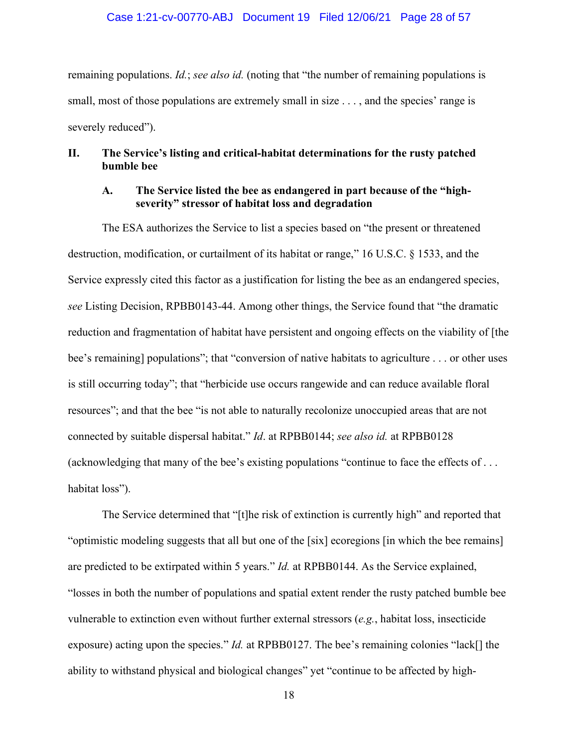remaining populations. *Id.*; *see also id.* (noting that "the number of remaining populations is small, most of those populations are extremely small in size . . . , and the species' range is severely reduced").

## II. The Service's listing and critical-habitat determinations for the rusty patched bumble bee

### A. The Service listed the bee as endangered in part because of the "high-severity" stressor of habitat loss and degradation

The ESA authorizes the Service to list a species based on "the present or threatened destruction, modification, or curtailment of its habitat or range," 16 U.S.C. § 1533, and the Service expressly cited this factor as a justification for listing the bee as an endangered species, *see* Listing Decision, RPBB0143-44. Among other things, the Service found that "the dramatic reduction and fragmentation of habitat have persistent and ongoing effects on the viability of [the bee's remaining] populations"; that "conversion of native habitats to agriculture . . . or other uses is still occurring today"; that "herbicide use occurs rangewide and can reduce available floral resources"; and that the bee "is not able to naturally recolonize unoccupied areas that are not connected by suitable dispersal habitat." *Id*. at RPBB0144; *see also id.* at RPBB0128 (acknowledging that many of the bee's existing populations "continue to face the effects of . . . habitat loss").

The Service determined that "[t]he risk of extinction is currently high" and reported that "optimistic modeling suggests that all but one of the [six] ecoregions [in which the bee remains] are predicted to be extirpated within 5 years." *Id.* at RPBB0144. As the Service explained, "losses in both the number of populations and spatial extent render the rusty patched bumble bee vulnerable to extinction even without further external stressors (*e.g.*, habitat loss, insecticide exposure) acting upon the species." *Id.* at RPBB0127. The bee's remaining colonies "lack[] the ability to withstand physical and biological changes" yet "continue to be affected by high-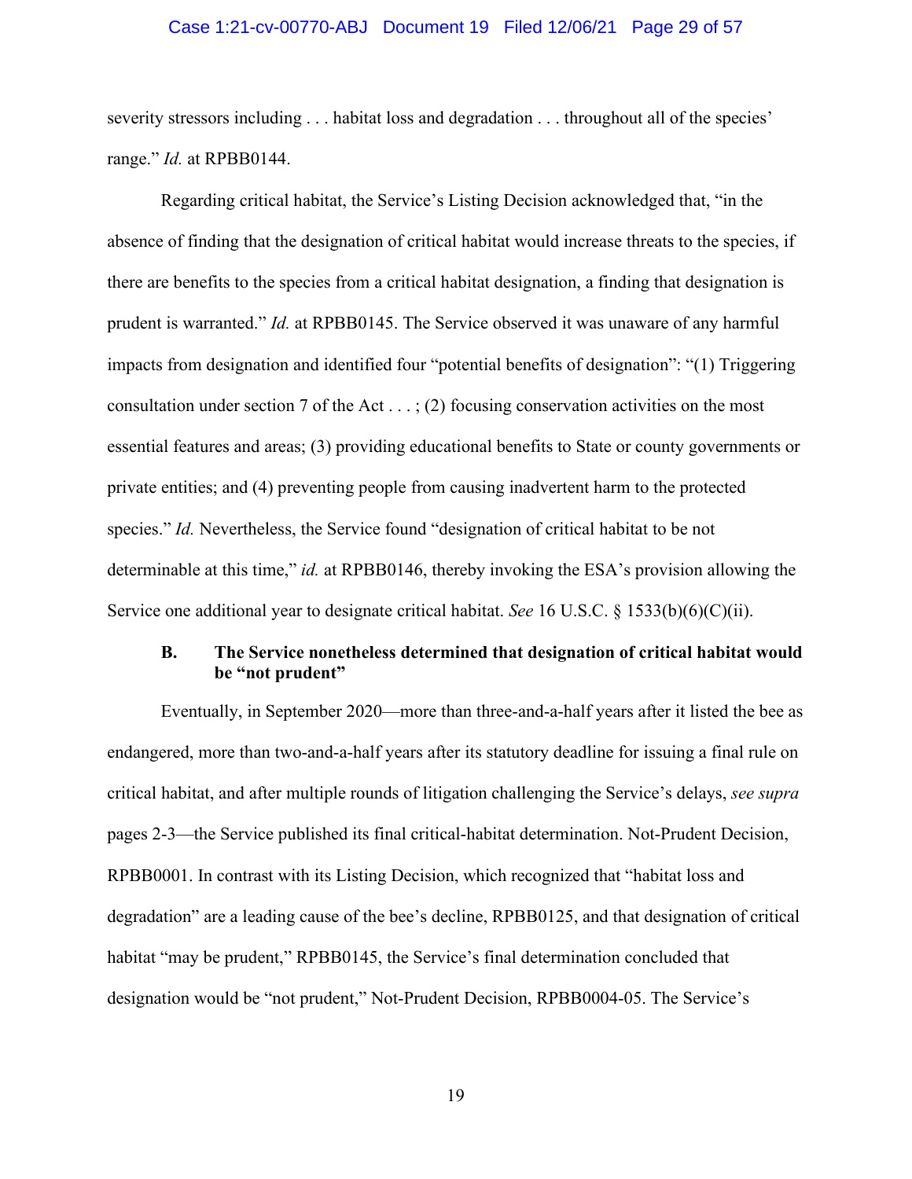severity stressors including . . . habitat loss and degradation . . . throughout all of the species' range." *Id.* at RPBB0144.

Regarding critical habitat, the Service's Listing Decision acknowledged that, "in the absence of finding that the designation of critical habitat would increase threats to the species, if there are benefits to the species from a critical habitat designation, a finding that designation is prudent is warranted." *Id.* at RPBB0145. The Service observed it was unaware of any harmful impacts from designation and identified four "potential benefits of designation": "(1) Triggering consultation under section 7 of the Act . . . ; (2) focusing conservation activities on the most essential features and areas; (3) providing educational benefits to State or county governments or private entities; and (4) preventing people from causing inadvertent harm to the protected species." *Id.* Nevertheless, the Service found "designation of critical habitat to be not determinable at this time," *id.* at RPBB0146, thereby invoking the ESA's provision allowing the Service one additional year to designate critical habitat. *See* 16 U.S.C. § 1533(b)(6)(C)(ii).

### B. The Service nonetheless determined that designation of critical habitat would be "not prudent"

Eventually, in September 2020—more than three-and-a-half years after it listed the bee as endangered, more than two-and-a-half years after its statutory deadline for issuing a final rule on critical habitat, and after multiple rounds of litigation challenging the Service's delays, *see supra* pages 2-3—the Service published its final critical-habitat determination. Not-Prudent Decision, RPBB0001. In contrast with its Listing Decision, which recognized that "habitat loss and degradation" are a leading cause of the bee's decline, RPBB0125, and that designation of critical habitat "may be prudent," RPBB0145, the Service's final determination concluded that designation would be "not prudent," Not-Prudent Decision, RPBB0004-05. The Service's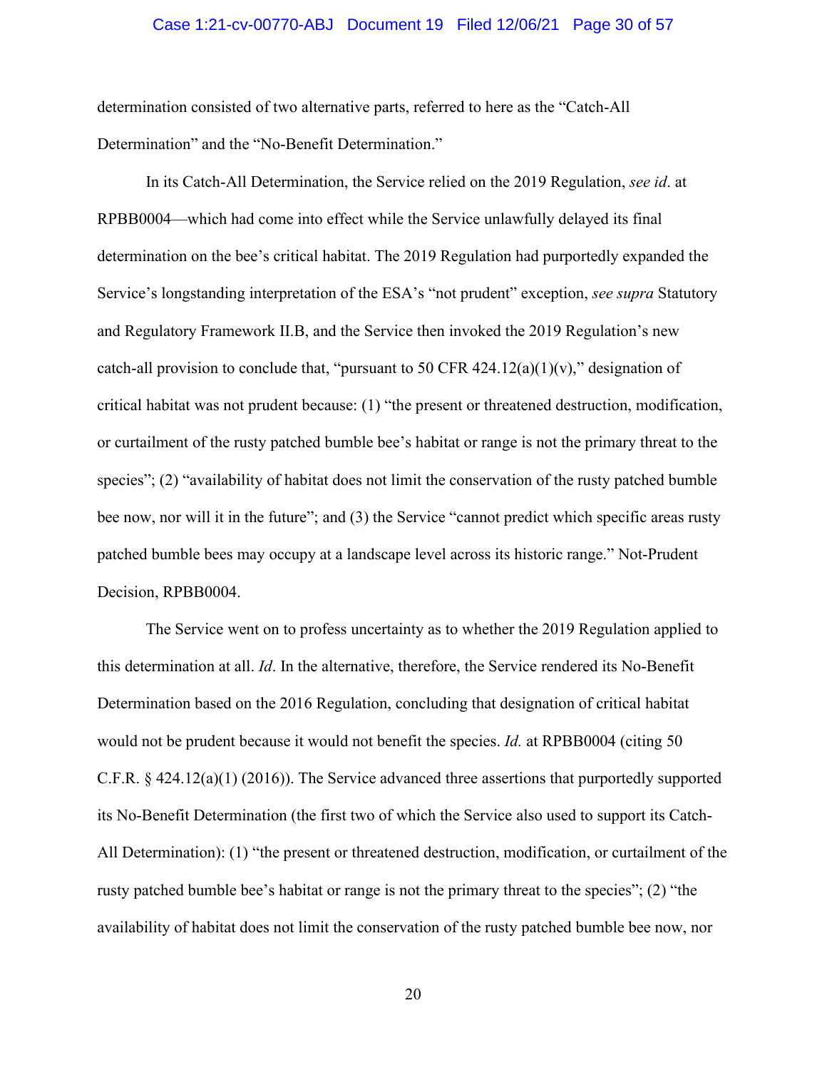determination consisted of two alternative parts, referred to here as the "Catch-All Determination" and the "No-Benefit Determination."

In its Catch-All Determination, the Service relied on the 2019 Regulation, *see id*. at RPBB0004—which had come into effect while the Service unlawfully delayed its final determination on the bee's critical habitat. The 2019 Regulation had purportedly expanded the Service's longstanding interpretation of the ESA's "not prudent" exception, *see supra* Statutory and Regulatory Framework II.B, and the Service then invoked the 2019 Regulation's new catch-all provision to conclude that, "pursuant to 50 CFR 424.12(a)(1)(v)," designation of critical habitat was not prudent because: (1) "the present or threatened destruction, modification, or curtailment of the rusty patched bumble bee's habitat or range is not the primary threat to the species"; (2) "availability of habitat does not limit the conservation of the rusty patched bumble bee now, nor will it in the future"; and (3) the Service "cannot predict which specific areas rusty patched bumble bees may occupy at a landscape level across its historic range." Not-Prudent Decision, RPBB0004.

The Service went on to profess uncertainty as to whether the 2019 Regulation applied to this determination at all. *Id*. In the alternative, therefore, the Service rendered its No-Benefit Determination based on the 2016 Regulation, concluding that designation of critical habitat would not be prudent because it would not benefit the species. *Id.* at RPBB0004 (citing 50 C.F.R. § 424.12(a)(1) (2016)). The Service advanced three assertions that purportedly supported its No-Benefit Determination (the first two of which the Service also used to support its Catch-All Determination): (1) "the present or threatened destruction, modification, or curtailment of the rusty patched bumble bee's habitat or range is not the primary threat to the species"; (2) "the availability of habitat does not limit the conservation of the rusty patched bumble bee now, nor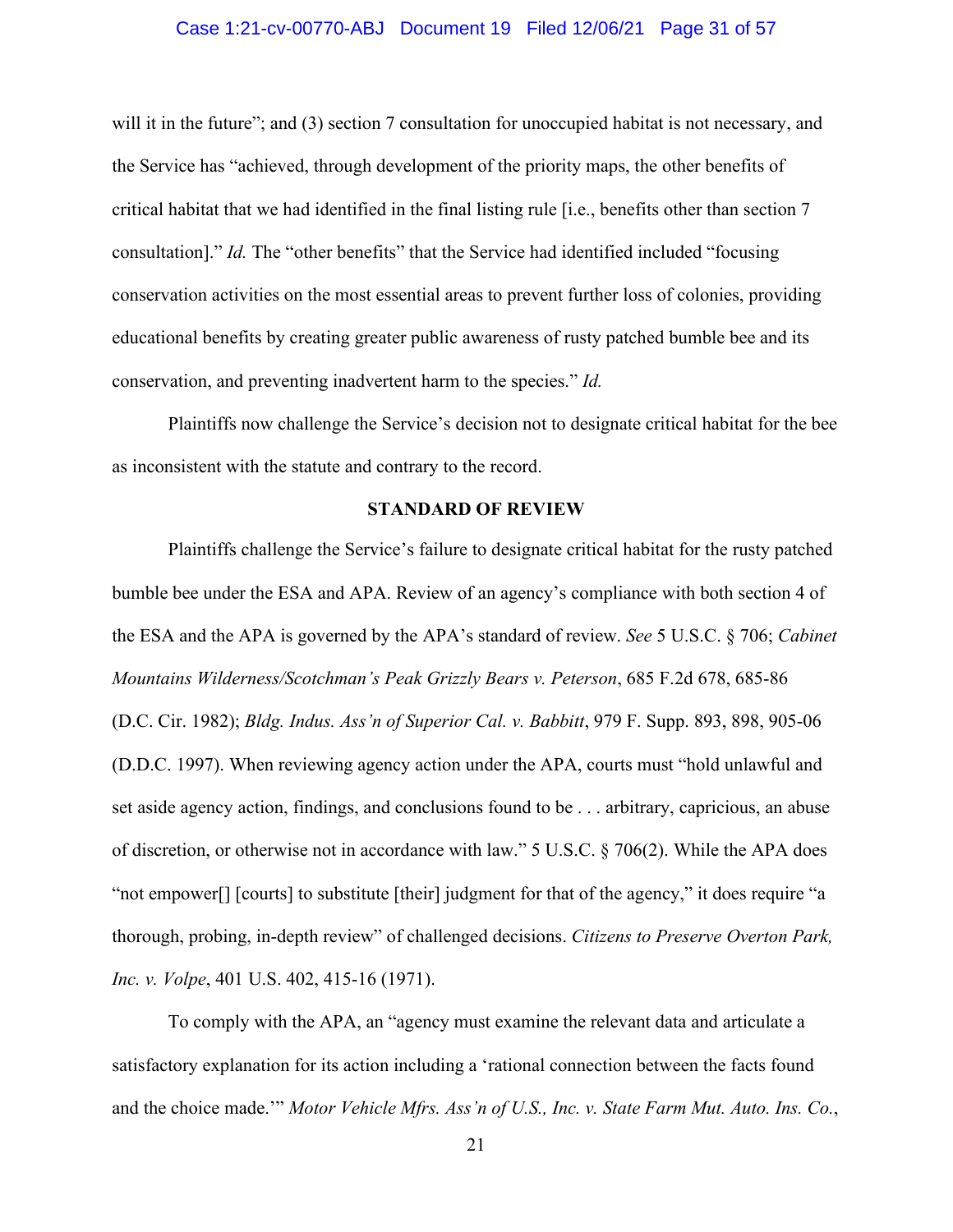will it in the future"; and (3) section 7 consultation for unoccupied habitat is not necessary, and the Service has "achieved, through development of the priority maps, the other benefits of critical habitat that we had identified in the final listing rule [i.e., benefits other than section 7 consultation]." *Id.* The "other benefits" that the Service had identified included "focusing conservation activities on the most essential areas to prevent further loss of colonies, providing educational benefits by creating greater public awareness of rusty patched bumble bee and its conservation, and preventing inadvertent harm to the species." *Id.*

Plaintiffs now challenge the Service's decision not to designate critical habitat for the bee as inconsistent with the statute and contrary to the record.

## STANDARD OF REVIEW

Plaintiffs challenge the Service's failure to designate critical habitat for the rusty patched bumble bee under the ESA and APA. Review of an agency's compliance with both section 4 of the ESA and the APA is governed by the APA's standard of review. *See* 5 U.S.C. § 706; *Cabinet Mountains Wilderness/Scotchman's Peak Grizzly Bears v. Peterson*, 685 F.2d 678, 685-86 (D.C. Cir. 1982); *Bldg. Indus. Ass'n of Superior Cal. v. Babbitt*, 979 F. Supp. 893, 898, 905-06 (D.D.C. 1997). When reviewing agency action under the APA, courts must "hold unlawful and set aside agency action, findings, and conclusions found to be . . . arbitrary, capricious, an abuse of discretion, or otherwise not in accordance with law." 5 U.S.C. § 706(2). While the APA does "not empower[] [courts] to substitute [their] judgment for that of the agency," it does require "a thorough, probing, in-depth review" of challenged decisions. *Citizens to Preserve Overton Park, Inc. v. Volpe*, 401 U.S. 402, 415-16 (1971).

To comply with the APA, an "agency must examine the relevant data and articulate a satisfactory explanation for its action including a 'rational connection between the facts found and the choice made.'" *Motor Vehicle Mfrs. Ass'n of U.S., Inc. v. State Farm Mut. Auto. Ins. Co.*,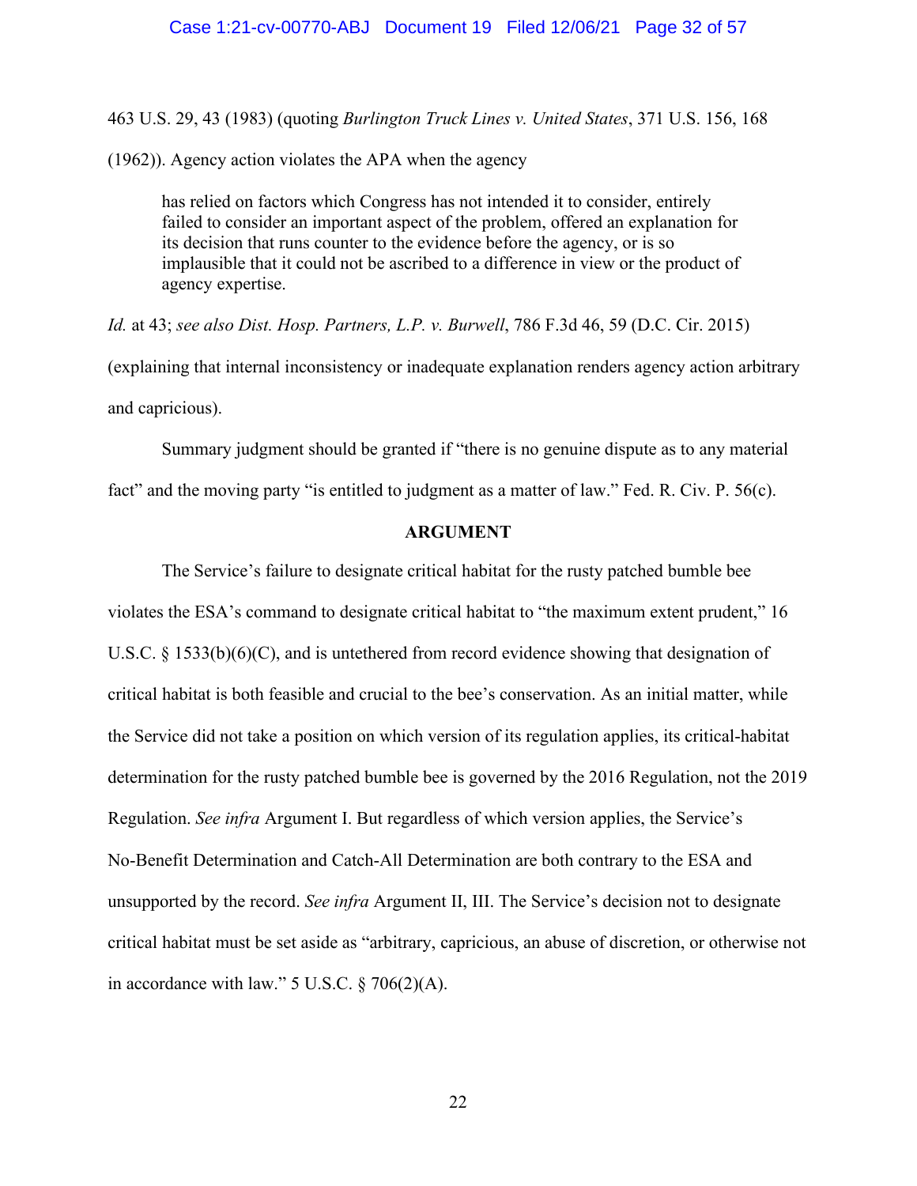463 U.S. 29, 43 (1983) (quoting *Burlington Truck Lines v. United States*, 371 U.S. 156, 168 (1962)). Agency action violates the APA when the agency

> has relied on factors which Congress has not intended it to consider, entirely failed to consider an important aspect of the problem, offered an explanation for its decision that runs counter to the evidence before the agency, or is so implausible that it could not be ascribed to a difference in view or the product of agency expertise.

*Id.* at 43; *see also Dist. Hosp. Partners, L.P. v. Burwell*, 786 F.3d 46, 59 (D.C. Cir. 2015) (explaining that internal inconsistency or inadequate explanation renders agency action arbitrary and capricious).

Summary judgment should be granted if "there is no genuine dispute as to any material fact" and the moving party "is entitled to judgment as a matter of law." Fed. R. Civ. P. 56(c).

## ARGUMENT

The Service's failure to designate critical habitat for the rusty patched bumble bee violates the ESA's command to designate critical habitat to "the maximum extent prudent," 16 U.S.C. § 1533(b)(6)(C), and is untethered from record evidence showing that designation of critical habitat is both feasible and crucial to the bee's conservation. As an initial matter, while the Service did not take a position on which version of its regulation applies, its critical-habitat determination for the rusty patched bumble bee is governed by the 2016 Regulation, not the 2019 Regulation. *See infra* Argument I. But regardless of which version applies, the Service's No-Benefit Determination and Catch-All Determination are both contrary to the ESA and unsupported by the record. *See infra* Argument II, III. The Service's decision not to designate critical habitat must be set aside as "arbitrary, capricious, an abuse of discretion, or otherwise not in accordance with law." 5 U.S.C. § 706(2)(A).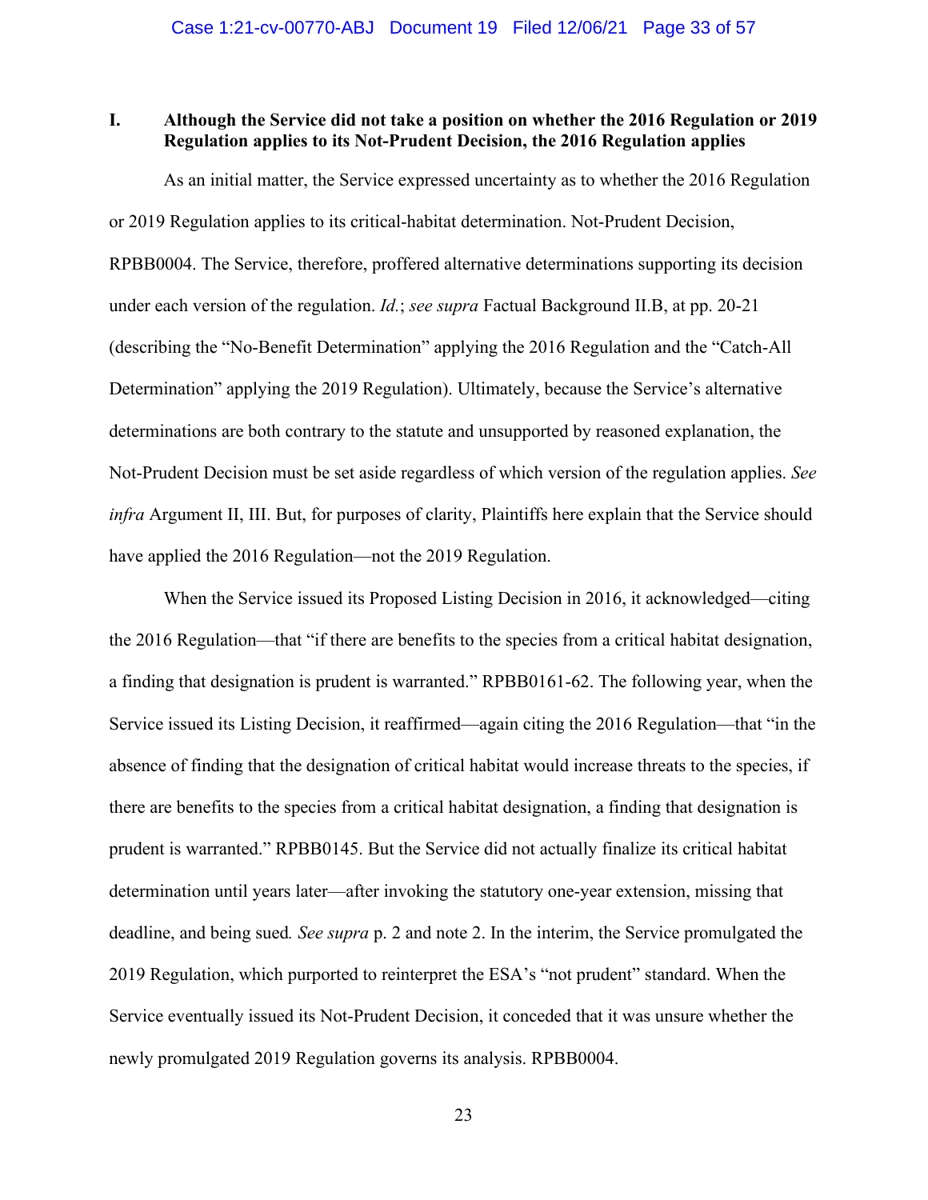## I. Although the Service did not take a position on whether the 2016 Regulation or 2019 Regulation applies to its Not-Prudent Decision, the 2016 Regulation applies

As an initial matter, the Service expressed uncertainty as to whether the 2016 Regulation or 2019 Regulation applies to its critical-habitat determination. Not-Prudent Decision, RPBB0004. The Service, therefore, proffered alternative determinations supporting its decision under each version of the regulation. *Id.*; *see supra* Factual Background II.B, at pp. 20-21 (describing the "No-Benefit Determination" applying the 2016 Regulation and the "Catch-All Determination" applying the 2019 Regulation). Ultimately, because the Service's alternative determinations are both contrary to the statute and unsupported by reasoned explanation, the Not-Prudent Decision must be set aside regardless of which version of the regulation applies. *See infra* Argument II, III. But, for purposes of clarity, Plaintiffs here explain that the Service should have applied the 2016 Regulation—not the 2019 Regulation.

When the Service issued its Proposed Listing Decision in 2016, it acknowledged—citing the 2016 Regulation—that "if there are benefits to the species from a critical habitat designation, a finding that designation is prudent is warranted." RPBB0161-62. The following year, when the Service issued its Listing Decision, it reaffirmed—again citing the 2016 Regulation—that "in the absence of finding that the designation of critical habitat would increase threats to the species, if there are benefits to the species from a critical habitat designation, a finding that designation is prudent is warranted." RPBB0145. But the Service did not actually finalize its critical habitat determination until years later—after invoking the statutory one-year extension, missing that deadline, and being sued. *See supra* p. 2 and note 2. In the interim, the Service promulgated the 2019 Regulation, which purported to reinterpret the ESA's "not prudent" standard. When the Service eventually issued its Not-Prudent Decision, it conceded that it was unsure whether the newly promulgated 2019 Regulation governs its analysis. RPBB0004.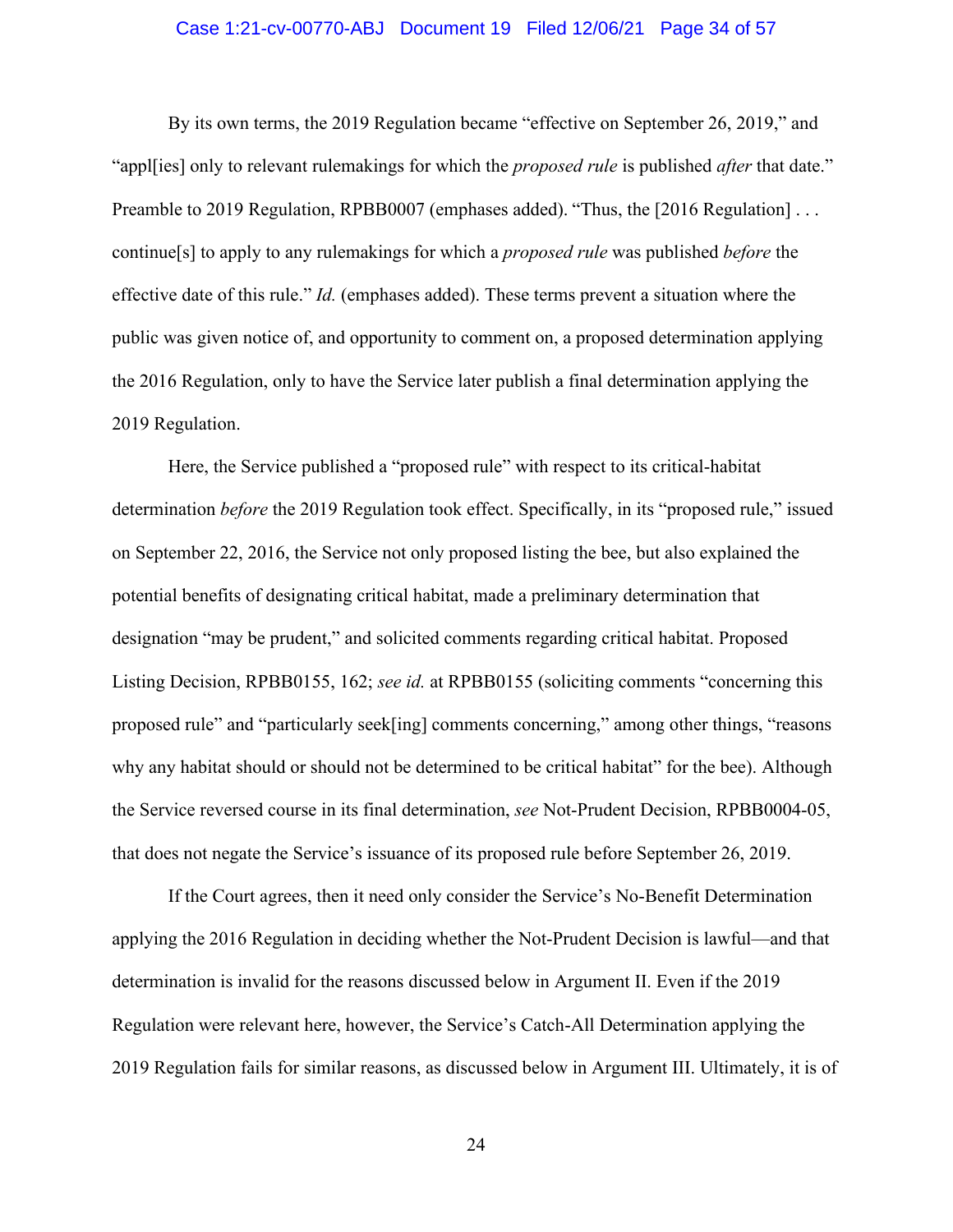By its own terms, the 2019 Regulation became "effective on September 26, 2019," and "appl[ies] only to relevant rulemakings for which the *proposed rule* is published *after* that date." Preamble to 2019 Regulation, RPBB0007 (emphases added). "Thus, the [2016 Regulation] . . . continue[s] to apply to any rulemakings for which a *proposed rule* was published *before* the effective date of this rule." *Id.* (emphases added). These terms prevent a situation where the public was given notice of, and opportunity to comment on, a proposed determination applying the 2016 Regulation, only to have the Service later publish a final determination applying the 2019 Regulation.

Here, the Service published a "proposed rule" with respect to its critical-habitat determination *before* the 2019 Regulation took effect. Specifically, in its "proposed rule," issued on September 22, 2016, the Service not only proposed listing the bee, but also explained the potential benefits of designating critical habitat, made a preliminary determination that designation "may be prudent," and solicited comments regarding critical habitat. Proposed Listing Decision, RPBB0155, 162; *see id.* at RPBB0155 (soliciting comments "concerning this proposed rule" and "particularly seek[ing] comments concerning," among other things, "reasons why any habitat should or should not be determined to be critical habitat" for the bee). Although the Service reversed course in its final determination, *see* Not-Prudent Decision, RPBB0004-05, that does not negate the Service's issuance of its proposed rule before September 26, 2019.

If the Court agrees, then it need only consider the Service's No-Benefit Determination applying the 2016 Regulation in deciding whether the Not-Prudent Decision is lawful—and that determination is invalid for the reasons discussed below in Argument II. Even if the 2019 Regulation were relevant here, however, the Service's Catch-All Determination applying the 2019 Regulation fails for similar reasons, as discussed below in Argument III. Ultimately, it is of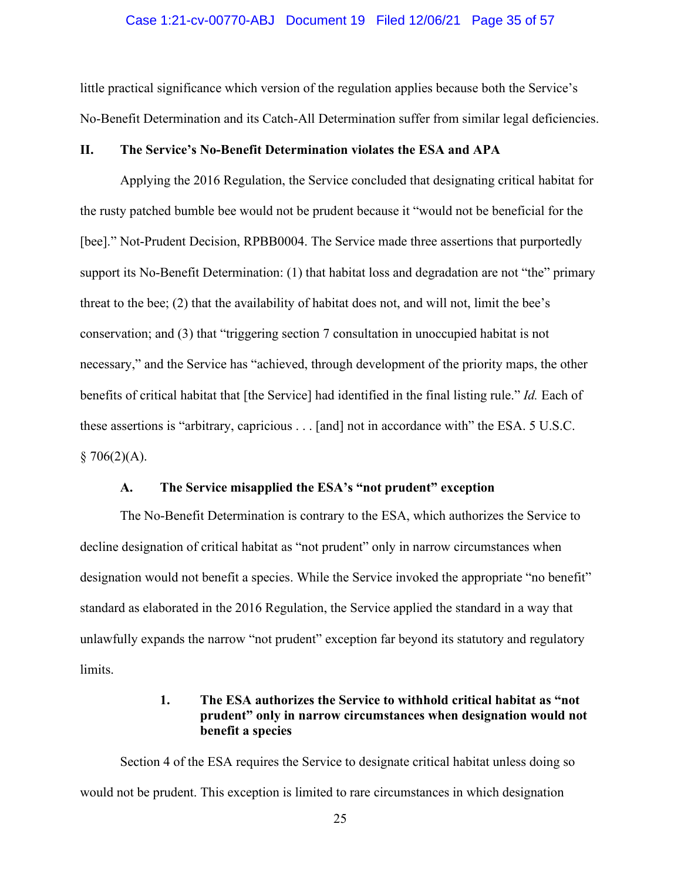little practical significance which version of the regulation applies because both the Service's No-Benefit Determination and its Catch-All Determination suffer from similar legal deficiencies.

## II. The Service's No-Benefit Determination violates the ESA and APA

Applying the 2016 Regulation, the Service concluded that designating critical habitat for the rusty patched bumble bee would not be prudent because it "would not be beneficial for the [bee]." Not-Prudent Decision, RPBB0004. The Service made three assertions that purportedly support its No-Benefit Determination: (1) that habitat loss and degradation are not "the" primary threat to the bee; (2) that the availability of habitat does not, and will not, limit the bee's conservation; and (3) that "triggering section 7 consultation in unoccupied habitat is not necessary," and the Service has "achieved, through development of the priority maps, the other benefits of critical habitat that [the Service] had identified in the final listing rule." *Id.* Each of these assertions is "arbitrary, capricious . . . [and] not in accordance with" the ESA. 5 U.S.C. § 706(2)(A).

### A. The Service misapplied the ESA's "not prudent" exception

The No-Benefit Determination is contrary to the ESA, which authorizes the Service to decline designation of critical habitat as "not prudent" only in narrow circumstances when designation would not benefit a species. While the Service invoked the appropriate "no benefit" standard as elaborated in the 2016 Regulation, the Service applied the standard in a way that unlawfully expands the narrow "not prudent" exception far beyond its statutory and regulatory limits.

#### 1. The ESA authorizes the Service to withhold critical habitat as "not prudent" only in narrow circumstances when designation would not benefit a species

Section 4 of the ESA requires the Service to designate critical habitat unless doing so would not be prudent. This exception is limited to rare circumstances in which designation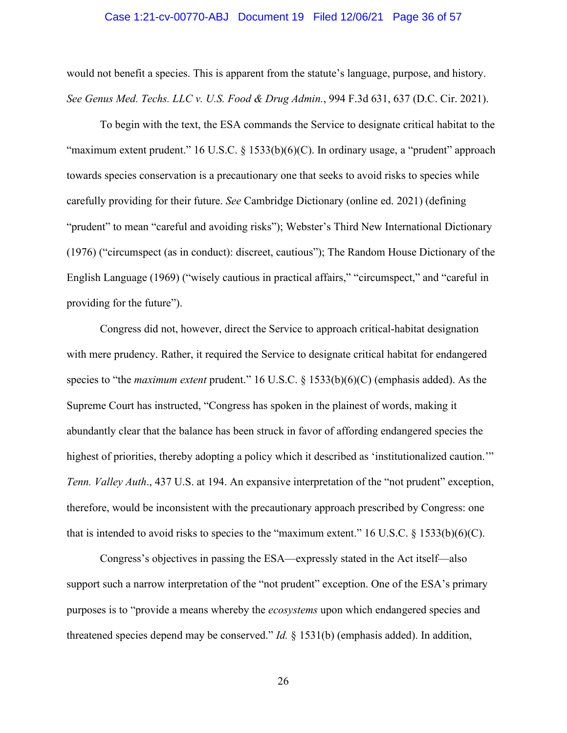would not benefit a species. This is apparent from the statute's language, purpose, and history. *See Genus Med. Techs. LLC v. U.S. Food & Drug Admin.*, 994 F.3d 631, 637 (D.C. Cir. 2021).

To begin with the text, the ESA commands the Service to designate critical habitat to the "maximum extent prudent." 16 U.S.C. § 1533(b)(6)(C). In ordinary usage, a "prudent" approach towards species conservation is a precautionary one that seeks to avoid risks to species while carefully providing for their future. *See* Cambridge Dictionary (online ed. 2021) (defining "prudent" to mean "careful and avoiding risks"); Webster's Third New International Dictionary (1976) ("circumspect (as in conduct): discreet, cautious"); The Random House Dictionary of the English Language (1969) ("wisely cautious in practical affairs," "circumspect," and "careful in providing for the future").

Congress did not, however, direct the Service to approach critical-habitat designation with mere prudency. Rather, it required the Service to designate critical habitat for endangered species to "the *maximum extent* prudent." 16 U.S.C. § 1533(b)(6)(C) (emphasis added). As the Supreme Court has instructed, "Congress has spoken in the plainest of words, making it abundantly clear that the balance has been struck in favor of affording endangered species the highest of priorities, thereby adopting a policy which it described as 'institutionalized caution.'" *Tenn. Valley Auth*., 437 U.S. at 194. An expansive interpretation of the "not prudent" exception, therefore, would be inconsistent with the precautionary approach prescribed by Congress: one that is intended to avoid risks to species to the "maximum extent." 16 U.S.C. § 1533(b)(6)(C).

Congress's objectives in passing the ESA—expressly stated in the Act itself—also support such a narrow interpretation of the "not prudent" exception. One of the ESA's primary purposes is to "provide a means whereby the *ecosystems* upon which endangered species and threatened species depend may be conserved." *Id.* § 1531(b) (emphasis added). In addition,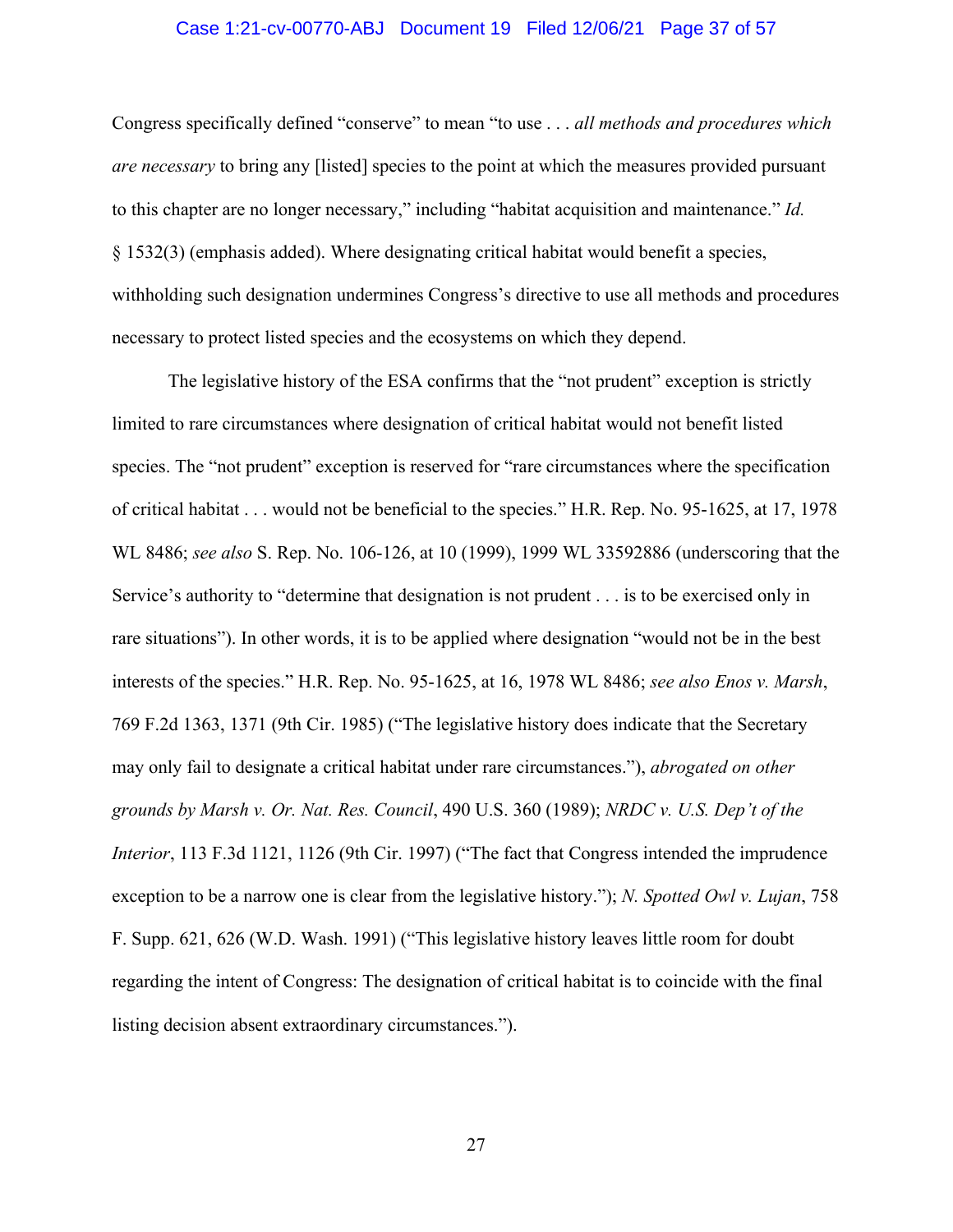Congress specifically defined "conserve" to mean "to use . . . *all methods and procedures which are necessary* to bring any [listed] species to the point at which the measures provided pursuant to this chapter are no longer necessary," including "habitat acquisition and maintenance." *Id.* § 1532(3) (emphasis added). Where designating critical habitat would benefit a species, withholding such designation undermines Congress's directive to use all methods and procedures necessary to protect listed species and the ecosystems on which they depend.

The legislative history of the ESA confirms that the "not prudent" exception is strictly limited to rare circumstances where designation of critical habitat would not benefit listed species. The "not prudent" exception is reserved for "rare circumstances where the specification of critical habitat . . . would not be beneficial to the species." H.R. Rep. No. 95-1625, at 17, 1978 WL 8486; *see also* S. Rep. No. 106-126, at 10 (1999), 1999 WL 33592886 (underscoring that the Service's authority to "determine that designation is not prudent . . . is to be exercised only in rare situations"). In other words, it is to be applied where designation "would not be in the best interests of the species." H.R. Rep. No. 95-1625, at 16, 1978 WL 8486; *see also Enos v. Marsh*, 769 F.2d 1363, 1371 (9th Cir. 1985) ("The legislative history does indicate that the Secretary may only fail to designate a critical habitat under rare circumstances."), *abrogated on other grounds by Marsh v. Or. Nat. Res. Council*, 490 U.S. 360 (1989); *NRDC v. U.S. Dep't of the Interior*, 113 F.3d 1121, 1126 (9th Cir. 1997) ("The fact that Congress intended the imprudence exception to be a narrow one is clear from the legislative history."); *N. Spotted Owl v. Lujan*, 758 F. Supp. 621, 626 (W.D. Wash. 1991) ("This legislative history leaves little room for doubt regarding the intent of Congress: The designation of critical habitat is to coincide with the final listing decision absent extraordinary circumstances.").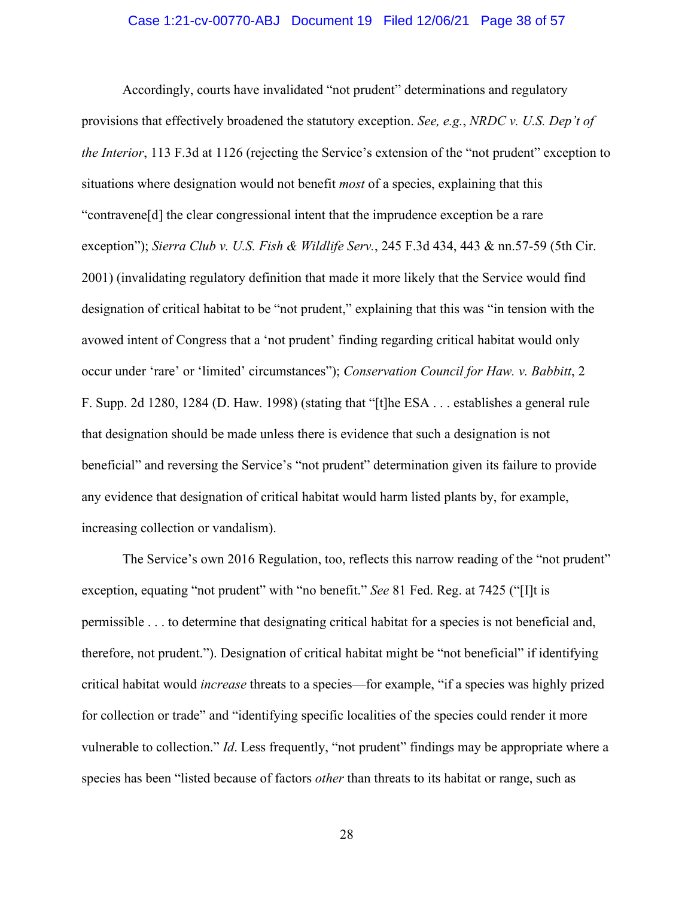Accordingly, courts have invalidated "not prudent" determinations and regulatory provisions that effectively broadened the statutory exception. *See, e.g.*, *NRDC v. U.S. Dep't of the Interior*, 113 F.3d at 1126 (rejecting the Service's extension of the "not prudent" exception to situations where designation would not benefit *most* of a species, explaining that this "contravene[d] the clear congressional intent that the imprudence exception be a rare exception"); *Sierra Club v. U.S. Fish & Wildlife Serv.*, 245 F.3d 434, 443 & nn.57-59 (5th Cir. 2001) (invalidating regulatory definition that made it more likely that the Service would find designation of critical habitat to be "not prudent," explaining that this was "in tension with the avowed intent of Congress that a 'not prudent' finding regarding critical habitat would only occur under 'rare' or 'limited' circumstances"); *Conservation Council for Haw. v. Babbitt*, 2 F. Supp. 2d 1280, 1284 (D. Haw. 1998) (stating that "[t]he ESA . . . establishes a general rule that designation should be made unless there is evidence that such a designation is not beneficial" and reversing the Service's "not prudent" determination given its failure to provide any evidence that designation of critical habitat would harm listed plants by, for example, increasing collection or vandalism).

The Service's own 2016 Regulation, too, reflects this narrow reading of the "not prudent" exception, equating "not prudent" with "no benefit." *See* 81 Fed. Reg. at 7425 ("[I]t is permissible . . . to determine that designating critical habitat for a species is not beneficial and, therefore, not prudent."). Designation of critical habitat might be "not beneficial" if identifying critical habitat would *increase* threats to a species—for example, "if a species was highly prized for collection or trade" and "identifying specific localities of the species could render it more vulnerable to collection." *Id*. Less frequently, "not prudent" findings may be appropriate where a species has been "listed because of factors *other* than threats to its habitat or range, such as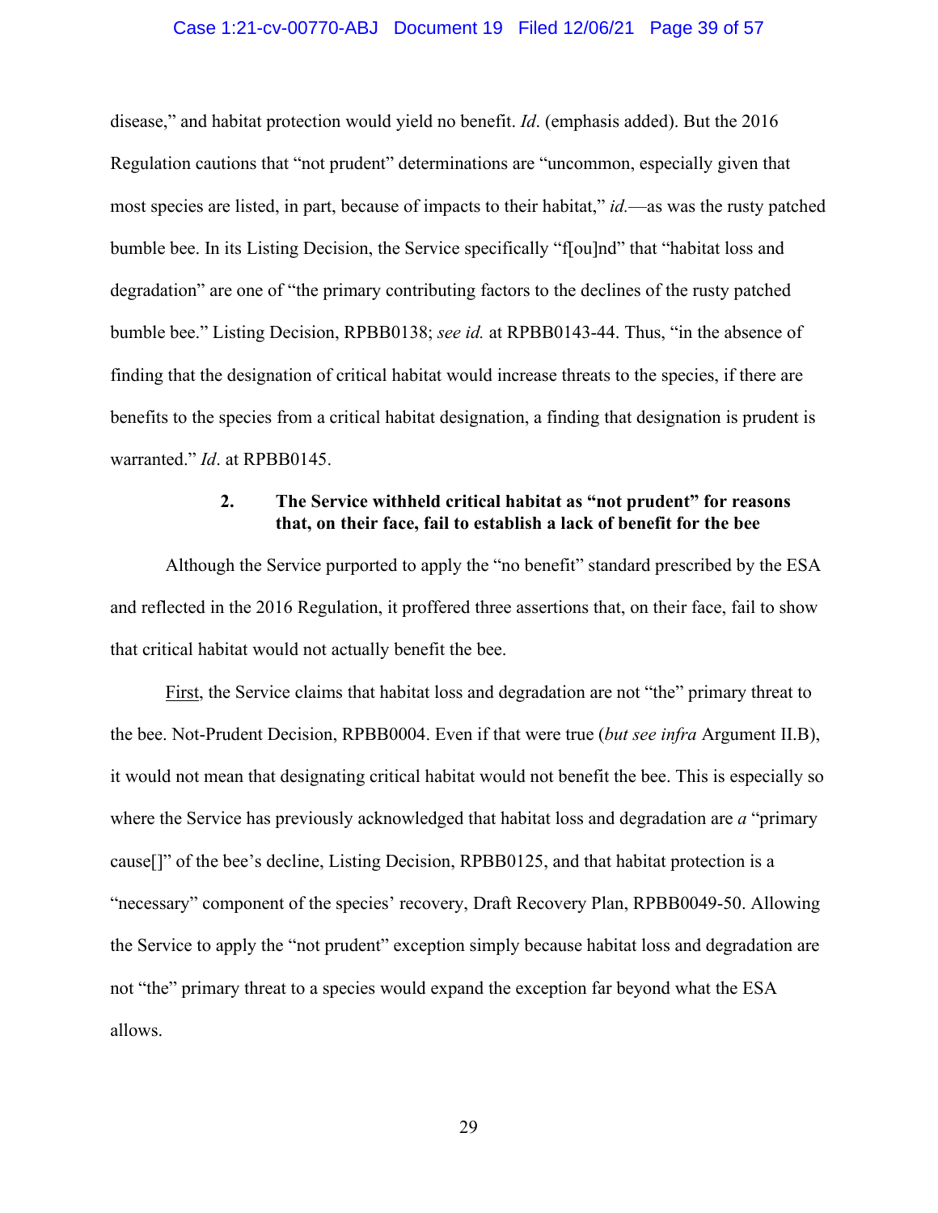disease," and habitat protection would yield no benefit. *Id*. (emphasis added). But the 2016 Regulation cautions that "not prudent" determinations are "uncommon, especially given that most species are listed, in part, because of impacts to their habitat," *id.*—as was the rusty patched bumble bee. In its Listing Decision, the Service specifically "f[ou]nd" that "habitat loss and degradation" are one of "the primary contributing factors to the declines of the rusty patched bumble bee." Listing Decision, RPBB0138; *see id.* at RPBB0143-44. Thus, "in the absence of finding that the designation of critical habitat would increase threats to the species, if there are benefits to the species from a critical habitat designation, a finding that designation is prudent is warranted." *Id*. at RPBB0145.

### 2. The Service withheld critical habitat as "not prudent" for reasons that, on their face, fail to establish a lack of benefit for the bee

Although the Service purported to apply the "no benefit" standard prescribed by the ESA and reflected in the 2016 Regulation, it proffered three assertions that, on their face, fail to show that critical habitat would not actually benefit the bee.

<u>First</u>, the Service claims that habitat loss and degradation are not "the" primary threat to the bee. Not-Prudent Decision, RPBB0004. Even if that were true (*but see infra* Argument II.B), it would not mean that designating critical habitat would not benefit the bee. This is especially so where the Service has previously acknowledged that habitat loss and degradation are *a* "primary cause[]" of the bee's decline, Listing Decision, RPBB0125, and that habitat protection is a "necessary" component of the species' recovery, Draft Recovery Plan, RPBB0049-50. Allowing the Service to apply the "not prudent" exception simply because habitat loss and degradation are not "the" primary threat to a species would expand the exception far beyond what the ESA allows.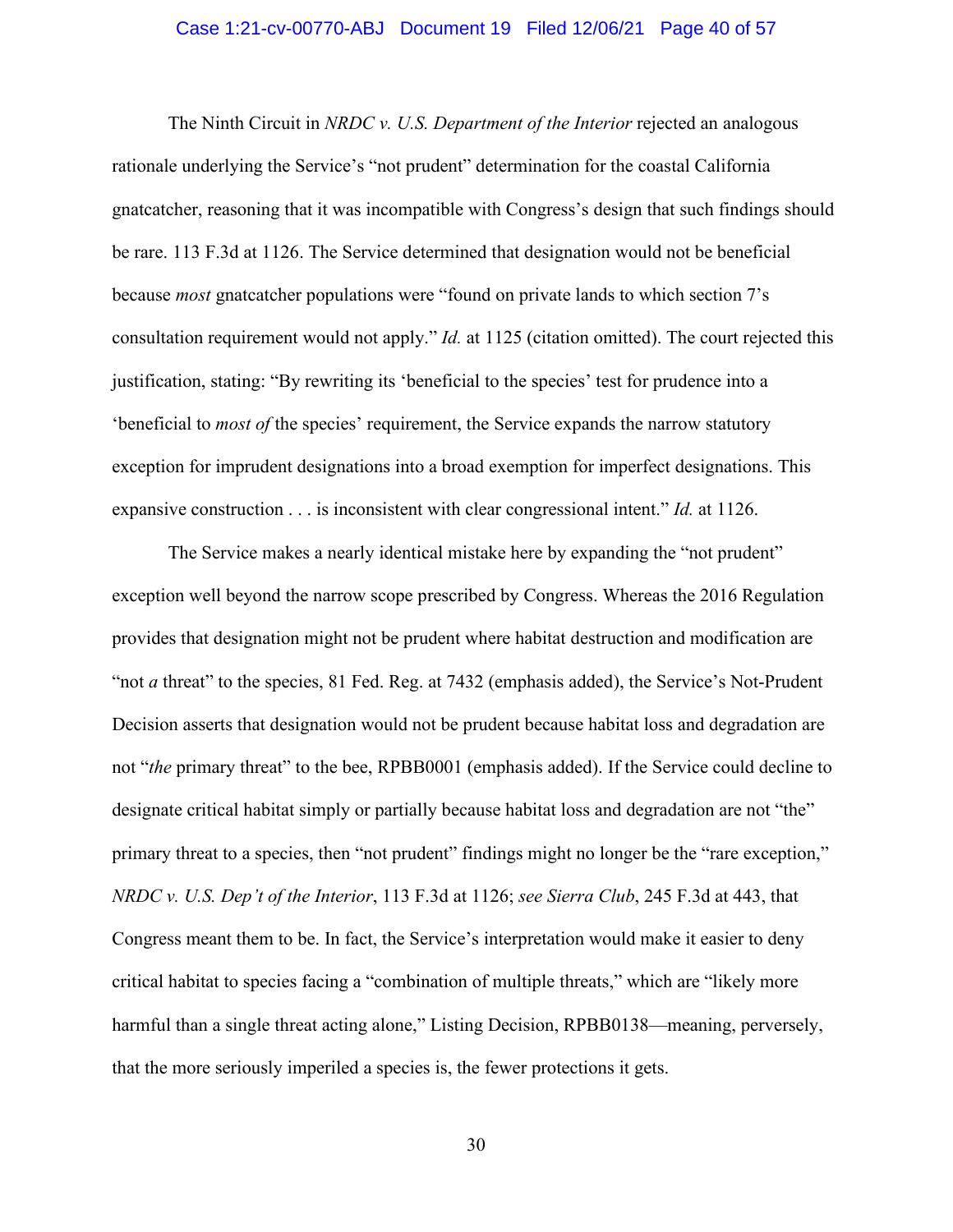The Ninth Circuit in *NRDC v. U.S. Department of the Interior* rejected an analogous rationale underlying the Service's "not prudent" determination for the coastal California gnatcatcher, reasoning that it was incompatible with Congress's design that such findings should be rare. 113 F.3d at 1126. The Service determined that designation would not be beneficial because *most* gnatcatcher populations were "found on private lands to which section 7's consultation requirement would not apply." *Id.* at 1125 (citation omitted). The court rejected this justification, stating: "By rewriting its 'beneficial to the species' test for prudence into a 'beneficial to *most of* the species' requirement, the Service expands the narrow statutory exception for imprudent designations into a broad exemption for imperfect designations. This expansive construction . . . is inconsistent with clear congressional intent." *Id.* at 1126.

The Service makes a nearly identical mistake here by expanding the "not prudent" exception well beyond the narrow scope prescribed by Congress. Whereas the 2016 Regulation provides that designation might not be prudent where habitat destruction and modification are "not *a* threat" to the species, 81 Fed. Reg. at 7432 (emphasis added), the Service's Not-Prudent Decision asserts that designation would not be prudent because habitat loss and degradation are not "*the* primary threat" to the bee, RPBB0001 (emphasis added). If the Service could decline to designate critical habitat simply or partially because habitat loss and degradation are not "the" primary threat to a species, then "not prudent" findings might no longer be the "rare exception," *NRDC v. U.S. Dep't of the Interior*, 113 F.3d at 1126; *see Sierra Club*, 245 F.3d at 443, that Congress meant them to be. In fact, the Service's interpretation would make it easier to deny critical habitat to species facing a "combination of multiple threats," which are "likely more harmful than a single threat acting alone," Listing Decision, RPBB0138—meaning, perversely, that the more seriously imperiled a species is, the fewer protections it gets.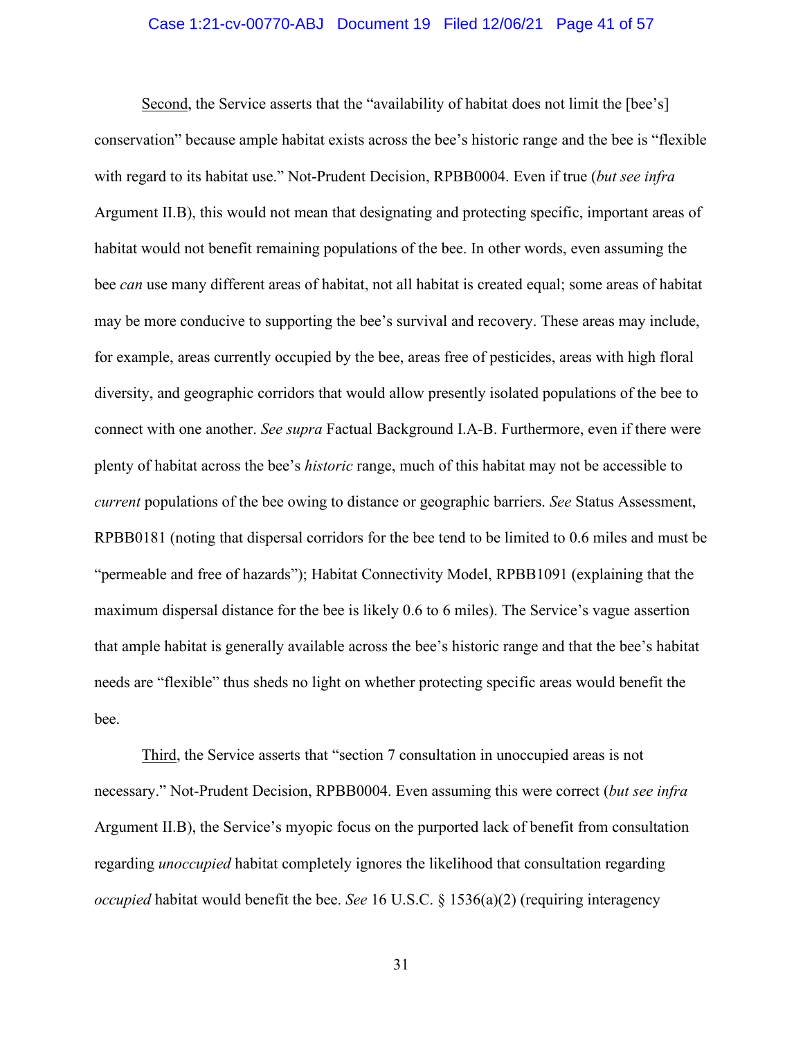Second, the Service asserts that the "availability of habitat does not limit the [bee's] conservation" because ample habitat exists across the bee's historic range and the bee is "flexible with regard to its habitat use." Not-Prudent Decision, RPBB0004. Even if true (*but see infra* Argument II.B), this would not mean that designating and protecting specific, important areas of habitat would not benefit remaining populations of the bee. In other words, even assuming the bee *can* use many different areas of habitat, not all habitat is created equal; some areas of habitat may be more conducive to supporting the bee's survival and recovery. These areas may include, for example, areas currently occupied by the bee, areas free of pesticides, areas with high floral diversity, and geographic corridors that would allow presently isolated populations of the bee to connect with one another. *See supra* Factual Background I.A-B. Furthermore, even if there were plenty of habitat across the bee's *historic* range, much of this habitat may not be accessible to *current* populations of the bee owing to distance or geographic barriers. *See* Status Assessment, RPBB0181 (noting that dispersal corridors for the bee tend to be limited to 0.6 miles and must be "permeable and free of hazards"); Habitat Connectivity Model, RPBB1091 (explaining that the maximum dispersal distance for the bee is likely 0.6 to 6 miles). The Service's vague assertion that ample habitat is generally available across the bee's historic range and that the bee's habitat needs are "flexible" thus sheds no light on whether protecting specific areas would benefit the bee.

Third, the Service asserts that "section 7 consultation in unoccupied areas is not necessary." Not-Prudent Decision, RPBB0004. Even assuming this were correct (*but see infra* Argument II.B), the Service's myopic focus on the purported lack of benefit from consultation regarding *unoccupied* habitat completely ignores the likelihood that consultation regarding *occupied* habitat would benefit the bee. *See* 16 U.S.C. § 1536(a)(2) (requiring interagency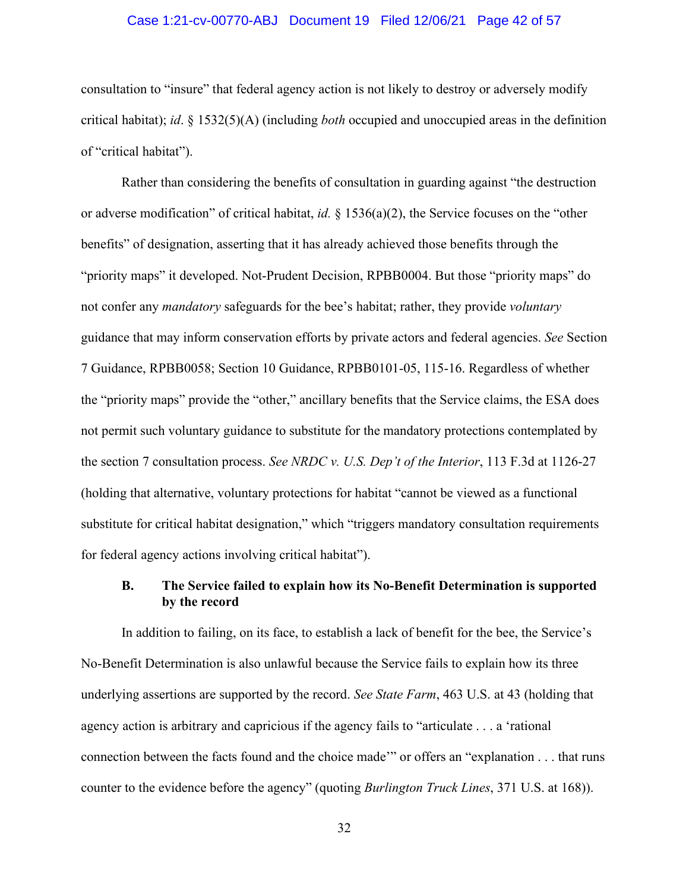consultation to "insure" that federal agency action is not likely to destroy or adversely modify critical habitat); *id*. § 1532(5)(A) (including *both* occupied and unoccupied areas in the definition of "critical habitat").

Rather than considering the benefits of consultation in guarding against "the destruction or adverse modification" of critical habitat, *id.* § 1536(a)(2), the Service focuses on the "other benefits" of designation, asserting that it has already achieved those benefits through the "priority maps" it developed. Not-Prudent Decision, RPBB0004. But those "priority maps" do not confer any *mandatory* safeguards for the bee's habitat; rather, they provide *voluntary* guidance that may inform conservation efforts by private actors and federal agencies. *See* Section 7 Guidance, RPBB0058; Section 10 Guidance, RPBB0101-05, 115-16. Regardless of whether the "priority maps" provide the "other," ancillary benefits that the Service claims, the ESA does not permit such voluntary guidance to substitute for the mandatory protections contemplated by the section 7 consultation process. *See NRDC v. U.S. Dep't of the Interior*, 113 F.3d at 1126-27 (holding that alternative, voluntary protections for habitat "cannot be viewed as a functional substitute for critical habitat designation," which "triggers mandatory consultation requirements for federal agency actions involving critical habitat").

### B. The Service failed to explain how its No-Benefit Determination is supported by the record

In addition to failing, on its face, to establish a lack of benefit for the bee, the Service's No-Benefit Determination is also unlawful because the Service fails to explain how its three underlying assertions are supported by the record. *See State Farm*, 463 U.S. at 43 (holding that agency action is arbitrary and capricious if the agency fails to "articulate . . . a 'rational connection between the facts found and the choice made'" or offers an "explanation . . . that runs counter to the evidence before the agency" (quoting *Burlington Truck Lines*, 371 U.S. at 168)).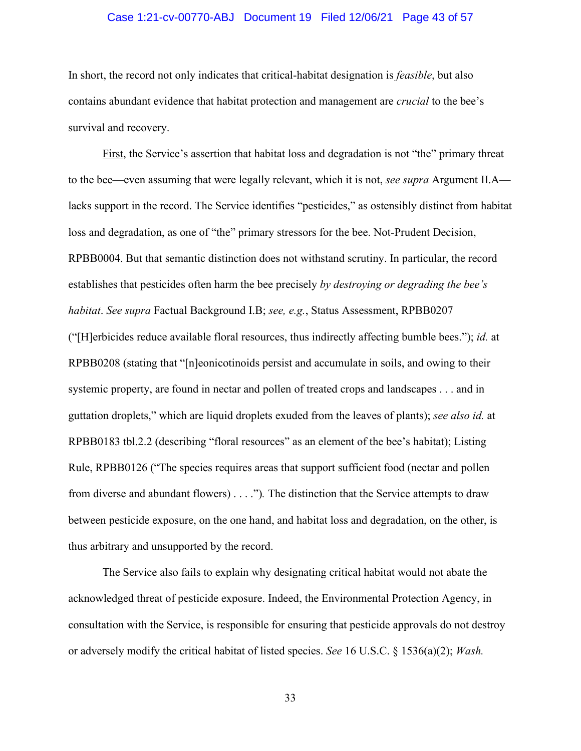In short, the record not only indicates that critical-habitat designation is *feasible*, but also contains abundant evidence that habitat protection and management are *crucial* to the bee's survival and recovery.

First, the Service's assertion that habitat loss and degradation is not "the" primary threat to the bee—even assuming that were legally relevant, which it is not, *see supra* Argument II.A—lacks support in the record. The Service identifies "pesticides," as ostensibly distinct from habitat loss and degradation, as one of "the" primary stressors for the bee. Not-Prudent Decision, RPBB0004. But that semantic distinction does not withstand scrutiny. In particular, the record establishes that pesticides often harm the bee precisely *by destroying or degrading the bee's habitat*. *See supra* Factual Background I.B; *see, e.g.*, Status Assessment, RPBB0207 ("[H]erbicides reduce available floral resources, thus indirectly affecting bumble bees."); *id.* at RPBB0208 (stating that "[n]eonicotinoids persist and accumulate in soils, and owing to their systemic property, are found in nectar and pollen of treated crops and landscapes . . . and in guttation droplets," which are liquid droplets exuded from the leaves of plants); *see also id.* at RPBB0183 tbl.2.2 (describing "floral resources" as an element of the bee's habitat); Listing Rule, RPBB0126 ("The species requires areas that support sufficient food (nectar and pollen from diverse and abundant flowers) . . . ."). The distinction that the Service attempts to draw between pesticide exposure, on the one hand, and habitat loss and degradation, on the other, is thus arbitrary and unsupported by the record.

The Service also fails to explain why designating critical habitat would not abate the acknowledged threat of pesticide exposure. Indeed, the Environmental Protection Agency, in consultation with the Service, is responsible for ensuring that pesticide approvals do not destroy or adversely modify the critical habitat of listed species. *See* 16 U.S.C. § 1536(a)(2); *Wash.*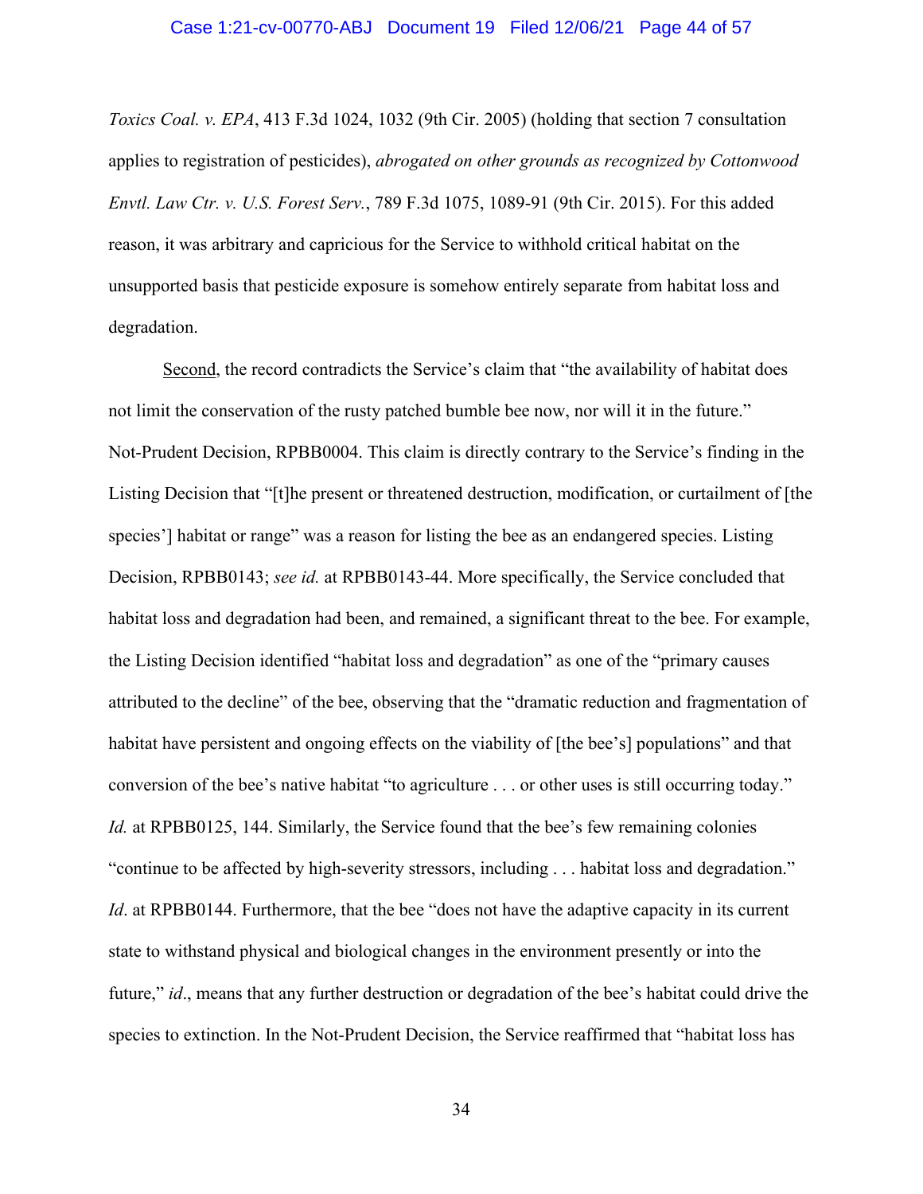*Toxics Coal. v. EPA*, 413 F.3d 1024, 1032 (9th Cir. 2005) (holding that section 7 consultation applies to registration of pesticides), *abrogated on other grounds as recognized by Cottonwood Envtl. Law Ctr. v. U.S. Forest Serv.*, 789 F.3d 1075, 1089-91 (9th Cir. 2015). For this added reason, it was arbitrary and capricious for the Service to withhold critical habitat on the unsupported basis that pesticide exposure is somehow entirely separate from habitat loss and degradation.

<u>Second</u>, the record contradicts the Service's claim that "the availability of habitat does not limit the conservation of the rusty patched bumble bee now, nor will it in the future." Not-Prudent Decision, RPBB0004. This claim is directly contrary to the Service's finding in the Listing Decision that "[t]he present or threatened destruction, modification, or curtailment of [the species'] habitat or range" was a reason for listing the bee as an endangered species. Listing Decision, RPBB0143; *see id.* at RPBB0143-44. More specifically, the Service concluded that habitat loss and degradation had been, and remained, a significant threat to the bee. For example, the Listing Decision identified "habitat loss and degradation" as one of the "primary causes attributed to the decline" of the bee, observing that the "dramatic reduction and fragmentation of habitat have persistent and ongoing effects on the viability of [the bee's] populations" and that conversion of the bee's native habitat "to agriculture . . . or other uses is still occurring today." *Id.* at RPBB0125, 144. Similarly, the Service found that the bee's few remaining colonies "continue to be affected by high-severity stressors, including . . . habitat loss and degradation." *Id*. at RPBB0144. Furthermore, that the bee "does not have the adaptive capacity in its current state to withstand physical and biological changes in the environment presently or into the future," *id*., means that any further destruction or degradation of the bee's habitat could drive the species to extinction. In the Not-Prudent Decision, the Service reaffirmed that "habitat loss has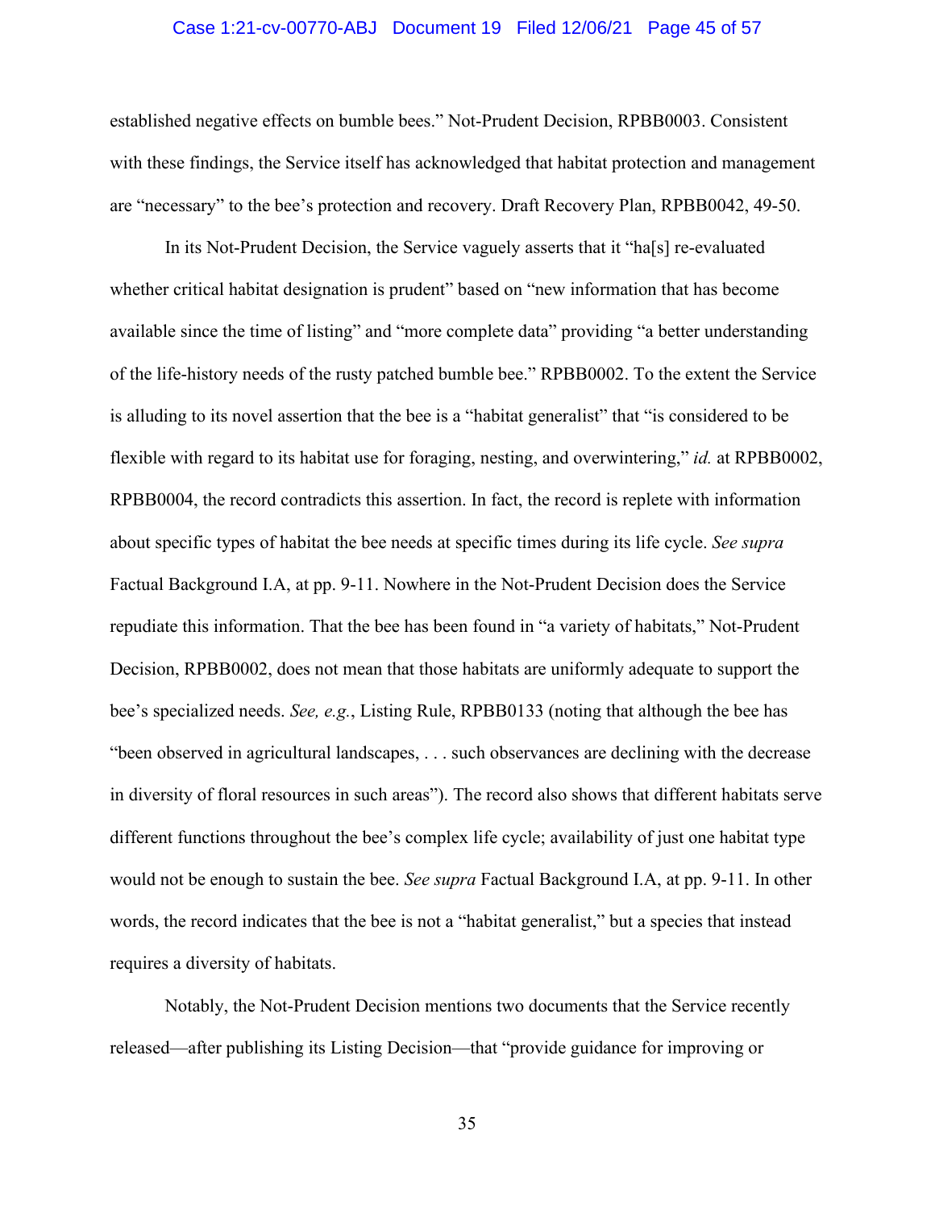established negative effects on bumble bees." Not-Prudent Decision, RPBB0003. Consistent with these findings, the Service itself has acknowledged that habitat protection and management are "necessary" to the bee's protection and recovery. Draft Recovery Plan, RPBB0042, 49-50.

In its Not-Prudent Decision, the Service vaguely asserts that it "ha[s] re-evaluated whether critical habitat designation is prudent" based on "new information that has become available since the time of listing" and "more complete data" providing "a better understanding of the life-history needs of the rusty patched bumble bee." RPBB0002. To the extent the Service is alluding to its novel assertion that the bee is a "habitat generalist" that "is considered to be flexible with regard to its habitat use for foraging, nesting, and overwintering," *id.* at RPBB0002, RPBB0004, the record contradicts this assertion. In fact, the record is replete with information about specific types of habitat the bee needs at specific times during its life cycle. *See supra* Factual Background I.A, at pp. 9-11. Nowhere in the Not-Prudent Decision does the Service repudiate this information. That the bee has been found in "a variety of habitats," Not-Prudent Decision, RPBB0002, does not mean that those habitats are uniformly adequate to support the bee's specialized needs. *See, e.g.*, Listing Rule, RPBB0133 (noting that although the bee has "been observed in agricultural landscapes, . . . such observances are declining with the decrease in diversity of floral resources in such areas"). The record also shows that different habitats serve different functions throughout the bee's complex life cycle; availability of just one habitat type would not be enough to sustain the bee. *See supra* Factual Background I.A, at pp. 9-11. In other words, the record indicates that the bee is not a "habitat generalist," but a species that instead requires a diversity of habitats.

Notably, the Not-Prudent Decision mentions two documents that the Service recently released—after publishing its Listing Decision—that "provide guidance for improving or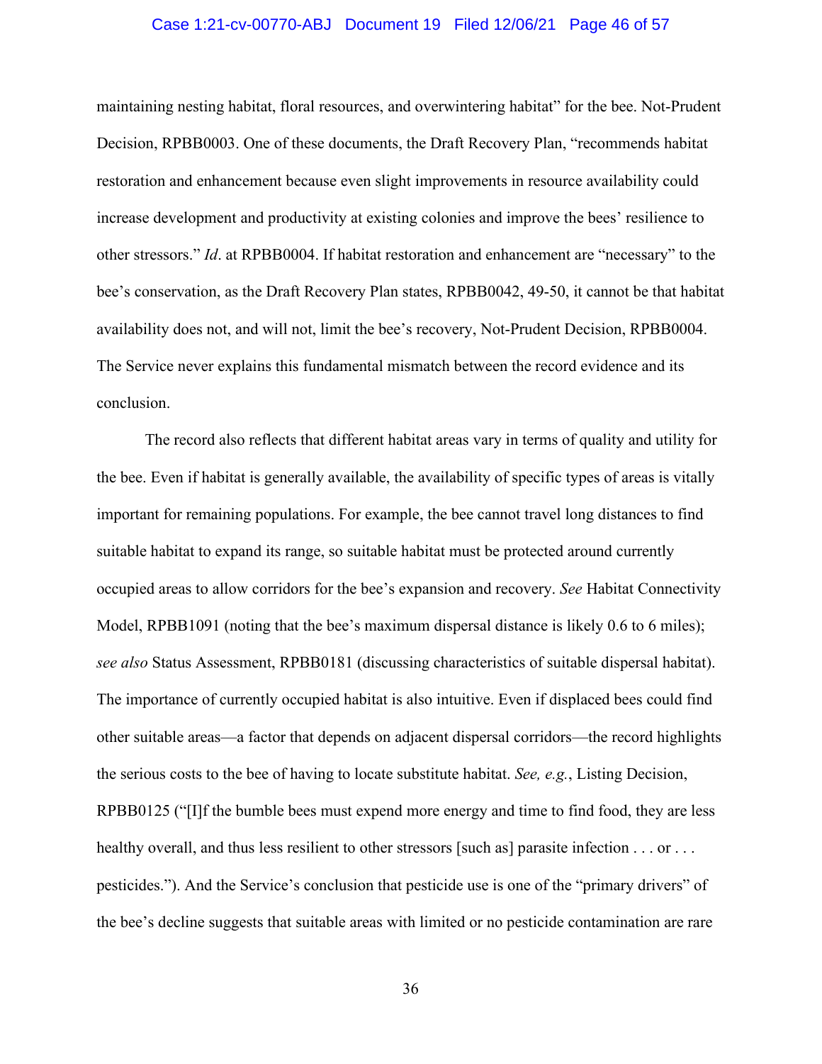maintaining nesting habitat, floral resources, and overwintering habitat" for the bee. Not-Prudent Decision, RPBB0003. One of these documents, the Draft Recovery Plan, "recommends habitat restoration and enhancement because even slight improvements in resource availability could increase development and productivity at existing colonies and improve the bees' resilience to other stressors." *Id*. at RPBB0004. If habitat restoration and enhancement are "necessary" to the bee's conservation, as the Draft Recovery Plan states, RPBB0042, 49-50, it cannot be that habitat availability does not, and will not, limit the bee's recovery, Not-Prudent Decision, RPBB0004. The Service never explains this fundamental mismatch between the record evidence and its conclusion.

The record also reflects that different habitat areas vary in terms of quality and utility for the bee. Even if habitat is generally available, the availability of specific types of areas is vitally important for remaining populations. For example, the bee cannot travel long distances to find suitable habitat to expand its range, so suitable habitat must be protected around currently occupied areas to allow corridors for the bee's expansion and recovery. *See* Habitat Connectivity Model, RPBB1091 (noting that the bee's maximum dispersal distance is likely 0.6 to 6 miles); *see also* Status Assessment, RPBB0181 (discussing characteristics of suitable dispersal habitat). The importance of currently occupied habitat is also intuitive. Even if displaced bees could find other suitable areas—a factor that depends on adjacent dispersal corridors—the record highlights the serious costs to the bee of having to locate substitute habitat. *See, e.g.*, Listing Decision, RPBB0125 ("[I]f the bumble bees must expend more energy and time to find food, they are less healthy overall, and thus less resilient to other stressors [such as] parasite infection . . . or . . . pesticides."). And the Service's conclusion that pesticide use is one of the "primary drivers" of the bee's decline suggests that suitable areas with limited or no pesticide contamination are rare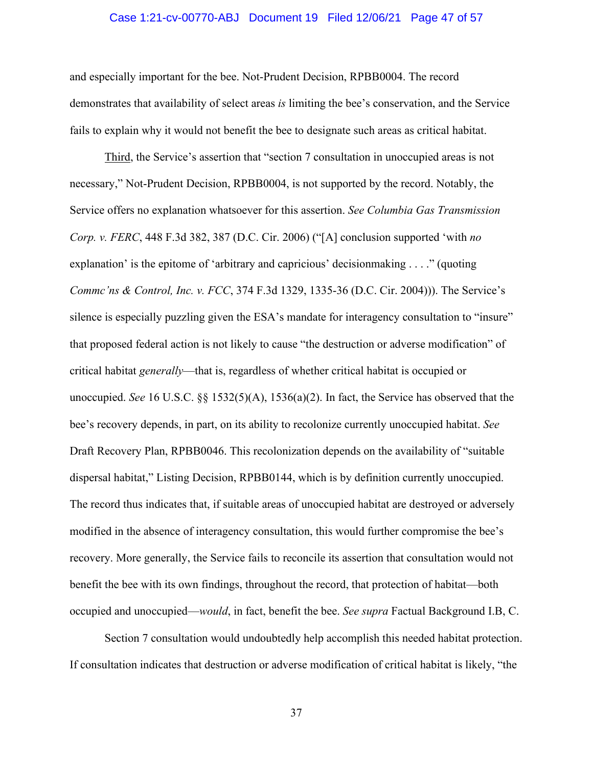and especially important for the bee. Not-Prudent Decision, RPBB0004. The record demonstrates that availability of select areas *is* limiting the bee's conservation, and the Service fails to explain why it would not benefit the bee to designate such areas as critical habitat.

Third, the Service's assertion that "section 7 consultation in unoccupied areas is not necessary," Not-Prudent Decision, RPBB0004, is not supported by the record. Notably, the Service offers no explanation whatsoever for this assertion. *See Columbia Gas Transmission Corp. v. FERC*, 448 F.3d 382, 387 (D.C. Cir. 2006) ("[A] conclusion supported 'with *no* explanation' is the epitome of 'arbitrary and capricious' decisionmaking . . . ." (quoting *Commc'ns & Control, Inc. v. FCC*, 374 F.3d 1329, 1335-36 (D.C. Cir. 2004))). The Service's silence is especially puzzling given the ESA's mandate for interagency consultation to "insure" that proposed federal action is not likely to cause "the destruction or adverse modification" of critical habitat *generally*—that is, regardless of whether critical habitat is occupied or unoccupied. *See* 16 U.S.C. §§ 1532(5)(A), 1536(a)(2). In fact, the Service has observed that the bee's recovery depends, in part, on its ability to recolonize currently unoccupied habitat. *See* Draft Recovery Plan, RPBB0046. This recolonization depends on the availability of "suitable dispersal habitat," Listing Decision, RPBB0144, which is by definition currently unoccupied. The record thus indicates that, if suitable areas of unoccupied habitat are destroyed or adversely modified in the absence of interagency consultation, this would further compromise the bee's recovery. More generally, the Service fails to reconcile its assertion that consultation would not benefit the bee with its own findings, throughout the record, that protection of habitat—both occupied and unoccupied—*would*, in fact, benefit the bee. *See supra* Factual Background I.B, C.

Section 7 consultation would undoubtedly help accomplish this needed habitat protection. If consultation indicates that destruction or adverse modification of critical habitat is likely, "the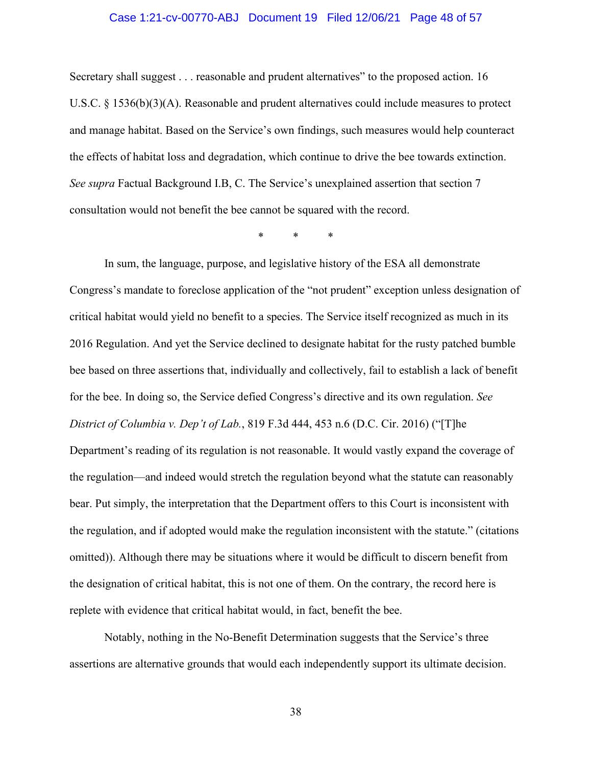Secretary shall suggest . . . reasonable and prudent alternatives" to the proposed action. 16 U.S.C. § 1536(b)(3)(A). Reasonable and prudent alternatives could include measures to protect and manage habitat. Based on the Service's own findings, such measures would help counteract the effects of habitat loss and degradation, which continue to drive the bee towards extinction. *See supra* Factual Background I.B, C. The Service's unexplained assertion that section 7 consultation would not benefit the bee cannot be squared with the record.

\* \* \*

In sum, the language, purpose, and legislative history of the ESA all demonstrate Congress's mandate to foreclose application of the "not prudent" exception unless designation of critical habitat would yield no benefit to a species. The Service itself recognized as much in its 2016 Regulation. And yet the Service declined to designate habitat for the rusty patched bumble bee based on three assertions that, individually and collectively, fail to establish a lack of benefit for the bee. In doing so, the Service defied Congress's directive and its own regulation. *See District of Columbia v. Dep't of Lab.*, 819 F.3d 444, 453 n.6 (D.C. Cir. 2016) ("[T]he Department's reading of its regulation is not reasonable. It would vastly expand the coverage of the regulation—and indeed would stretch the regulation beyond what the statute can reasonably bear. Put simply, the interpretation that the Department offers to this Court is inconsistent with the regulation, and if adopted would make the regulation inconsistent with the statute." (citations omitted)). Although there may be situations where it would be difficult to discern benefit from the designation of critical habitat, this is not one of them. On the contrary, the record here is replete with evidence that critical habitat would, in fact, benefit the bee.

Notably, nothing in the No-Benefit Determination suggests that the Service's three assertions are alternative grounds that would each independently support its ultimate decision.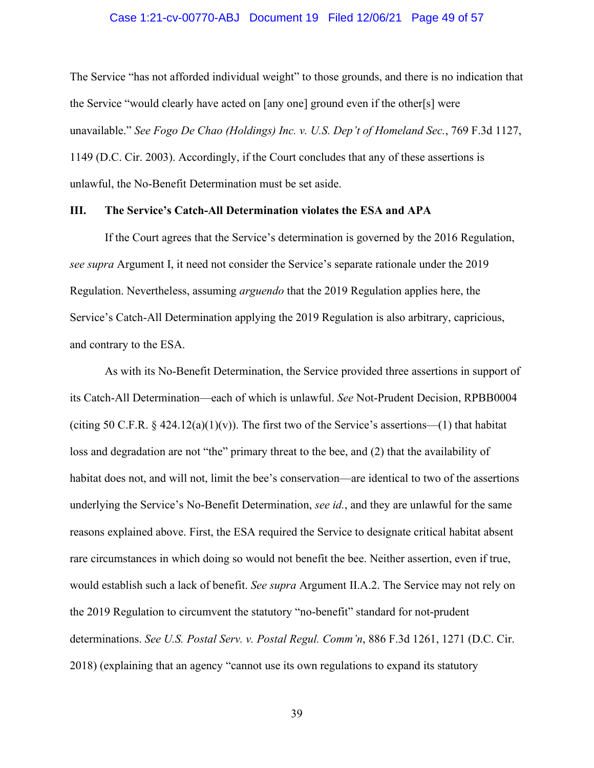The Service "has not afforded individual weight" to those grounds, and there is no indication that the Service "would clearly have acted on [any one] ground even if the other[s] were unavailable." *See Fogo De Chao (Holdings) Inc. v. U.S. Dep't of Homeland Sec.*, 769 F.3d 1127, 1149 (D.C. Cir. 2003). Accordingly, if the Court concludes that any of these assertions is unlawful, the No-Benefit Determination must be set aside.

## III. The Service's Catch-All Determination violates the ESA and APA

If the Court agrees that the Service's determination is governed by the 2016 Regulation, *see supra* Argument I, it need not consider the Service's separate rationale under the 2019 Regulation. Nevertheless, assuming *arguendo* that the 2019 Regulation applies here, the Service's Catch-All Determination applying the 2019 Regulation is also arbitrary, capricious, and contrary to the ESA.

As with its No-Benefit Determination, the Service provided three assertions in support of its Catch-All Determination—each of which is unlawful. *See* Not-Prudent Decision, RPBB0004 (citing 50 C.F.R. § 424.12(a)(1)(v)). The first two of the Service's assertions—(1) that habitat loss and degradation are not "the" primary threat to the bee, and (2) that the availability of habitat does not, and will not, limit the bee's conservation—are identical to two of the assertions underlying the Service's No-Benefit Determination, *see id.*, and they are unlawful for the same reasons explained above. First, the ESA required the Service to designate critical habitat absent rare circumstances in which doing so would not benefit the bee. Neither assertion, even if true, would establish such a lack of benefit. *See supra* Argument II.A.2. The Service may not rely on the 2019 Regulation to circumvent the statutory "no-benefit" standard for not-prudent determinations. *See U.S. Postal Serv. v. Postal Regul. Comm'n*, 886 F.3d 1261, 1271 (D.C. Cir. 2018) (explaining that an agency "cannot use its own regulations to expand its statutory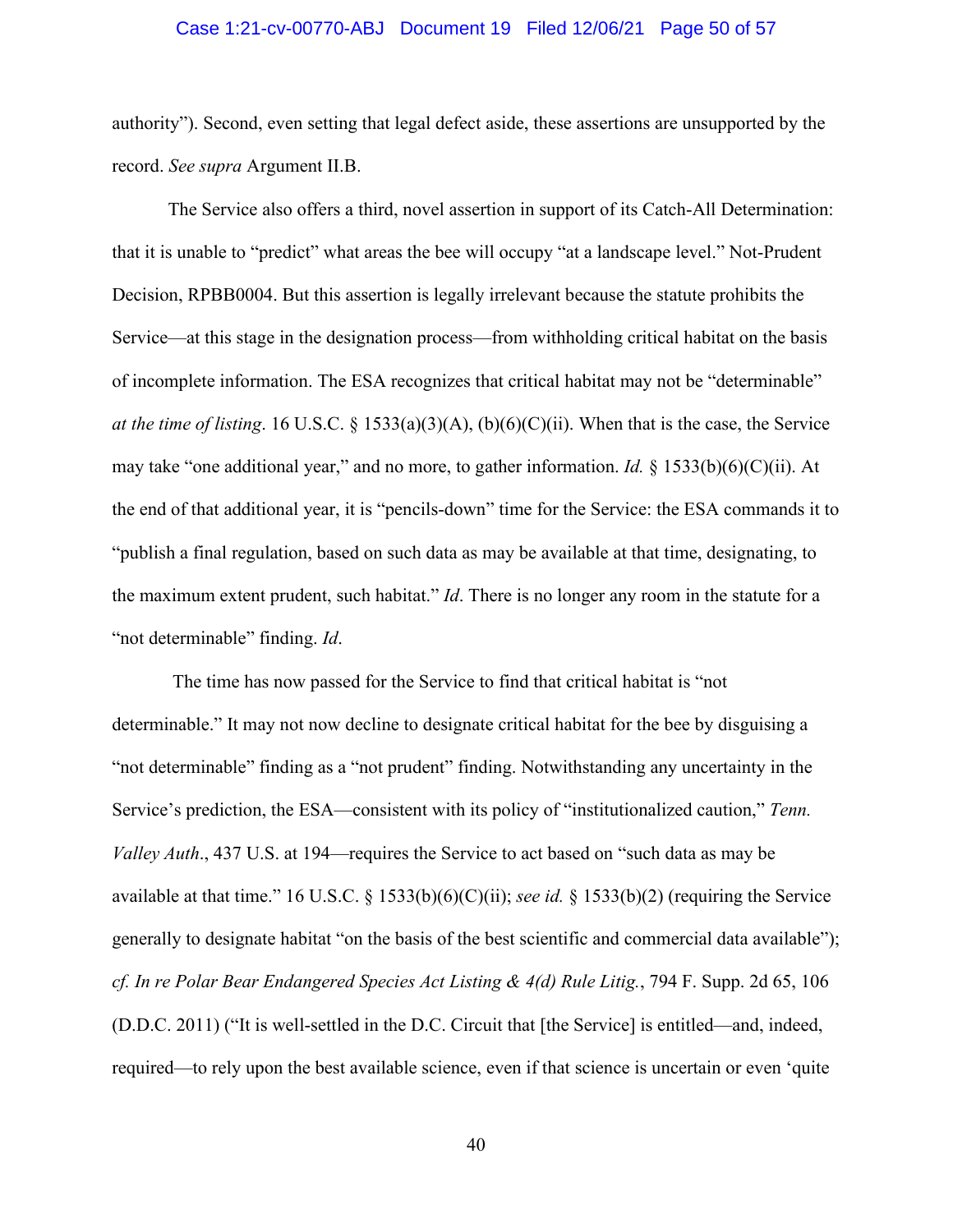authority"). Second, even setting that legal defect aside, these assertions are unsupported by the record. *See supra* Argument II.B.

The Service also offers a third, novel assertion in support of its Catch-All Determination: that it is unable to "predict" what areas the bee will occupy "at a landscape level." Not-Prudent Decision, RPBB0004. But this assertion is legally irrelevant because the statute prohibits the Service—at this stage in the designation process—from withholding critical habitat on the basis of incomplete information. The ESA recognizes that critical habitat may not be "determinable" *at the time of listing*. 16 U.S.C. § 1533(a)(3)(A), (b)(6)(C)(ii). When that is the case, the Service may take "one additional year," and no more, to gather information. *Id.* § 1533(b)(6)(C)(ii). At the end of that additional year, it is "pencils-down" time for the Service: the ESA commands it to "publish a final regulation, based on such data as may be available at that time, designating, to the maximum extent prudent, such habitat." *Id*. There is no longer any room in the statute for a "not determinable" finding. *Id*.

The time has now passed for the Service to find that critical habitat is "not determinable." It may not now decline to designate critical habitat for the bee by disguising a "not determinable" finding as a "not prudent" finding. Notwithstanding any uncertainty in the Service's prediction, the ESA—consistent with its policy of "institutionalized caution," *Tenn. Valley Auth*., 437 U.S. at 194—requires the Service to act based on "such data as may be available at that time." 16 U.S.C. § 1533(b)(6)(C)(ii); *see id.* § 1533(b)(2) (requiring the Service generally to designate habitat "on the basis of the best scientific and commercial data available"); *cf. In re Polar Bear Endangered Species Act Listing & 4(d) Rule Litig.*, 794 F. Supp. 2d 65, 106 (D.D.C. 2011) ("It is well-settled in the D.C. Circuit that [the Service] is entitled—and, indeed, required—to rely upon the best available science, even if that science is uncertain or even 'quite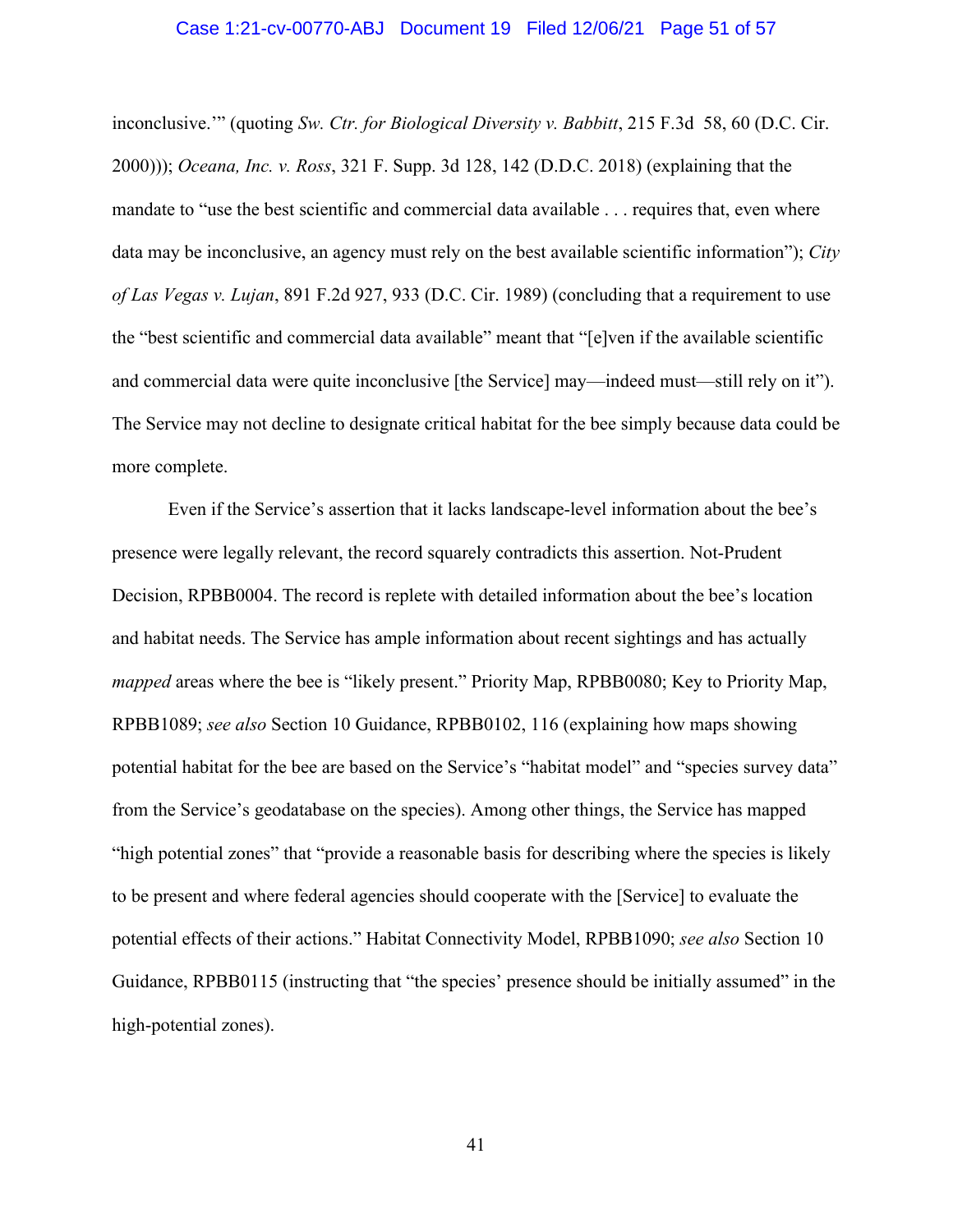inconclusive.'" (quoting *Sw. Ctr. for Biological Diversity v. Babbitt*, 215 F.3d 58, 60 (D.C. Cir. 2000))); *Oceana, Inc. v. Ross*, 321 F. Supp. 3d 128, 142 (D.D.C. 2018) (explaining that the mandate to "use the best scientific and commercial data available . . . requires that, even where data may be inconclusive, an agency must rely on the best available scientific information"); *City of Las Vegas v. Lujan*, 891 F.2d 927, 933 (D.C. Cir. 1989) (concluding that a requirement to use the "best scientific and commercial data available" meant that "[e]ven if the available scientific and commercial data were quite inconclusive [the Service] may—indeed must—still rely on it"). The Service may not decline to designate critical habitat for the bee simply because data could be more complete.

Even if the Service's assertion that it lacks landscape-level information about the bee's presence were legally relevant, the record squarely contradicts this assertion. Not-Prudent Decision, RPBB0004. The record is replete with detailed information about the bee's location and habitat needs. The Service has ample information about recent sightings and has actually *mapped* areas where the bee is "likely present." Priority Map, RPBB0080; Key to Priority Map, RPBB1089; *see also* Section 10 Guidance, RPBB0102, 116 (explaining how maps showing potential habitat for the bee are based on the Service's "habitat model" and "species survey data" from the Service's geodatabase on the species). Among other things, the Service has mapped "high potential zones" that "provide a reasonable basis for describing where the species is likely to be present and where federal agencies should cooperate with the [Service] to evaluate the potential effects of their actions." Habitat Connectivity Model, RPBB1090; *see also* Section 10 Guidance, RPBB0115 (instructing that "the species' presence should be initially assumed" in the high-potential zones).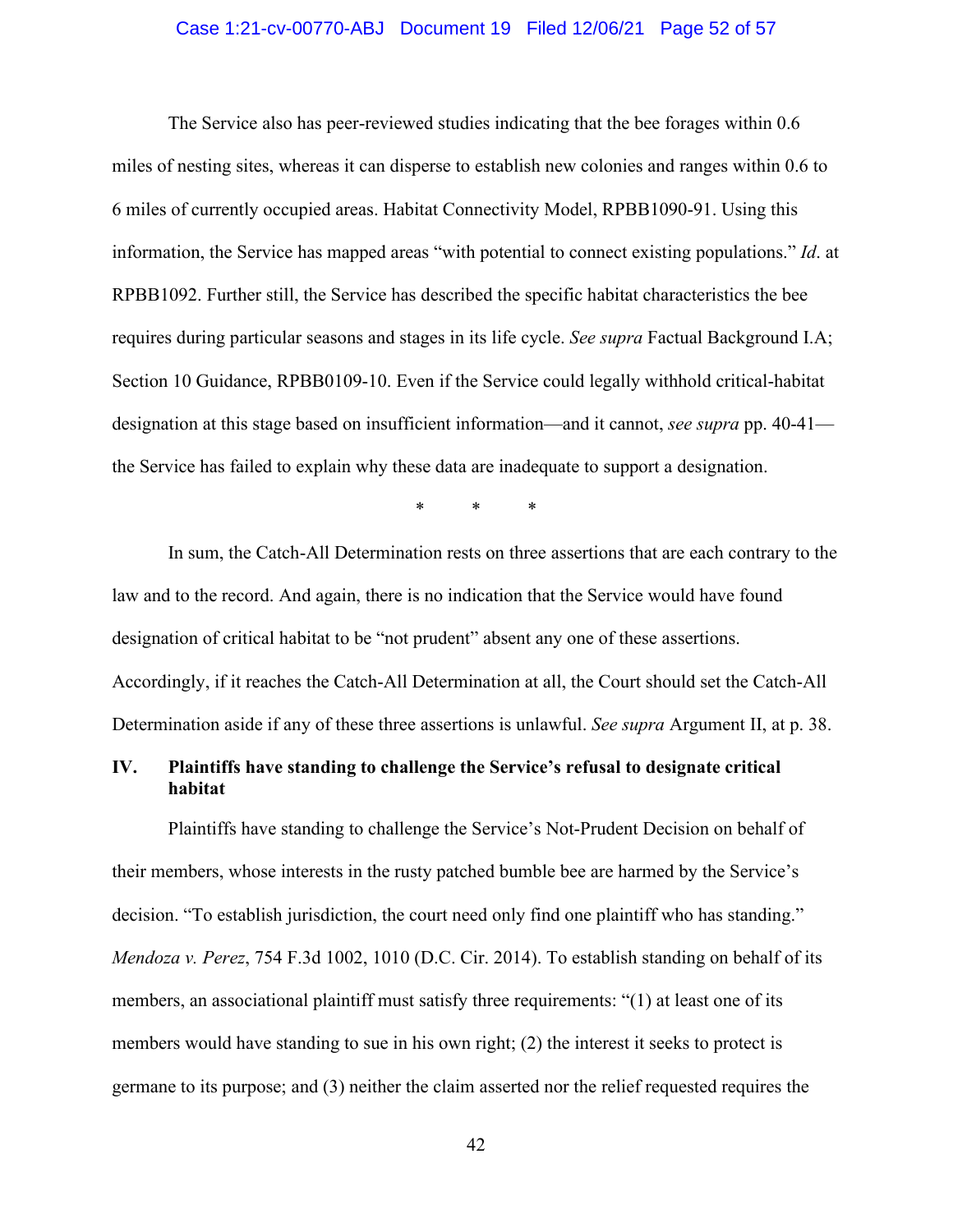The Service also has peer-reviewed studies indicating that the bee forages within 0.6 miles of nesting sites, whereas it can disperse to establish new colonies and ranges within 0.6 to 6 miles of currently occupied areas. Habitat Connectivity Model, RPBB1090-91. Using this information, the Service has mapped areas "with potential to connect existing populations." *Id*. at RPBB1092. Further still, the Service has described the specific habitat characteristics the bee requires during particular seasons and stages in its life cycle. *See supra* Factual Background I.A; Section 10 Guidance, RPBB0109-10. Even if the Service could legally withhold critical-habitat designation at this stage based on insufficient information—and it cannot, *see supra* pp. 40-41—the Service has failed to explain why these data are inadequate to support a designation.

\*  \*  \*

In sum, the Catch-All Determination rests on three assertions that are each contrary to the law and to the record. And again, there is no indication that the Service would have found designation of critical habitat to be "not prudent" absent any one of these assertions. Accordingly, if it reaches the Catch-All Determination at all, the Court should set the Catch-All Determination aside if any of these three assertions is unlawful. *See supra* Argument II, at p. 38.

## IV. Plaintiffs have standing to challenge the Service's refusal to designate critical habitat

Plaintiffs have standing to challenge the Service's Not-Prudent Decision on behalf of their members, whose interests in the rusty patched bumble bee are harmed by the Service's decision. "To establish jurisdiction, the court need only find one plaintiff who has standing." *Mendoza v. Perez*, 754 F.3d 1002, 1010 (D.C. Cir. 2014). To establish standing on behalf of its members, an associational plaintiff must satisfy three requirements: "(1) at least one of its members would have standing to sue in his own right; (2) the interest it seeks to protect is germane to its purpose; and (3) neither the claim asserted nor the relief requested requires the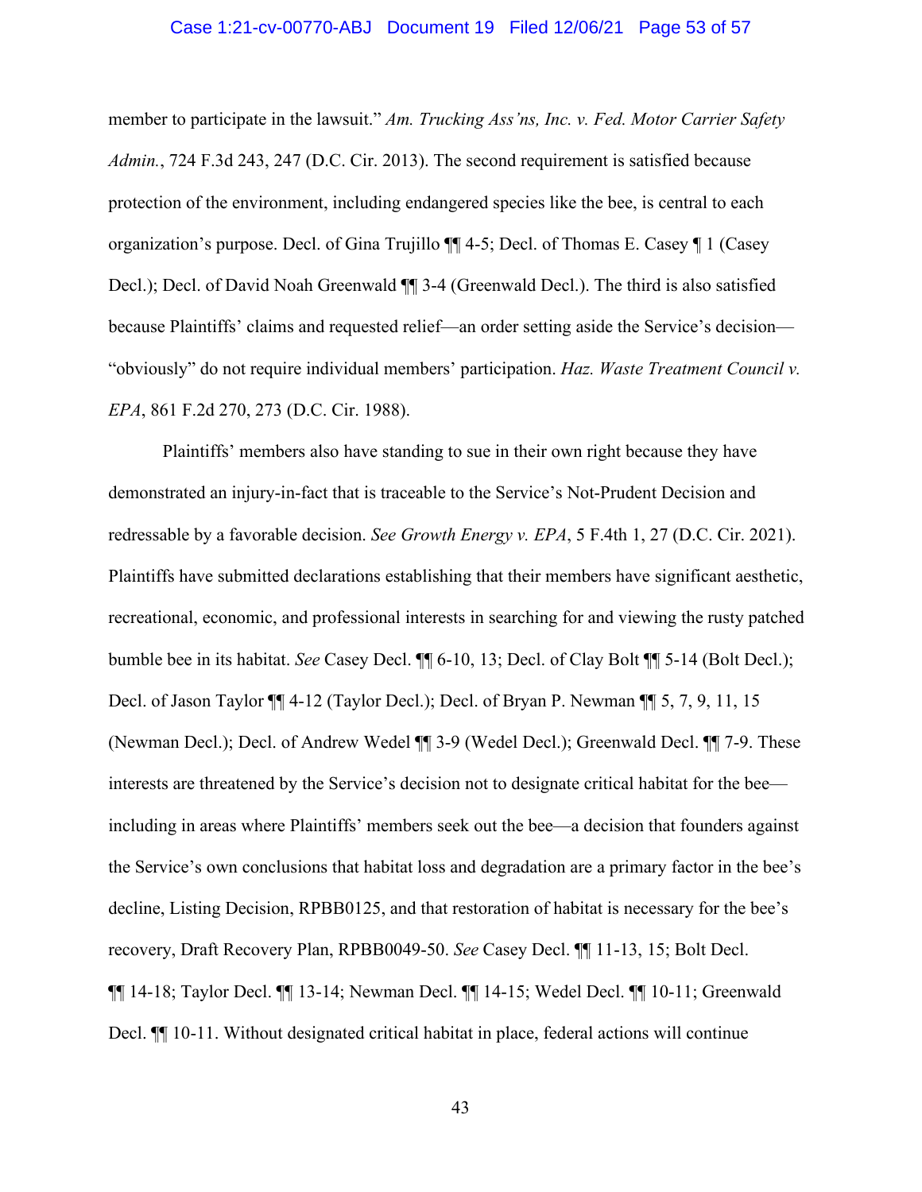member to participate in the lawsuit." *Am. Trucking Ass'ns, Inc. v. Fed. Motor Carrier Safety Admin.*, 724 F.3d 243, 247 (D.C. Cir. 2013). The second requirement is satisfied because protection of the environment, including endangered species like the bee, is central to each organization's purpose. Decl. of Gina Trujillo ¶¶ 4-5; Decl. of Thomas E. Casey ¶ 1 (Casey Decl.); Decl. of David Noah Greenwald ¶¶ 3-4 (Greenwald Decl.). The third is also satisfied because Plaintiffs' claims and requested relief—an order setting aside the Service's decision—"obviously" do not require individual members' participation. *Haz. Waste Treatment Council v. EPA*, 861 F.2d 270, 273 (D.C. Cir. 1988).

Plaintiffs' members also have standing to sue in their own right because they have demonstrated an injury-in-fact that is traceable to the Service's Not-Prudent Decision and redressable by a favorable decision. *See Growth Energy v. EPA*, 5 F.4th 1, 27 (D.C. Cir. 2021). Plaintiffs have submitted declarations establishing that their members have significant aesthetic, recreational, economic, and professional interests in searching for and viewing the rusty patched bumble bee in its habitat. *See* Casey Decl. ¶¶ 6-10, 13; Decl. of Clay Bolt ¶¶ 5-14 (Bolt Decl.); Decl. of Jason Taylor ¶¶ 4-12 (Taylor Decl.); Decl. of Bryan P. Newman ¶¶ 5, 7, 9, 11, 15 (Newman Decl.); Decl. of Andrew Wedel ¶¶ 3-9 (Wedel Decl.); Greenwald Decl. ¶¶ 7-9. These interests are threatened by the Service's decision not to designate critical habitat for the bee—including in areas where Plaintiffs' members seek out the bee—a decision that founders against the Service's own conclusions that habitat loss and degradation are a primary factor in the bee's decline, Listing Decision, RPBB0125, and that restoration of habitat is necessary for the bee's recovery, Draft Recovery Plan, RPBB0049-50. *See* Casey Decl. ¶¶ 11-13, 15; Bolt Decl. ¶¶ 14-18; Taylor Decl. ¶¶ 13-14; Newman Decl. ¶¶ 14-15; Wedel Decl. ¶¶ 10-11; Greenwald Decl. ¶¶ 10-11. Without designated critical habitat in place, federal actions will continue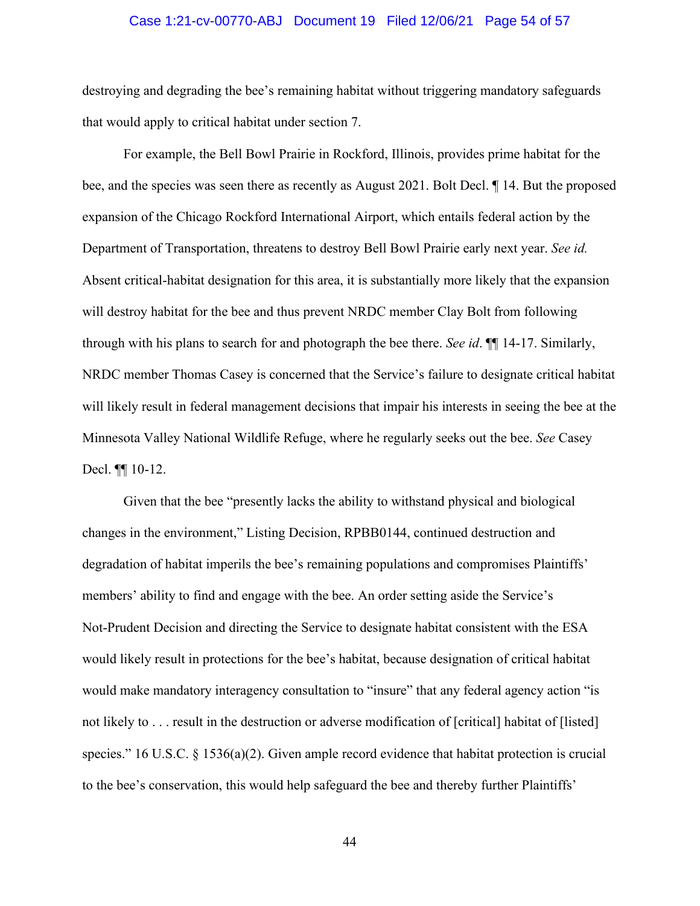destroying and degrading the bee's remaining habitat without triggering mandatory safeguards that would apply to critical habitat under section 7.

For example, the Bell Bowl Prairie in Rockford, Illinois, provides prime habitat for the bee, and the species was seen there as recently as August 2021. Bolt Decl. ¶ 14. But the proposed expansion of the Chicago Rockford International Airport, which entails federal action by the Department of Transportation, threatens to destroy Bell Bowl Prairie early next year. *See id.* Absent critical-habitat designation for this area, it is substantially more likely that the expansion will destroy habitat for the bee and thus prevent NRDC member Clay Bolt from following through with his plans to search for and photograph the bee there. *See id*. ¶¶ 14-17. Similarly, NRDC member Thomas Casey is concerned that the Service's failure to designate critical habitat will likely result in federal management decisions that impair his interests in seeing the bee at the Minnesota Valley National Wildlife Refuge, where he regularly seeks out the bee. *See* Casey Decl. ¶¶ 10-12.

Given that the bee "presently lacks the ability to withstand physical and biological changes in the environment," Listing Decision, RPBB0144, continued destruction and degradation of habitat imperils the bee's remaining populations and compromises Plaintiffs' members' ability to find and engage with the bee. An order setting aside the Service's Not-Prudent Decision and directing the Service to designate habitat consistent with the ESA would likely result in protections for the bee's habitat, because designation of critical habitat would make mandatory interagency consultation to "insure" that any federal agency action "is not likely to . . . result in the destruction or adverse modification of [critical] habitat of [listed] species." 16 U.S.C. § 1536(a)(2). Given ample record evidence that habitat protection is crucial to the bee's conservation, this would help safeguard the bee and thereby further Plaintiffs'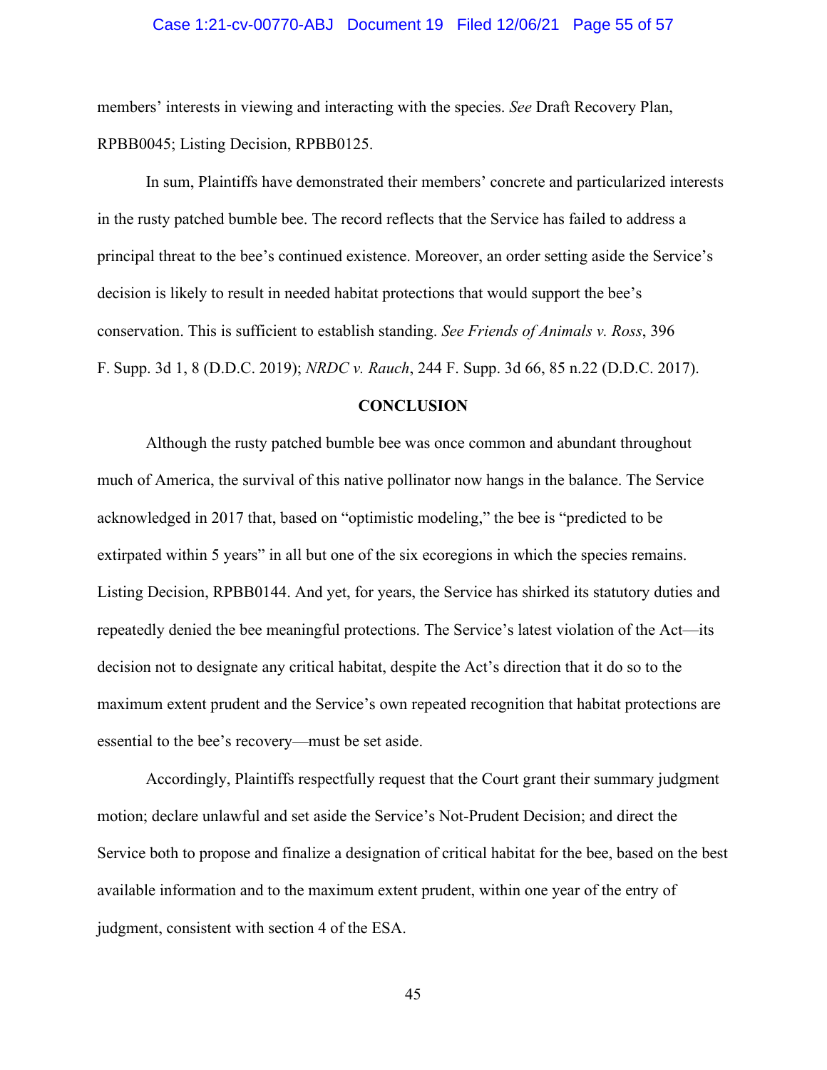members' interests in viewing and interacting with the species. *See* Draft Recovery Plan, RPBB0045; Listing Decision, RPBB0125.

In sum, Plaintiffs have demonstrated their members' concrete and particularized interests in the rusty patched bumble bee. The record reflects that the Service has failed to address a principal threat to the bee's continued existence. Moreover, an order setting aside the Service's decision is likely to result in needed habitat protections that would support the bee's conservation. This is sufficient to establish standing. *See Friends of Animals v. Ross*, 396 F. Supp. 3d 1, 8 (D.D.C. 2019); *NRDC v. Rauch*, 244 F. Supp. 3d 66, 85 n.22 (D.D.C. 2017).

**CONCLUSION**

Although the rusty patched bumble bee was once common and abundant throughout much of America, the survival of this native pollinator now hangs in the balance. The Service acknowledged in 2017 that, based on "optimistic modeling," the bee is "predicted to be extirpated within 5 years" in all but one of the six ecoregions in which the species remains. Listing Decision, RPBB0144. And yet, for years, the Service has shirked its statutory duties and repeatedly denied the bee meaningful protections. The Service's latest violation of the Act—its decision not to designate any critical habitat, despite the Act's direction that it do so to the maximum extent prudent and the Service's own repeated recognition that habitat protections are essential to the bee's recovery—must be set aside.

Accordingly, Plaintiffs respectfully request that the Court grant their summary judgment motion; declare unlawful and set aside the Service's Not-Prudent Decision; and direct the Service both to propose and finalize a designation of critical habitat for the bee, based on the best available information and to the maximum extent prudent, within one year of the entry of judgment, consistent with section 4 of the ESA.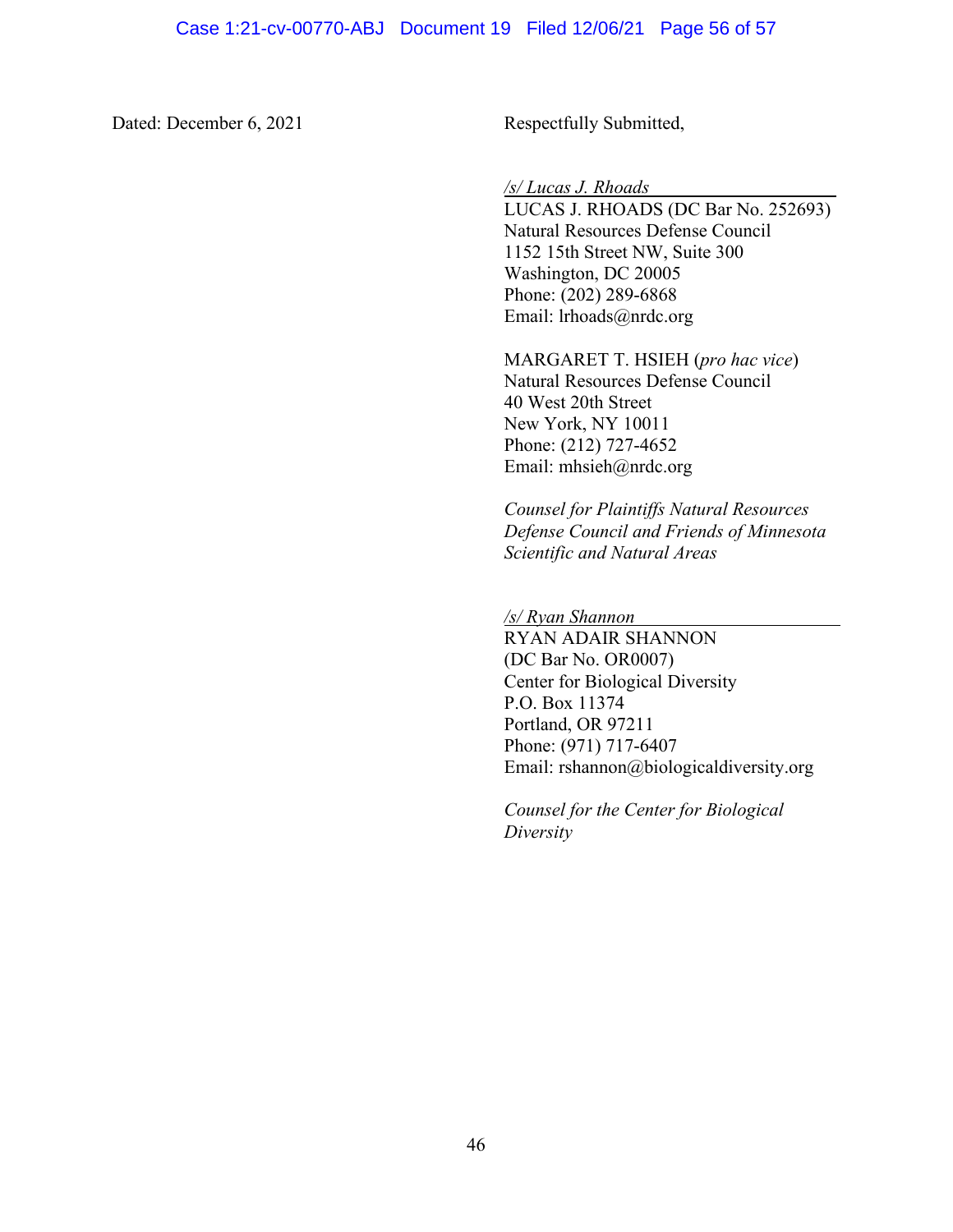Dated: December 6, 2021

Respectfully Submitted,

*/s/ Lucas J. Rhoads*
LUCAS J. RHOADS (DC Bar No. 252693)
Natural Resources Defense Council
1152 15th Street NW, Suite 300
Washington, DC 20005
Phone: (202) 289-6868
Email: lrhoads@nrdc.org

MARGARET T. HSIEH (*pro hac vice*)
Natural Resources Defense Council
40 West 20th Street
New York, NY 10011
Phone: (212) 727-4652
Email: mhsieh@nrdc.org

*Counsel for Plaintiffs Natural Resources Defense Council and Friends of Minnesota Scientific and Natural Areas*

*/s/ Ryan Shannon*
RYAN ADAIR SHANNON
(DC Bar No. OR0007)
Center for Biological Diversity
P.O. Box 11374
Portland, OR 97211
Phone: (971) 717-6407
Email: rshannon@biologicaldiversity.org

*Counsel for the Center for Biological Diversity*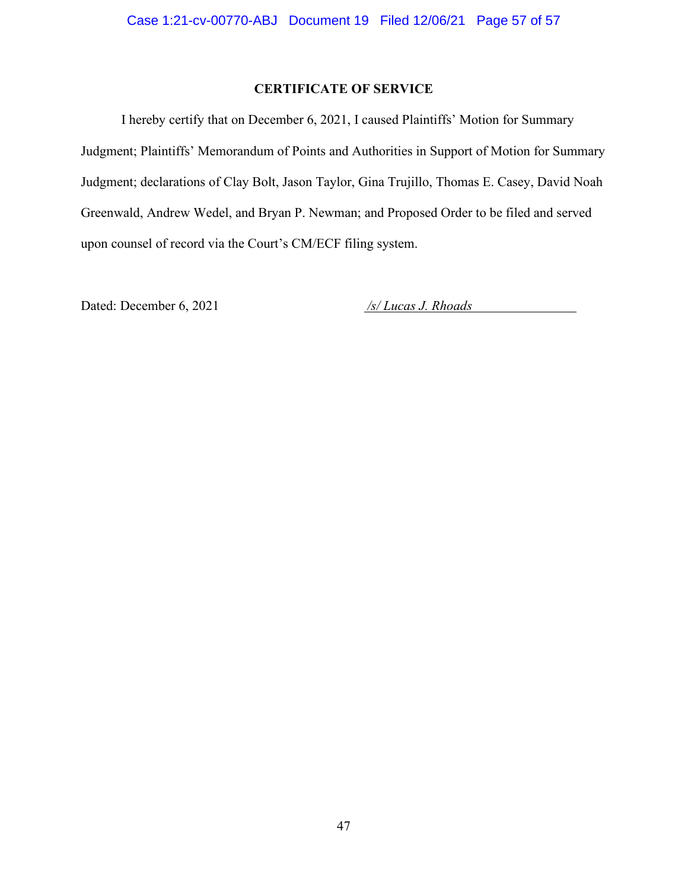## CERTIFICATE OF SERVICE

I hereby certify that on December 6, 2021, I caused Plaintiffs' Motion for Summary Judgment; Plaintiffs' Memorandum of Points and Authorities in Support of Motion for Summary Judgment; declarations of Clay Bolt, Jason Taylor, Gina Trujillo, Thomas E. Casey, David Noah Greenwald, Andrew Wedel, and Bryan P. Newman; and Proposed Order to be filed and served upon counsel of record via the Court's CM/ECF filing system.

Dated: December 6, 2021

*/s/ Lucas J. Rhoads*